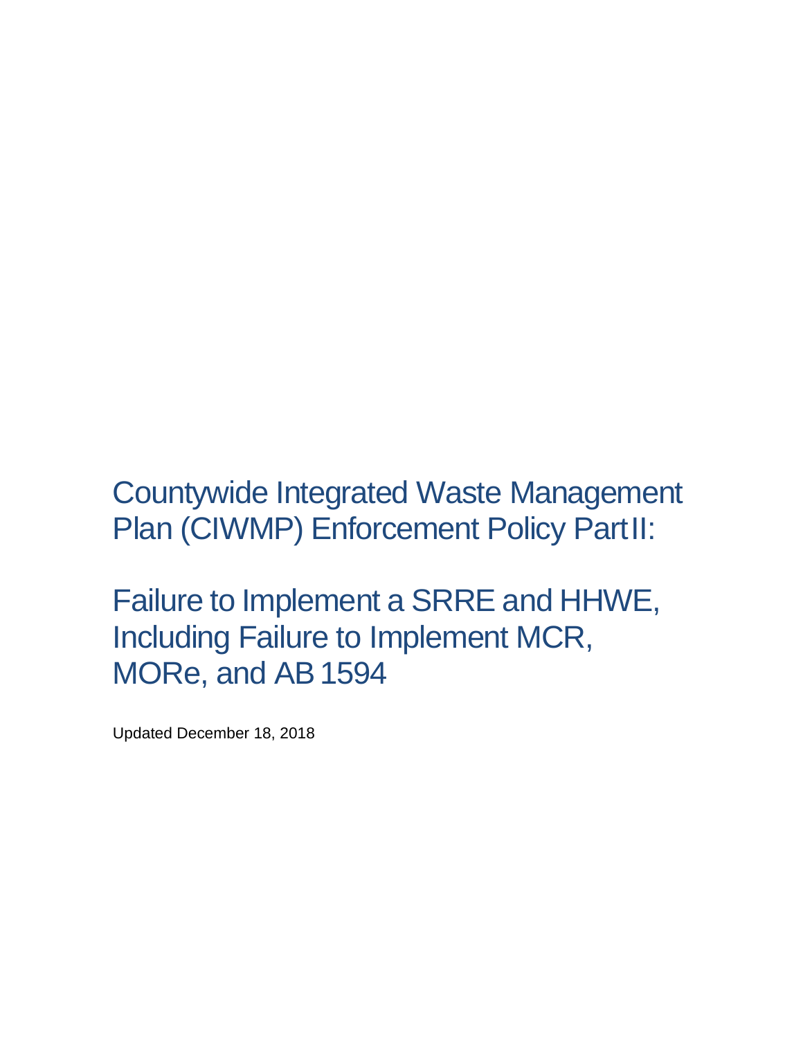# Countywide Integrated Waste Management Plan (CIWMP) Enforcement Policy Part II:

# Failure to Implement a SRRE and HHWE, Including Failure to Implement MCR, MORe, and AB 1594

Updated December 18, 2018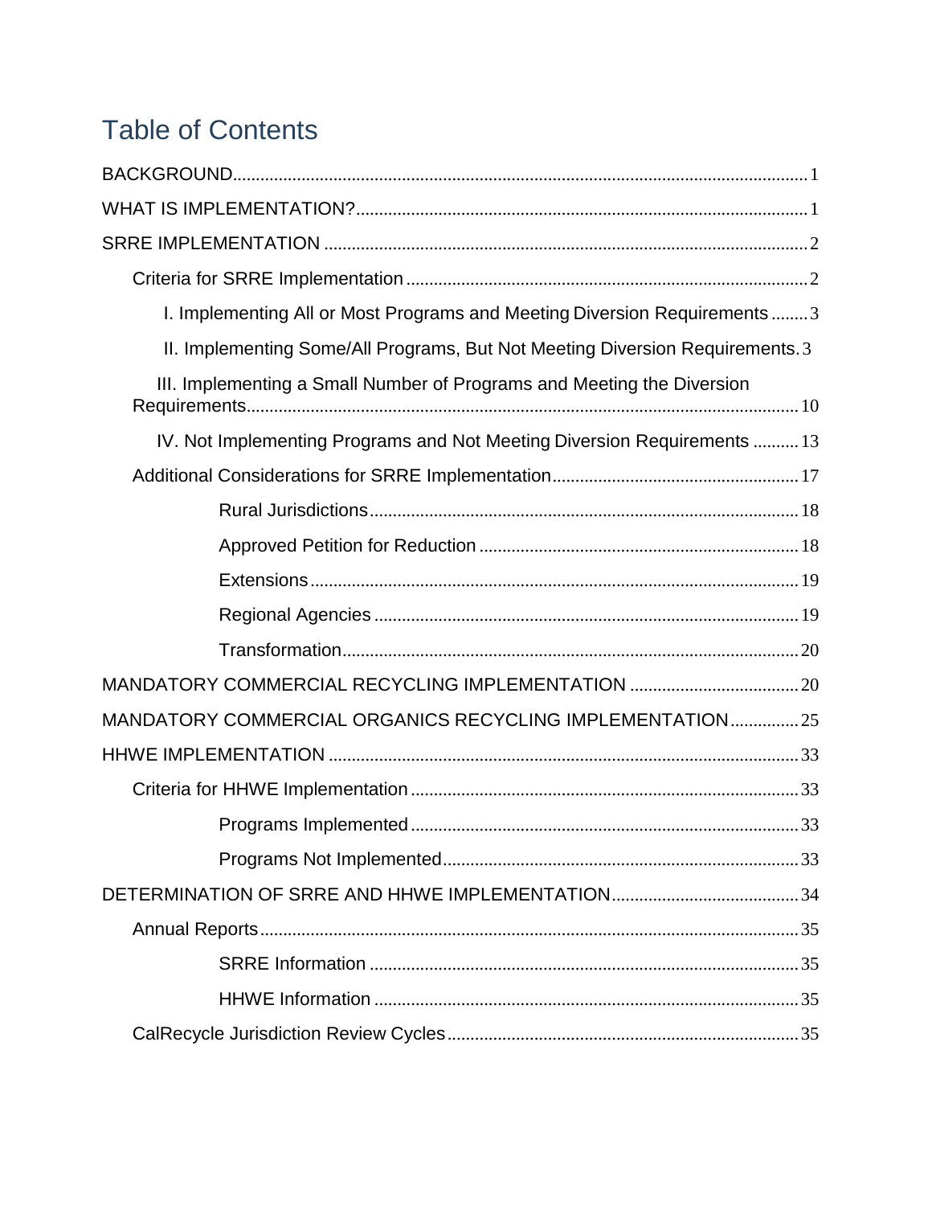# Table of Contents

BACKGROUND.....1

WHAT IS IMPLEMENTATION?.....1

SRRE IMPLEMENTATION.....2

- Criteria for SRRE Implementation.....2
  - I. Implementing All or Most Programs and Meeting Diversion Requirements.....3
  - II. Implementing Some/All Programs, But Not Meeting Diversion Requirements.....3
  - III. Implementing a Small Number of Programs and Meeting the Diversion Requirements.....10
  - IV. Not Implementing Programs and Not Meeting Diversion Requirements.....13
- Additional Considerations for SRRE Implementation.....17
  - Rural Jurisdictions.....18
  - Approved Petition for Reduction.....18
  - Extensions.....19
  - Regional Agencies.....19
  - Transformation.....20

MANDATORY COMMERCIAL RECYCLING IMPLEMENTATION.....20

MANDATORY COMMERCIAL ORGANICS RECYCLING IMPLEMENTATION.....25

HHWE IMPLEMENTATION.....33

- Criteria for HHWE Implementation.....33
  - Programs Implemented.....33
  - Programs Not Implemented.....33

DETERMINATION OF SRRE AND HHWE IMPLEMENTATION.....34

- Annual Reports.....35
  - SRRE Information.....35
  - HHWE Information.....35
- CalRecycle Jurisdiction Review Cycles.....35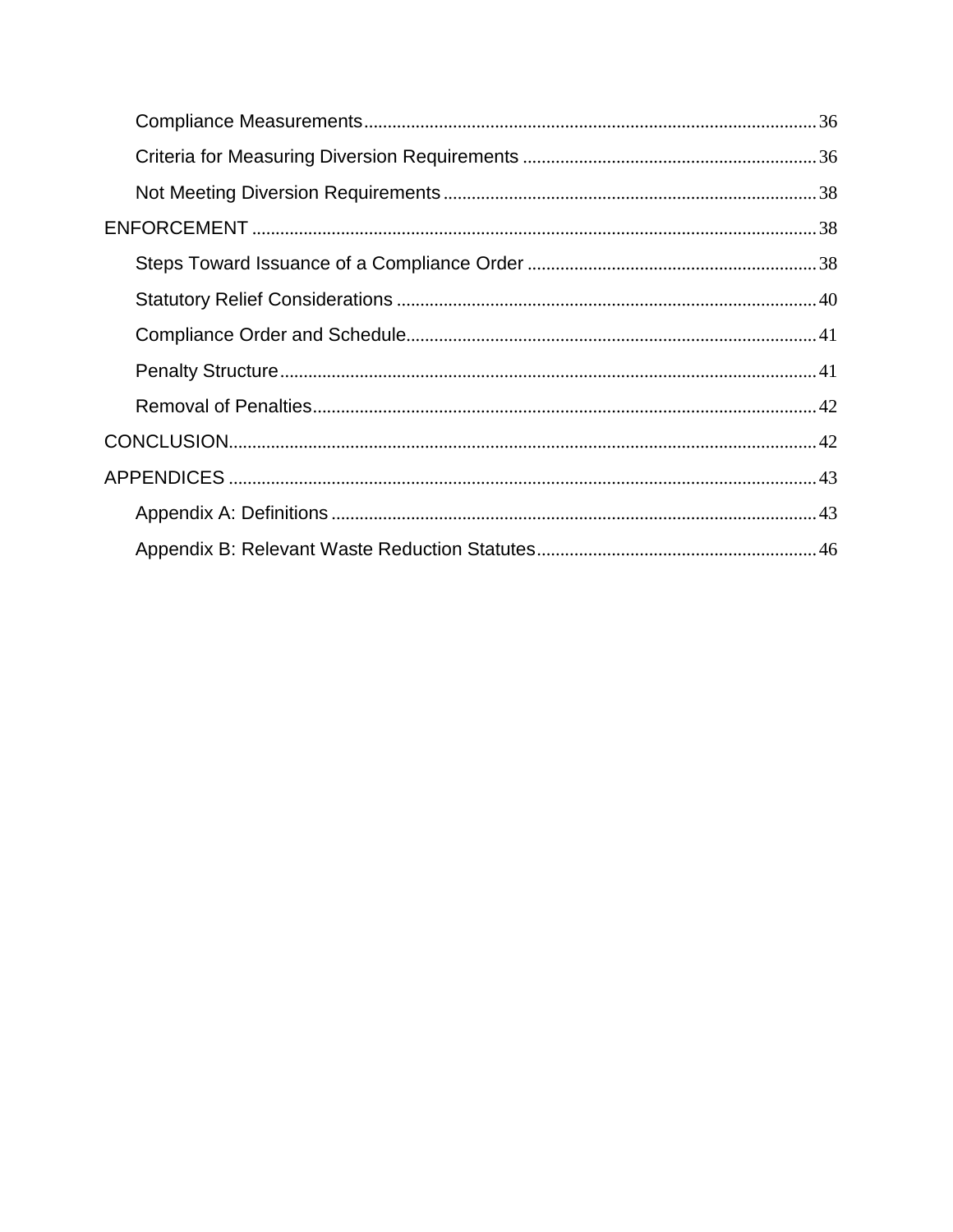Compliance Measurements.................................................................................................36

Criteria for Measuring Diversion Requirements ...............................................................36

Not Meeting Diversion Requirements ...............................................................................38

ENFORCEMENT ........................................................................................................................38

Steps Toward Issuance of a Compliance Order .............................................................38

Statutory Relief Considerations .........................................................................................40

Compliance Order and Schedule.......................................................................................41

Penalty Structure..................................................................................................................41

Removal of Penalties...........................................................................................................42

CONCLUSION.............................................................................................................................42

APPENDICES .............................................................................................................................43

Appendix A: Definitions .......................................................................................................43

Appendix B: Relevant Waste Reduction Statutes...........................................................46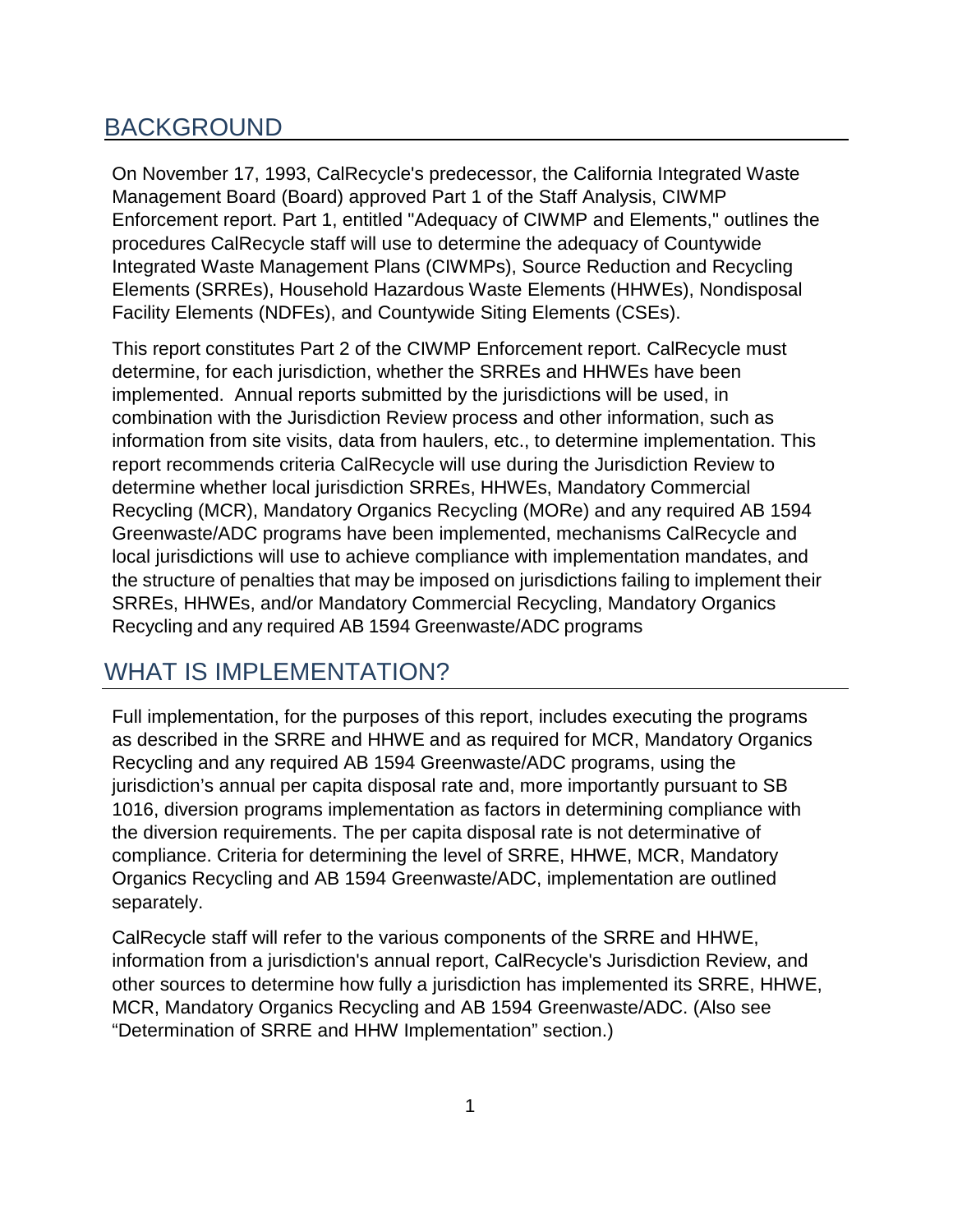## BACKGROUND

On November 17, 1993, CalRecycle's predecessor, the California Integrated Waste Management Board (Board) approved Part 1 of the Staff Analysis, CIWMP Enforcement report. Part 1, entitled "Adequacy of CIWMP and Elements," outlines the procedures CalRecycle staff will use to determine the adequacy of Countywide Integrated Waste Management Plans (CIWMPs), Source Reduction and Recycling Elements (SRREs), Household Hazardous Waste Elements (HHWEs), Nondisposal Facility Elements (NDFEs), and Countywide Siting Elements (CSEs).

This report constitutes Part 2 of the CIWMP Enforcement report. CalRecycle must determine, for each jurisdiction, whether the SRREs and HHWEs have been implemented. Annual reports submitted by the jurisdictions will be used, in combination with the Jurisdiction Review process and other information, such as information from site visits, data from haulers, etc., to determine implementation. This report recommends criteria CalRecycle will use during the Jurisdiction Review to determine whether local jurisdiction SRREs, HHWEs, Mandatory Commercial Recycling (MCR), Mandatory Organics Recycling (MORe) and any required AB 1594 Greenwaste/ADC programs have been implemented, mechanisms CalRecycle and local jurisdictions will use to achieve compliance with implementation mandates, and the structure of penalties that may be imposed on jurisdictions failing to implement their SRREs, HHWEs, and/or Mandatory Commercial Recycling, Mandatory Organics Recycling and any required AB 1594 Greenwaste/ADC programs

## WHAT IS IMPLEMENTATION?

Full implementation, for the purposes of this report, includes executing the programs as described in the SRRE and HHWE and as required for MCR, Mandatory Organics Recycling and any required AB 1594 Greenwaste/ADC programs, using the jurisdiction's annual per capita disposal rate and, more importantly pursuant to SB 1016, diversion programs implementation as factors in determining compliance with the diversion requirements. The per capita disposal rate is not determinative of compliance. Criteria for determining the level of SRRE, HHWE, MCR, Mandatory Organics Recycling and AB 1594 Greenwaste/ADC, implementation are outlined separately.

CalRecycle staff will refer to the various components of the SRRE and HHWE, information from a jurisdiction's annual report, CalRecycle's Jurisdiction Review, and other sources to determine how fully a jurisdiction has implemented its SRRE, HHWE, MCR, Mandatory Organics Recycling and AB 1594 Greenwaste/ADC. (Also see "Determination of SRRE and HHW Implementation" section.)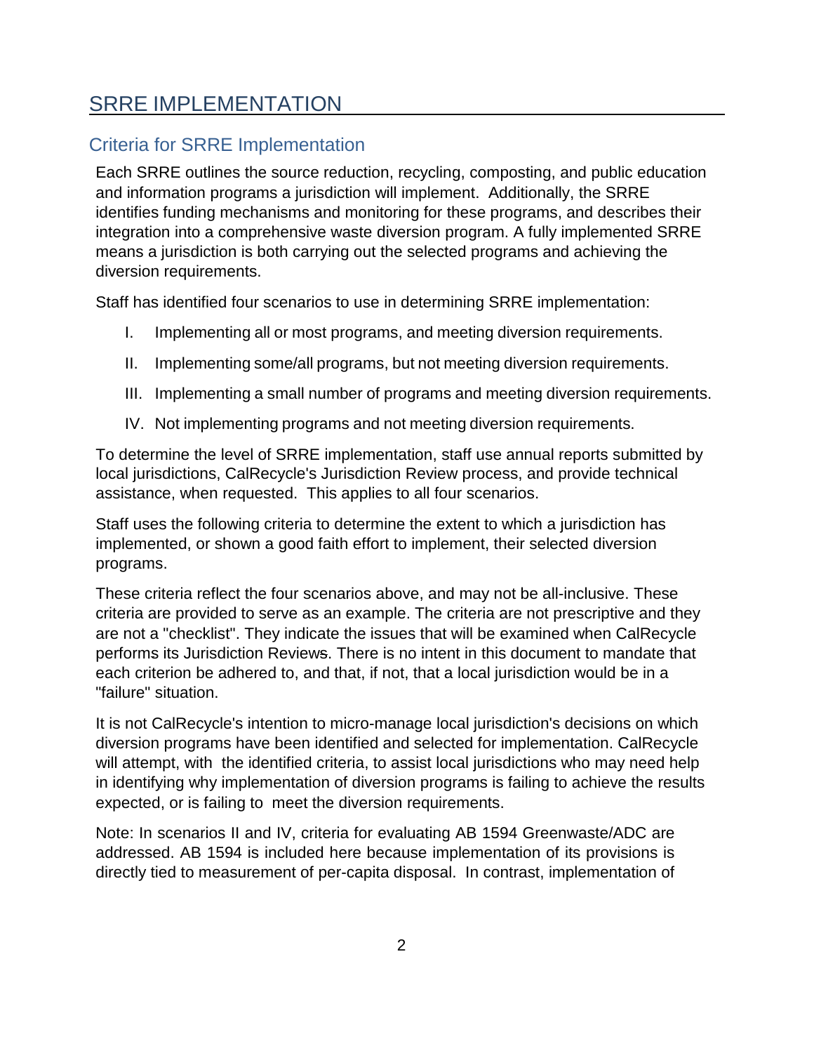# SRRE IMPLEMENTATION

## Criteria for SRRE Implementation

Each SRRE outlines the source reduction, recycling, composting, and public education and information programs a jurisdiction will implement. Additionally, the SRRE identifies funding mechanisms and monitoring for these programs, and describes their integration into a comprehensive waste diversion program. A fully implemented SRRE means a jurisdiction is both carrying out the selected programs and achieving the diversion requirements.

Staff has identified four scenarios to use in determining SRRE implementation:

I. Implementing all or most programs, and meeting diversion requirements.

II. Implementing some/all programs, but not meeting diversion requirements.

III. Implementing a small number of programs and meeting diversion requirements.

IV. Not implementing programs and not meeting diversion requirements.

To determine the level of SRRE implementation, staff use annual reports submitted by local jurisdictions, CalRecycle's Jurisdiction Review process, and provide technical assistance, when requested. This applies to all four scenarios.

Staff uses the following criteria to determine the extent to which a jurisdiction has implemented, or shown a good faith effort to implement, their selected diversion programs.

These criteria reflect the four scenarios above, and may not be all-inclusive. These criteria are provided to serve as an example. The criteria are not prescriptive and they are not a "checklist". They indicate the issues that will be examined when CalRecycle performs its Jurisdiction Reviews. There is no intent in this document to mandate that each criterion be adhered to, and that, if not, that a local jurisdiction would be in a "failure" situation.

It is not CalRecycle's intention to micro-manage local jurisdiction's decisions on which diversion programs have been identified and selected for implementation. CalRecycle will attempt, with the identified criteria, to assist local jurisdictions who may need help in identifying why implementation of diversion programs is failing to achieve the results expected, or is failing to meet the diversion requirements.

Note: In scenarios II and IV, criteria for evaluating AB 1594 Greenwaste/ADC are addressed. AB 1594 is included here because implementation of its provisions is directly tied to measurement of per-capita disposal. In contrast, implementation of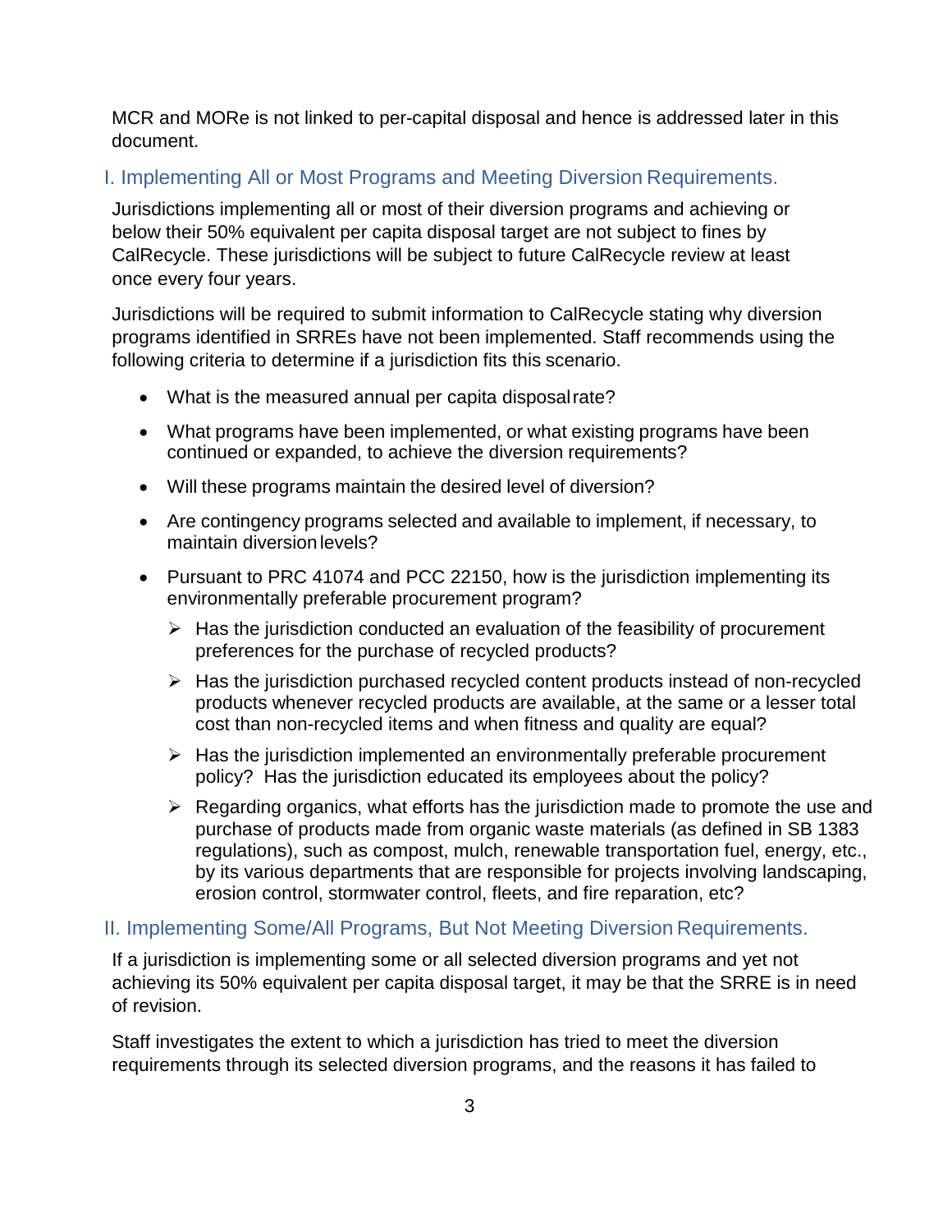MCR and MORe is not linked to per-capital disposal and hence is addressed later in this document.

## I. Implementing All or Most Programs and Meeting Diversion Requirements.

Jurisdictions implementing all or most of their diversion programs and achieving or below their 50% equivalent per capita disposal target are not subject to fines by CalRecycle. These jurisdictions will be subject to future CalRecycle review at least once every four years.

Jurisdictions will be required to submit information to CalRecycle stating why diversion programs identified in SRREs have not been implemented. Staff recommends using the following criteria to determine if a jurisdiction fits this scenario.

- What is the measured annual per capita disposal rate?
- What programs have been implemented, or what existing programs have been continued or expanded, to achieve the diversion requirements?
- Will these programs maintain the desired level of diversion?
- Are contingency programs selected and available to implement, if necessary, to maintain diversion levels?
- Pursuant to PRC 41074 and PCC 22150, how is the jurisdiction implementing its environmentally preferable procurement program?
    - Has the jurisdiction conducted an evaluation of the feasibility of procurement preferences for the purchase of recycled products?
    - Has the jurisdiction purchased recycled content products instead of non-recycled products whenever recycled products are available, at the same or a lesser total cost than non-recycled items and when fitness and quality are equal?
    - Has the jurisdiction implemented an environmentally preferable procurement policy? Has the jurisdiction educated its employees about the policy?
    - Regarding organics, what efforts has the jurisdiction made to promote the use and purchase of products made from organic waste materials (as defined in SB 1383 regulations), such as compost, mulch, renewable transportation fuel, energy, etc., by its various departments that are responsible for projects involving landscaping, erosion control, stormwater control, fleets, and fire reparation, etc?

## II. Implementing Some/All Programs, But Not Meeting Diversion Requirements.

If a jurisdiction is implementing some or all selected diversion programs and yet not achieving its 50% equivalent per capita disposal target, it may be that the SRRE is in need of revision.

Staff investigates the extent to which a jurisdiction has tried to meet the diversion requirements through its selected diversion programs, and the reasons it has failed to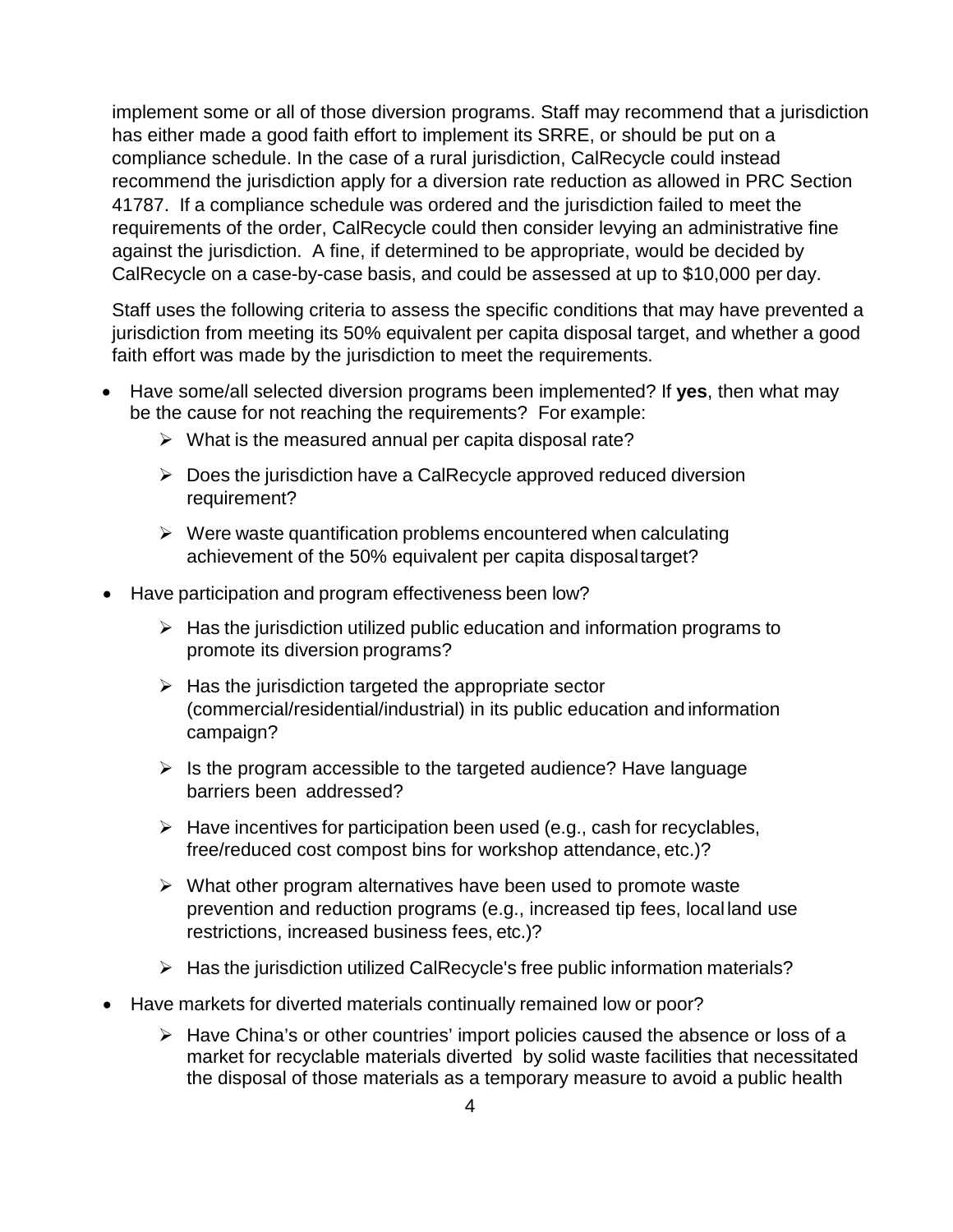implement some or all of those diversion programs. Staff may recommend that a jurisdiction has either made a good faith effort to implement its SRRE, or should be put on a compliance schedule. In the case of a rural jurisdiction, CalRecycle could instead recommend the jurisdiction apply for a diversion rate reduction as allowed in PRC Section 41787. If a compliance schedule was ordered and the jurisdiction failed to meet the requirements of the order, CalRecycle could then consider levying an administrative fine against the jurisdiction. A fine, if determined to be appropriate, would be decided by CalRecycle on a case-by-case basis, and could be assessed at up to $10,000 per day.

Staff uses the following criteria to assess the specific conditions that may have prevented a jurisdiction from meeting its 50% equivalent per capita disposal target, and whether a good faith effort was made by the jurisdiction to meet the requirements.

- Have some/all selected diversion programs been implemented? If **yes**, then what may be the cause for not reaching the requirements? For example:
  - What is the measured annual per capita disposal rate?
  - Does the jurisdiction have a CalRecycle approved reduced diversion requirement?
  - Were waste quantification problems encountered when calculating achievement of the 50% equivalent per capita disposal target?
- Have participation and program effectiveness been low?
  - Has the jurisdiction utilized public education and information programs to promote its diversion programs?
  - Has the jurisdiction targeted the appropriate sector (commercial/residential/industrial) in its public education and information campaign?
  - Is the program accessible to the targeted audience? Have language barriers been addressed?
  - Have incentives for participation been used (e.g., cash for recyclables, free/reduced cost compost bins for workshop attendance, etc.)?
  - What other program alternatives have been used to promote waste prevention and reduction programs (e.g., increased tip fees, local land use restrictions, increased business fees, etc.)?
  - Has the jurisdiction utilized CalRecycle's free public information materials?
- Have markets for diverted materials continually remained low or poor?
  - Have China's or other countries' import policies caused the absence or loss of a market for recyclable materials diverted by solid waste facilities that necessitated the disposal of those materials as a temporary measure to avoid a public health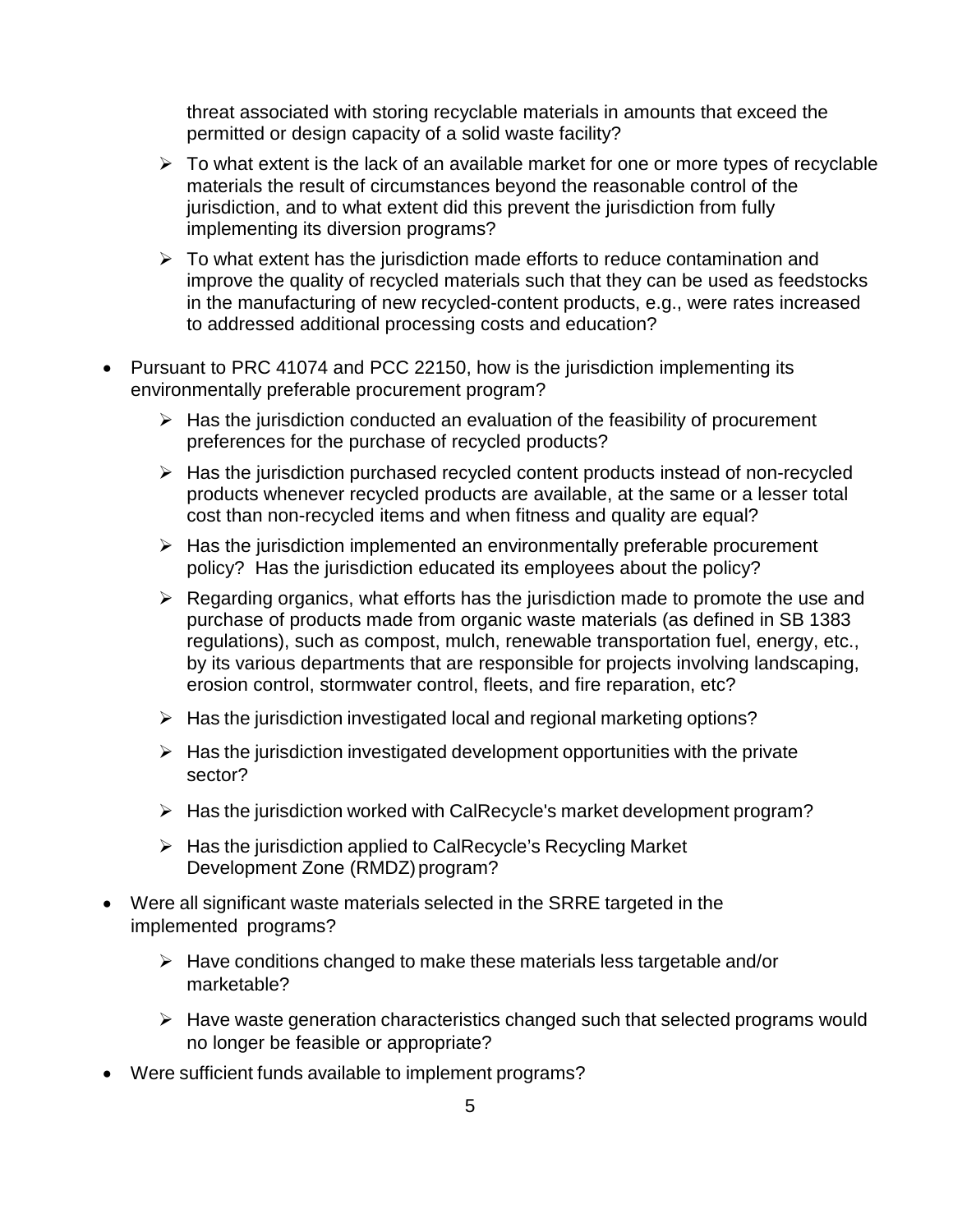threat associated with storing recyclable materials in amounts that exceed the permitted or design capacity of a solid waste facility?

  - To what extent is the lack of an available market for one or more types of recyclable materials the result of circumstances beyond the reasonable control of the jurisdiction, and to what extent did this prevent the jurisdiction from fully implementing its diversion programs?
  - To what extent has the jurisdiction made efforts to reduce contamination and improve the quality of recycled materials such that they can be used as feedstocks in the manufacturing of new recycled-content products, e.g., were rates increased to addressed additional processing costs and education?

- Pursuant to PRC 41074 and PCC 22150, how is the jurisdiction implementing its environmentally preferable procurement program?
  - Has the jurisdiction conducted an evaluation of the feasibility of procurement preferences for the purchase of recycled products?
  - Has the jurisdiction purchased recycled content products instead of non-recycled products whenever recycled products are available, at the same or a lesser total cost than non-recycled items and when fitness and quality are equal?
  - Has the jurisdiction implemented an environmentally preferable procurement policy? Has the jurisdiction educated its employees about the policy?
  - Regarding organics, what efforts has the jurisdiction made to promote the use and purchase of products made from organic waste materials (as defined in SB 1383 regulations), such as compost, mulch, renewable transportation fuel, energy, etc., by its various departments that are responsible for projects involving landscaping, erosion control, stormwater control, fleets, and fire reparation, etc?
  - Has the jurisdiction investigated local and regional marketing options?
  - Has the jurisdiction investigated development opportunities with the private sector?
  - Has the jurisdiction worked with CalRecycle's market development program?
  - Has the jurisdiction applied to CalRecycle's Recycling Market Development Zone (RMDZ) program?
- Were all significant waste materials selected in the SRRE targeted in the implemented programs?
  - Have conditions changed to make these materials less targetable and/or marketable?
  - Have waste generation characteristics changed such that selected programs would no longer be feasible or appropriate?
- Were sufficient funds available to implement programs?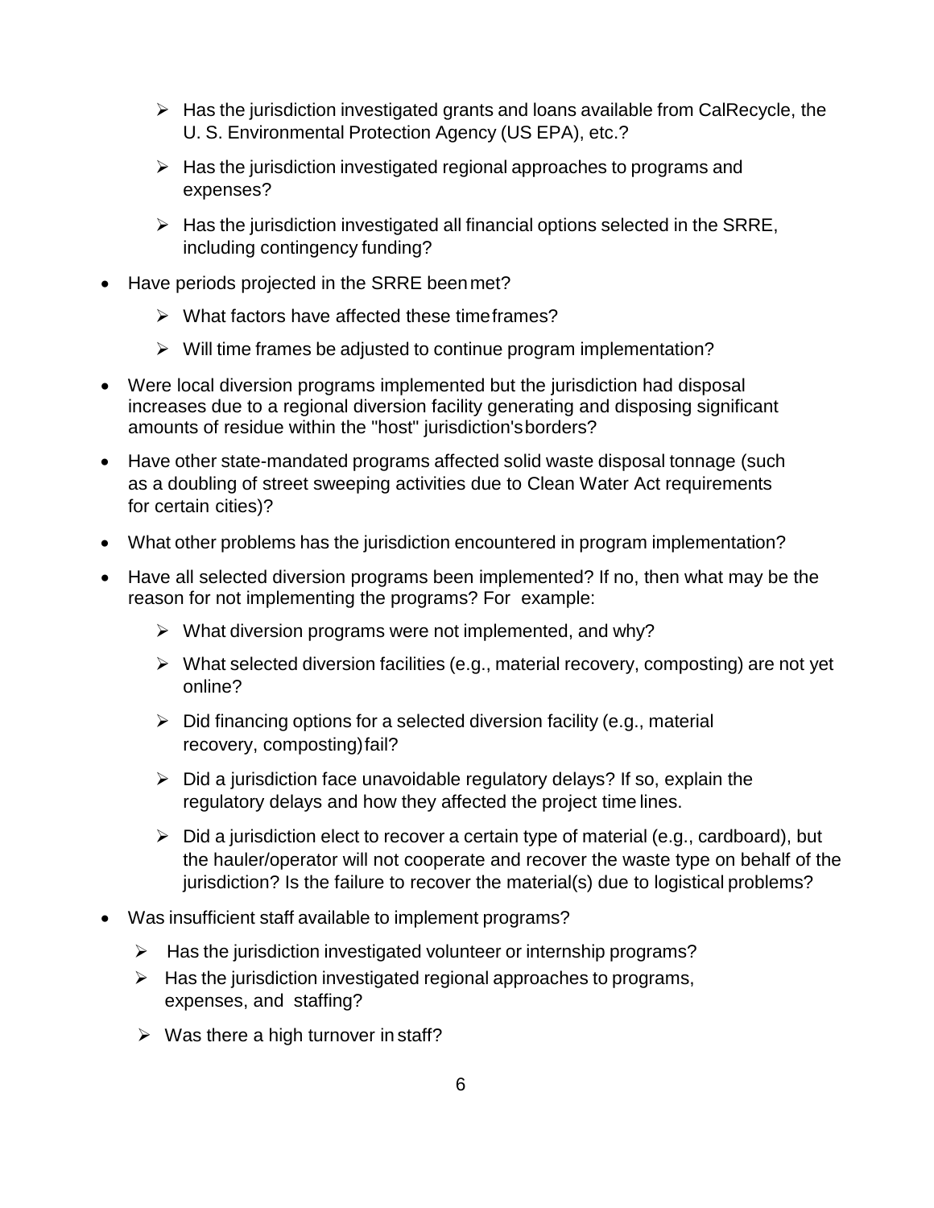- Has the jurisdiction investigated grants and loans available from CalRecycle, the U. S. Environmental Protection Agency (US EPA), etc.?
  - Has the jurisdiction investigated regional approaches to programs and expenses?
  - Has the jurisdiction investigated all financial options selected in the SRRE, including contingency funding?

- Have periods projected in the SRRE been met?
  - What factors have affected these timeframes?
  - Will time frames be adjusted to continue program implementation?
- Were local diversion programs implemented but the jurisdiction had disposal increases due to a regional diversion facility generating and disposing significant amounts of residue within the "host" jurisdiction's borders?
- Have other state-mandated programs affected solid waste disposal tonnage (such as a doubling of street sweeping activities due to Clean Water Act requirements for certain cities)?
- What other problems has the jurisdiction encountered in program implementation?
- Have all selected diversion programs been implemented? If no, then what may be the reason for not implementing the programs? For example:
  - What diversion programs were not implemented, and why?
  - What selected diversion facilities (e.g., material recovery, composting) are not yet online?
  - Did financing options for a selected diversion facility (e.g., material recovery, composting) fail?
  - Did a jurisdiction face unavoidable regulatory delays? If so, explain the regulatory delays and how they affected the project time lines.
  - Did a jurisdiction elect to recover a certain type of material (e.g., cardboard), but the hauler/operator will not cooperate and recover the waste type on behalf of the jurisdiction? Is the failure to recover the material(s) due to logistical problems?
- Was insufficient staff available to implement programs?
  - Has the jurisdiction investigated volunteer or internship programs?
  - Has the jurisdiction investigated regional approaches to programs, expenses, and staffing?
  - Was there a high turnover in staff?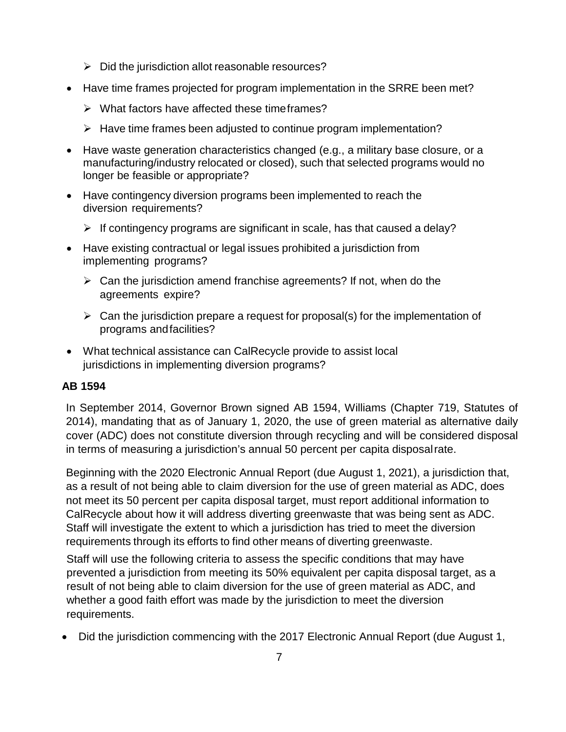- Did the jurisdiction allot reasonable resources?

- Have time frames projected for program implementation in the SRRE been met?
  - What factors have affected these timeframes?
  - Have time frames been adjusted to continue program implementation?
- Have waste generation characteristics changed (e.g., a military base closure, or a manufacturing/industry relocated or closed), such that selected programs would no longer be feasible or appropriate?
- Have contingency diversion programs been implemented to reach the diversion requirements?
  - If contingency programs are significant in scale, has that caused a delay?
- Have existing contractual or legal issues prohibited a jurisdiction from implementing programs?
  - Can the jurisdiction amend franchise agreements? If not, when do the agreements expire?
  - Can the jurisdiction prepare a request for proposal(s) for the implementation of programs and facilities?
- What technical assistance can CalRecycle provide to assist local jurisdictions in implementing diversion programs?

**AB 1594**

In September 2014, Governor Brown signed AB 1594, Williams (Chapter 719, Statutes of 2014), mandating that as of January 1, 2020, the use of green material as alternative daily cover (ADC) does not constitute diversion through recycling and will be considered disposal in terms of measuring a jurisdiction's annual 50 percent per capita disposal rate.

Beginning with the 2020 Electronic Annual Report (due August 1, 2021), a jurisdiction that, as a result of not being able to claim diversion for the use of green material as ADC, does not meet its 50 percent per capita disposal target, must report additional information to CalRecycle about how it will address diverting greenwaste that was being sent as ADC. Staff will investigate the extent to which a jurisdiction has tried to meet the diversion requirements through its efforts to find other means of diverting greenwaste.

Staff will use the following criteria to assess the specific conditions that may have prevented a jurisdiction from meeting its 50% equivalent per capita disposal target, as a result of not being able to claim diversion for the use of green material as ADC, and whether a good faith effort was made by the jurisdiction to meet the diversion requirements.

- Did the jurisdiction commencing with the 2017 Electronic Annual Report (due August 1,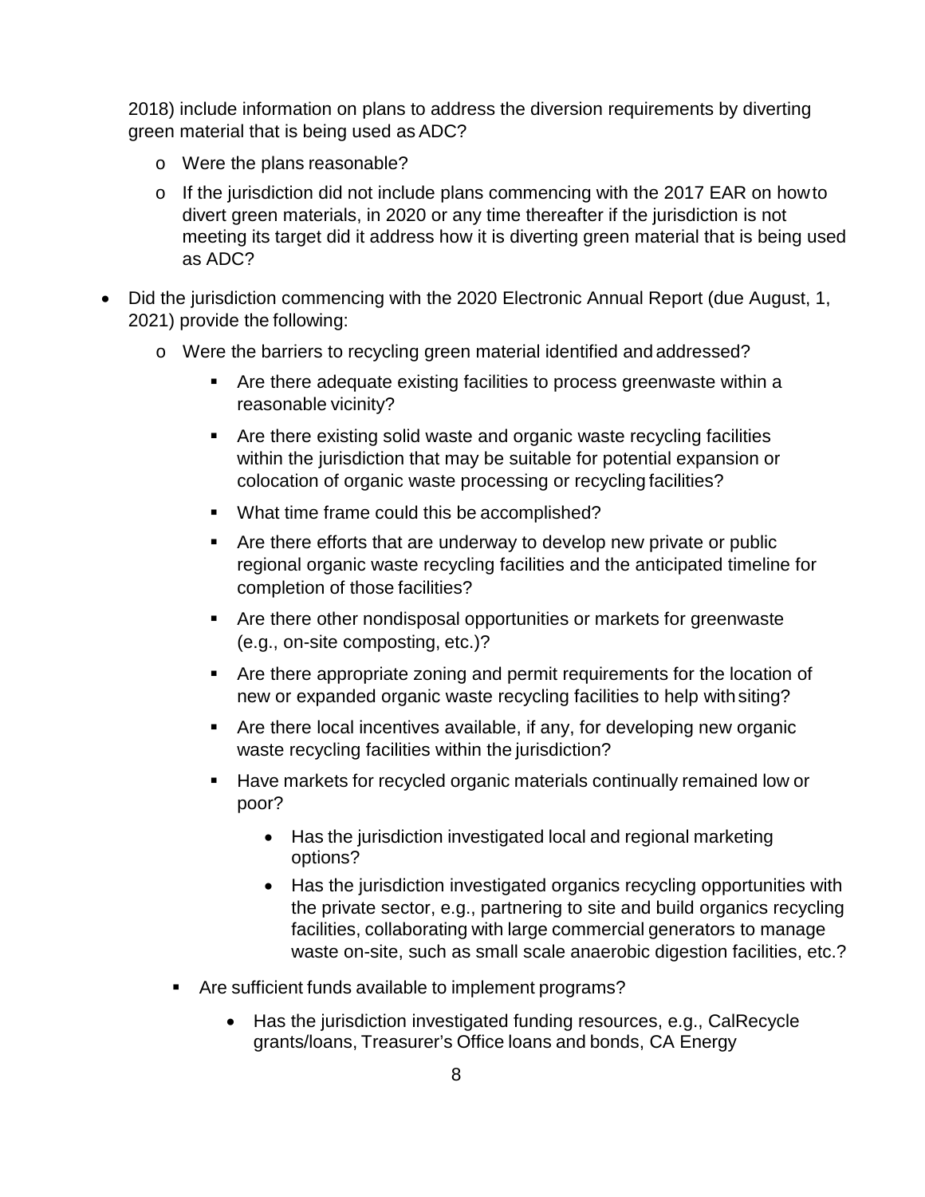2018) include information on plans to address the diversion requirements by diverting green material that is being used as ADC?

  - Were the plans reasonable?
  - If the jurisdiction did not include plans commencing with the 2017 EAR on how to divert green materials, in 2020 or any time thereafter if the jurisdiction is not meeting its target did it address how it is diverting green material that is being used as ADC?

- Did the jurisdiction commencing with the 2020 Electronic Annual Report (due August, 1, 2021) provide the following:
  - Were the barriers to recycling green material identified and addressed?
    - Are there adequate existing facilities to process greenwaste within a reasonable vicinity?
    - Are there existing solid waste and organic waste recycling facilities within the jurisdiction that may be suitable for potential expansion or colocation of organic waste processing or recycling facilities?
    - What time frame could this be accomplished?
    - Are there efforts that are underway to develop new private or public regional organic waste recycling facilities and the anticipated timeline for completion of those facilities?
    - Are there other nondisposal opportunities or markets for greenwaste (e.g., on-site composting, etc.)?
    - Are there appropriate zoning and permit requirements for the location of new or expanded organic waste recycling facilities to help with siting?
    - Are there local incentives available, if any, for developing new organic waste recycling facilities within the jurisdiction?
    - Have markets for recycled organic materials continually remained low or poor?
      - Has the jurisdiction investigated local and regional marketing options?
      - Has the jurisdiction investigated organics recycling opportunities with the private sector, e.g., partnering to site and build organics recycling facilities, collaborating with large commercial generators to manage waste on-site, such as small scale anaerobic digestion facilities, etc.?
    - Are sufficient funds available to implement programs?
      - Has the jurisdiction investigated funding resources, e.g., CalRecycle grants/loans, Treasurer's Office loans and bonds, CA Energy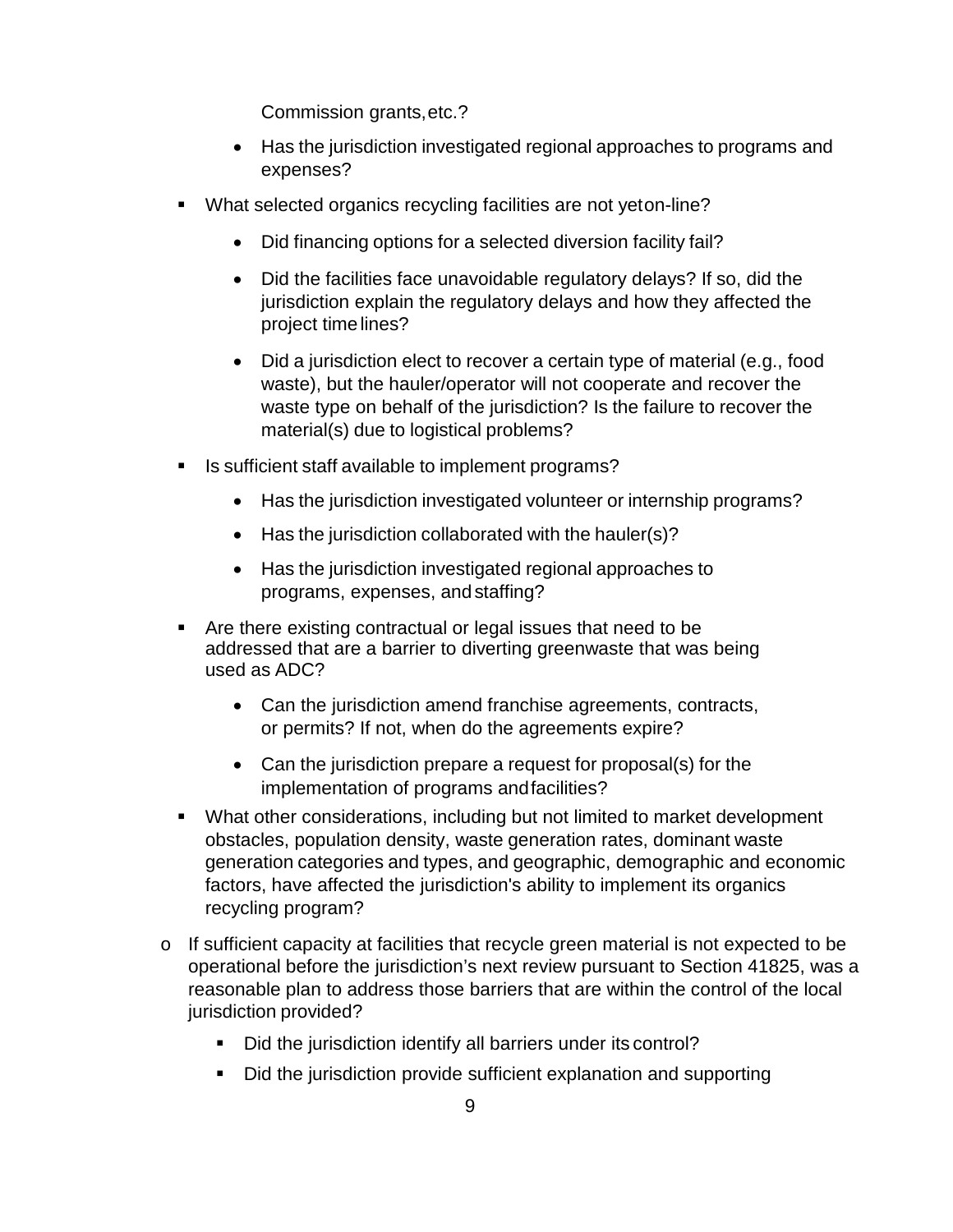Commission grants, etc.?

      - Has the jurisdiction investigated regional approaches to programs and expenses?

  - What selected organics recycling facilities are not yet on-line?

      - Did financing options for a selected diversion facility fail?
      - Did the facilities face unavoidable regulatory delays? If so, did the jurisdiction explain the regulatory delays and how they affected the project time lines?
      - Did a jurisdiction elect to recover a certain type of material (e.g., food waste), but the hauler/operator will not cooperate and recover the waste type on behalf of the jurisdiction? Is the failure to recover the material(s) due to logistical problems?

  - Is sufficient staff available to implement programs?

      - Has the jurisdiction investigated volunteer or internship programs?
      - Has the jurisdiction collaborated with the hauler(s)?
      - Has the jurisdiction investigated regional approaches to programs, expenses, and staffing?

  - Are there existing contractual or legal issues that need to be addressed that are a barrier to diverting greenwaste that was being used as ADC?

      - Can the jurisdiction amend franchise agreements, contracts, or permits? If not, when do the agreements expire?
      - Can the jurisdiction prepare a request for proposal(s) for the implementation of programs and facilities?

  - What other considerations, including but not limited to market development obstacles, population density, waste generation rates, dominant waste generation categories and types, and geographic, demographic and economic factors, have affected the jurisdiction's ability to implement its organics recycling program?

- If sufficient capacity at facilities that recycle green material is not expected to be operational before the jurisdiction's next review pursuant to Section 41825, was a reasonable plan to address those barriers that are within the control of the local jurisdiction provided?

  - Did the jurisdiction identify all barriers under its control?
  - Did the jurisdiction provide sufficient explanation and supporting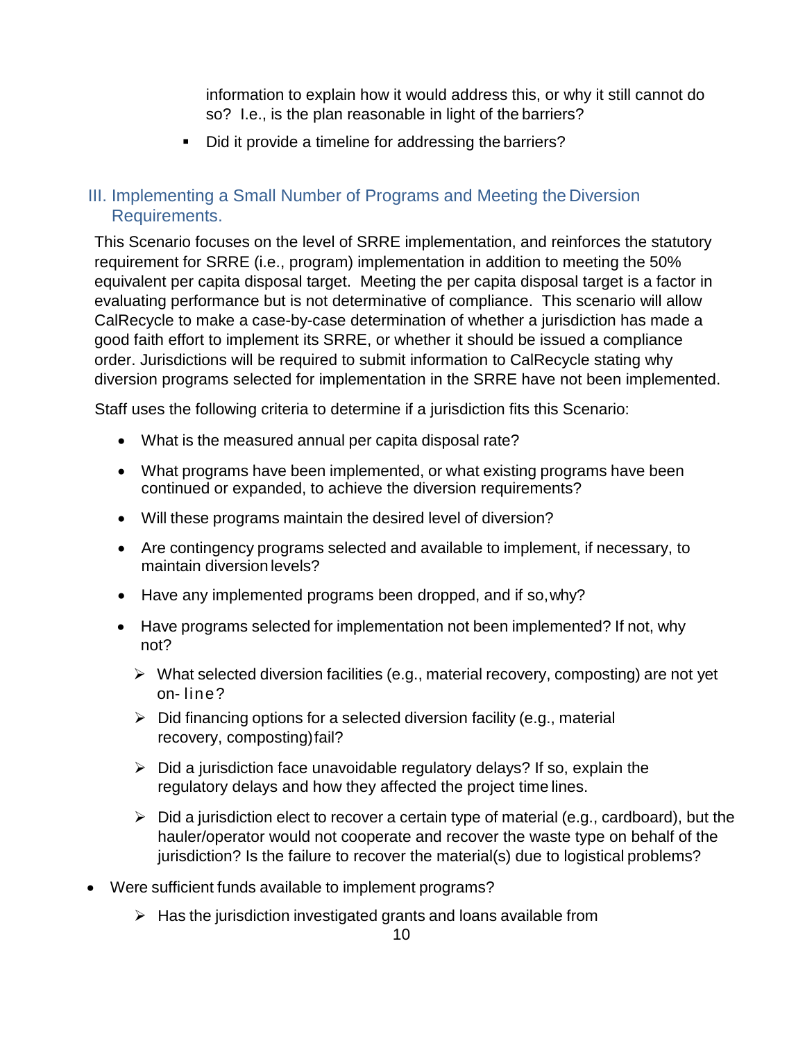information to explain how it would address this, or why it still cannot do so? I.e., is the plan reasonable in light of the barriers?

- Did it provide a timeline for addressing the barriers?

## III. Implementing a Small Number of Programs and Meeting the Diversion Requirements.

This Scenario focuses on the level of SRRE implementation, and reinforces the statutory requirement for SRRE (i.e., program) implementation in addition to meeting the 50% equivalent per capita disposal target. Meeting the per capita disposal target is a factor in evaluating performance but is not determinative of compliance. This scenario will allow CalRecycle to make a case-by-case determination of whether a jurisdiction has made a good faith effort to implement its SRRE, or whether it should be issued a compliance order. Jurisdictions will be required to submit information to CalRecycle stating why diversion programs selected for implementation in the SRRE have not been implemented.

Staff uses the following criteria to determine if a jurisdiction fits this Scenario:

- What is the measured annual per capita disposal rate?
- What programs have been implemented, or what existing programs have been continued or expanded, to achieve the diversion requirements?
- Will these programs maintain the desired level of diversion?
- Are contingency programs selected and available to implement, if necessary, to maintain diversion levels?
- Have any implemented programs been dropped, and if so, why?
- Have programs selected for implementation not been implemented? If not, why not?
  - What selected diversion facilities (e.g., material recovery, composting) are not yet on-line?
  - Did financing options for a selected diversion facility (e.g., material recovery, composting) fail?
  - Did a jurisdiction face unavoidable regulatory delays? If so, explain the regulatory delays and how they affected the project time lines.
  - Did a jurisdiction elect to recover a certain type of material (e.g., cardboard), but the hauler/operator would not cooperate and recover the waste type on behalf of the jurisdiction? Is the failure to recover the material(s) due to logistical problems?
- Were sufficient funds available to implement programs?
  - Has the jurisdiction investigated grants and loans available from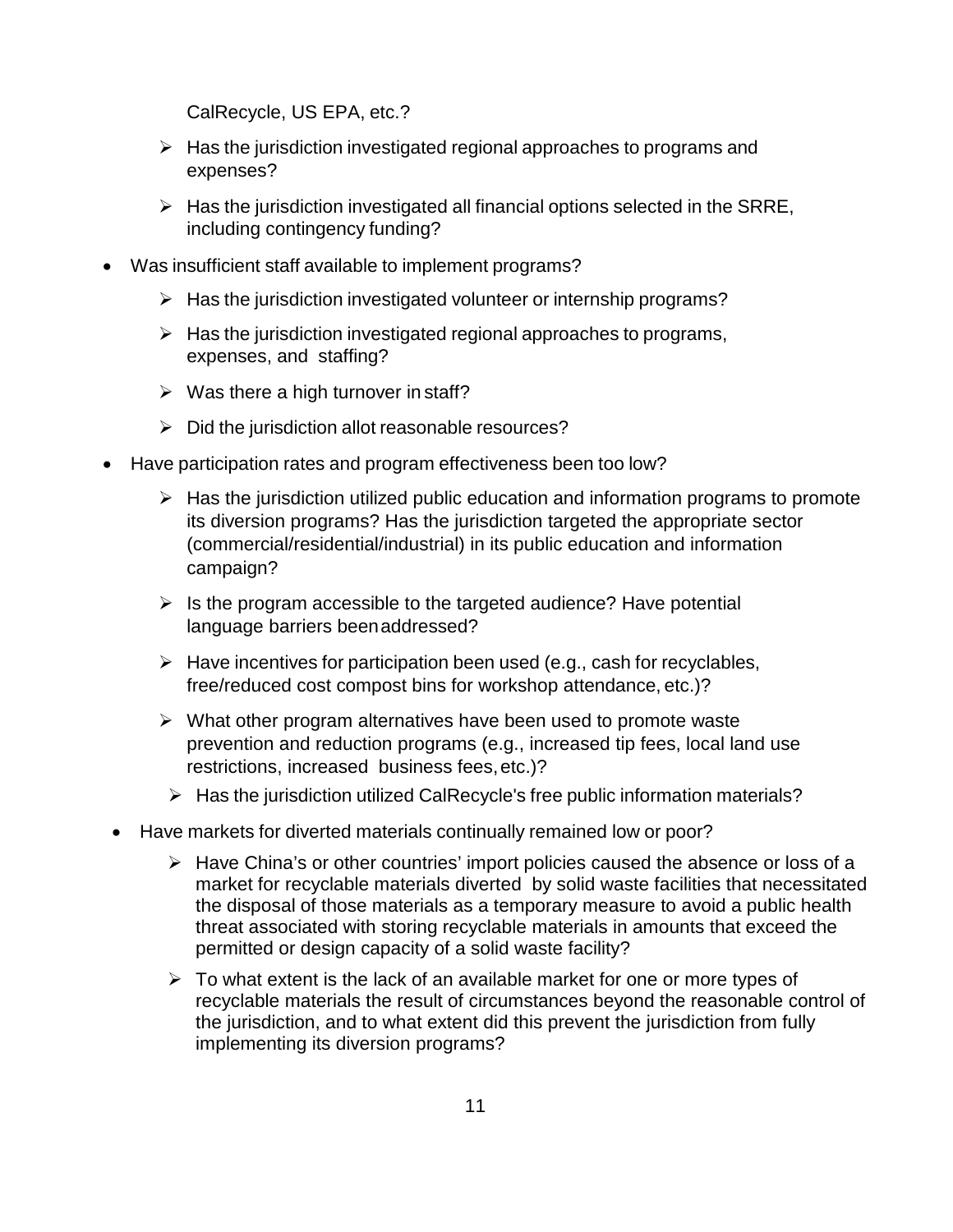CalRecycle, US EPA, etc.?

    - Has the jurisdiction investigated regional approaches to programs and expenses?
    - Has the jurisdiction investigated all financial options selected in the SRRE, including contingency funding?

- Was insufficient staff available to implement programs?
    - Has the jurisdiction investigated volunteer or internship programs?
    - Has the jurisdiction investigated regional approaches to programs, expenses, and staffing?
    - Was there a high turnover in staff?
    - Did the jurisdiction allot reasonable resources?
- Have participation rates and program effectiveness been too low?
    - Has the jurisdiction utilized public education and information programs to promote its diversion programs? Has the jurisdiction targeted the appropriate sector (commercial/residential/industrial) in its public education and information campaign?
    - Is the program accessible to the targeted audience? Have potential language barriers been addressed?
    - Have incentives for participation been used (e.g., cash for recyclables, free/reduced cost compost bins for workshop attendance, etc.)?
    - What other program alternatives have been used to promote waste prevention and reduction programs (e.g., increased tip fees, local land use restrictions, increased business fees, etc.)?
    - Has the jurisdiction utilized CalRecycle's free public information materials?
- Have markets for diverted materials continually remained low or poor?
    - Have China's or other countries' import policies caused the absence or loss of a market for recyclable materials diverted by solid waste facilities that necessitated the disposal of those materials as a temporary measure to avoid a public health threat associated with storing recyclable materials in amounts that exceed the permitted or design capacity of a solid waste facility?
    - To what extent is the lack of an available market for one or more types of recyclable materials the result of circumstances beyond the reasonable control of the jurisdiction, and to what extent did this prevent the jurisdiction from fully implementing its diversion programs?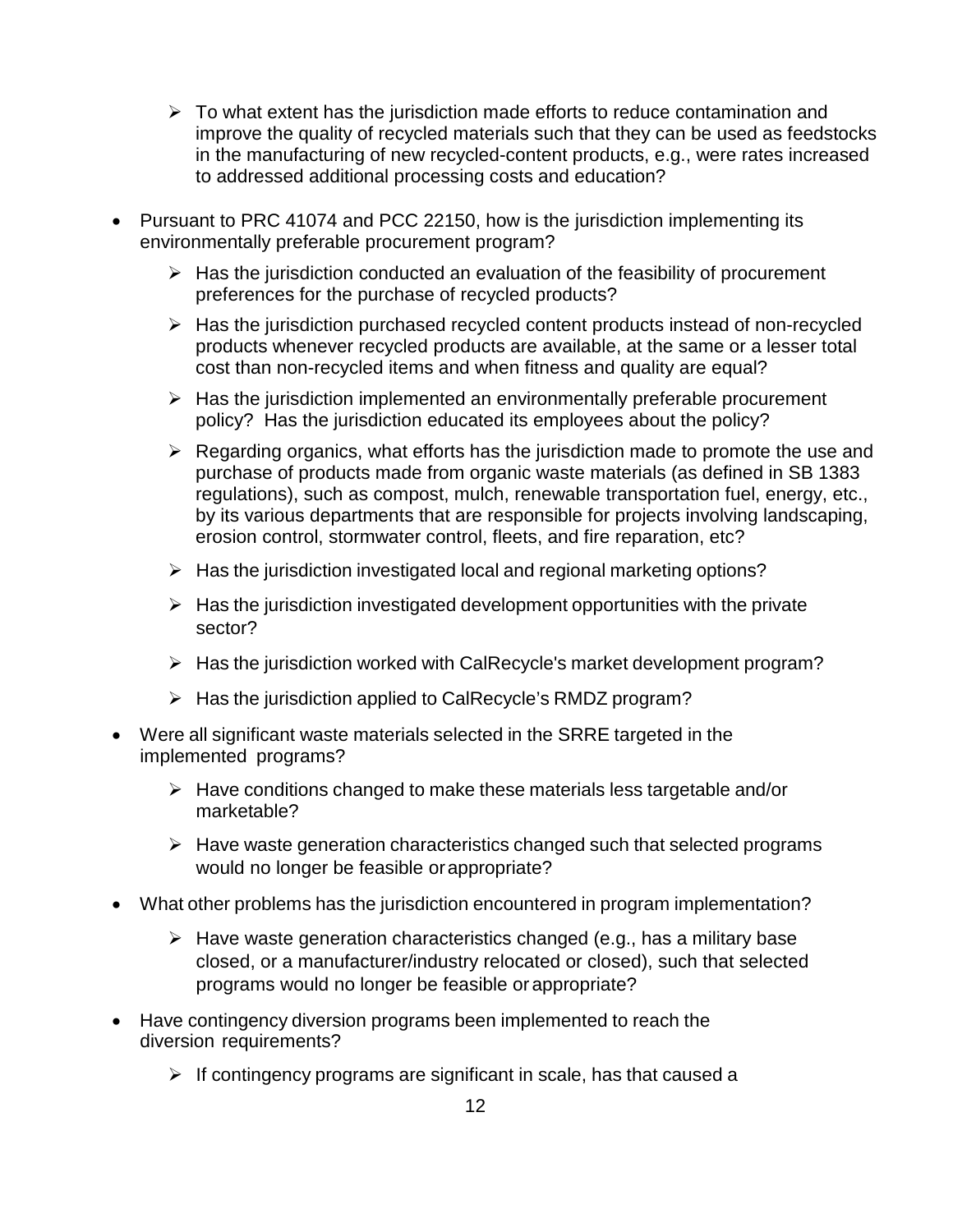- To what extent has the jurisdiction made efforts to reduce contamination and improve the quality of recycled materials such that they can be used as feedstocks in the manufacturing of new recycled-content products, e.g., were rates increased to addressed additional processing costs and education?

- Pursuant to PRC 41074 and PCC 22150, how is the jurisdiction implementing its environmentally preferable procurement program?
  - Has the jurisdiction conducted an evaluation of the feasibility of procurement preferences for the purchase of recycled products?
  - Has the jurisdiction purchased recycled content products instead of non-recycled products whenever recycled products are available, at the same or a lesser total cost than non-recycled items and when fitness and quality are equal?
  - Has the jurisdiction implemented an environmentally preferable procurement policy? Has the jurisdiction educated its employees about the policy?
  - Regarding organics, what efforts has the jurisdiction made to promote the use and purchase of products made from organic waste materials (as defined in SB 1383 regulations), such as compost, mulch, renewable transportation fuel, energy, etc., by its various departments that are responsible for projects involving landscaping, erosion control, stormwater control, fleets, and fire reparation, etc?
  - Has the jurisdiction investigated local and regional marketing options?
  - Has the jurisdiction investigated development opportunities with the private sector?
  - Has the jurisdiction worked with CalRecycle's market development program?
  - Has the jurisdiction applied to CalRecycle's RMDZ program?

- Were all significant waste materials selected in the SRRE targeted in the implemented programs?
  - Have conditions changed to make these materials less targetable and/or marketable?
  - Have waste generation characteristics changed such that selected programs would no longer be feasible or appropriate?

- What other problems has the jurisdiction encountered in program implementation?
  - Have waste generation characteristics changed (e.g., has a military base closed, or a manufacturer/industry relocated or closed), such that selected programs would no longer be feasible or appropriate?

- Have contingency diversion programs been implemented to reach the diversion requirements?
  - If contingency programs are significant in scale, has that caused a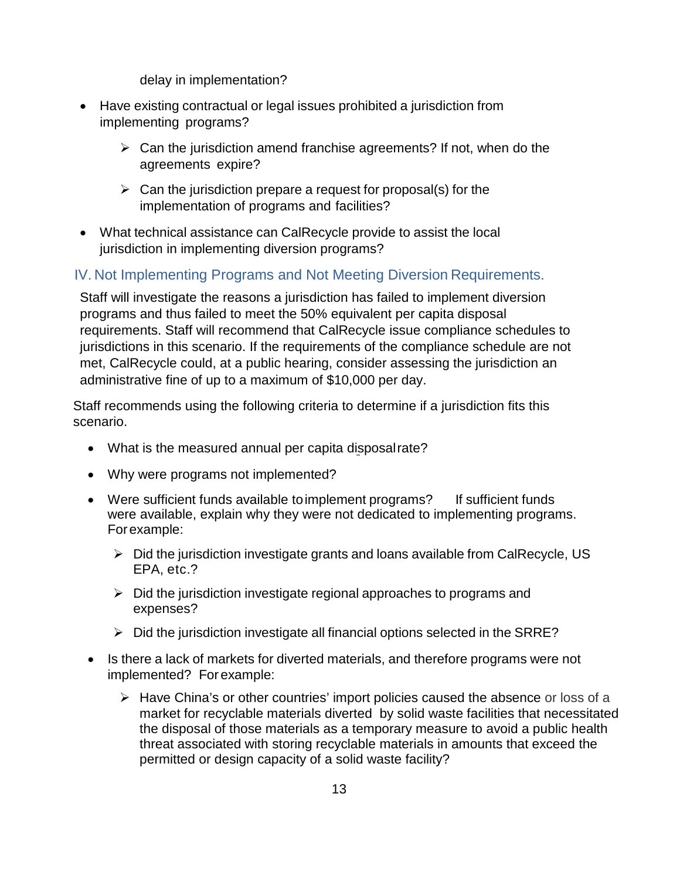delay in implementation?

- Have existing contractual or legal issues prohibited a jurisdiction from implementing programs?
  - Can the jurisdiction amend franchise agreements? If not, when do the agreements expire?
  - Can the jurisdiction prepare a request for proposal(s) for the implementation of programs and facilities?
- What technical assistance can CalRecycle provide to assist the local jurisdiction in implementing diversion programs?

## IV. Not Implementing Programs and Not Meeting Diversion Requirements.

Staff will investigate the reasons a jurisdiction has failed to implement diversion programs and thus failed to meet the 50% equivalent per capita disposal requirements. Staff will recommend that CalRecycle issue compliance schedules to jurisdictions in this scenario. If the requirements of the compliance schedule are not met, CalRecycle could, at a public hearing, consider assessing the jurisdiction an administrative fine of up to a maximum of $10,000 per day.

Staff recommends using the following criteria to determine if a jurisdiction fits this scenario.

- What is the measured annual per capita disposal rate?
- Why were programs not implemented?
- Were sufficient funds available to implement programs? If sufficient funds were available, explain why they were not dedicated to implementing programs. For example:
  - Did the jurisdiction investigate grants and loans available from CalRecycle, US EPA, etc.?
  - Did the jurisdiction investigate regional approaches to programs and expenses?
  - Did the jurisdiction investigate all financial options selected in the SRRE?
- Is there a lack of markets for diverted materials, and therefore programs were not implemented? For example:
  - Have China's or other countries' import policies caused the absence or loss of a market for recyclable materials diverted by solid waste facilities that necessitated the disposal of those materials as a temporary measure to avoid a public health threat associated with storing recyclable materials in amounts that exceed the permitted or design capacity of a solid waste facility?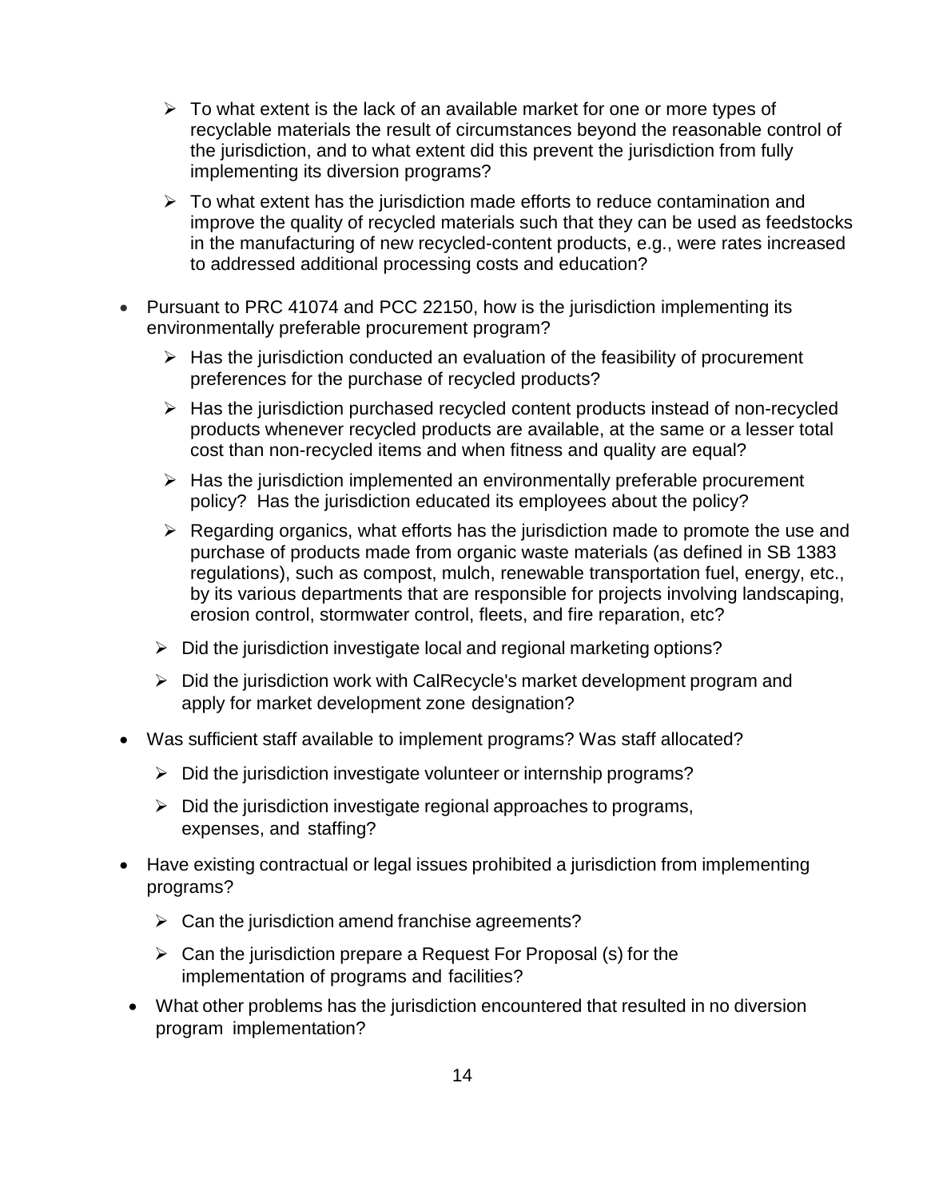- To what extent is the lack of an available market for one or more types of recyclable materials the result of circumstances beyond the reasonable control of the jurisdiction, and to what extent did this prevent the jurisdiction from fully implementing its diversion programs?
    - To what extent has the jurisdiction made efforts to reduce contamination and improve the quality of recycled materials such that they can be used as feedstocks in the manufacturing of new recycled-content products, e.g., were rates increased to addressed additional processing costs and education?

- Pursuant to PRC 41074 and PCC 22150, how is the jurisdiction implementing its environmentally preferable procurement program?
    - Has the jurisdiction conducted an evaluation of the feasibility of procurement preferences for the purchase of recycled products?
    - Has the jurisdiction purchased recycled content products instead of non-recycled products whenever recycled products are available, at the same or a lesser total cost than non-recycled items and when fitness and quality are equal?
    - Has the jurisdiction implemented an environmentally preferable procurement policy? Has the jurisdiction educated its employees about the policy?
    - Regarding organics, what efforts has the jurisdiction made to promote the use and purchase of products made from organic waste materials (as defined in SB 1383 regulations), such as compost, mulch, renewable transportation fuel, energy, etc., by its various departments that are responsible for projects involving landscaping, erosion control, stormwater control, fleets, and fire reparation, etc?
    - Did the jurisdiction investigate local and regional marketing options?
    - Did the jurisdiction work with CalRecycle's market development program and apply for market development zone designation?

- Was sufficient staff available to implement programs? Was staff allocated?
    - Did the jurisdiction investigate volunteer or internship programs?
    - Did the jurisdiction investigate regional approaches to programs, expenses, and staffing?

- Have existing contractual or legal issues prohibited a jurisdiction from implementing programs?
    - Can the jurisdiction amend franchise agreements?
    - Can the jurisdiction prepare a Request For Proposal (s) for the implementation of programs and facilities?

- What other problems has the jurisdiction encountered that resulted in no diversion program implementation?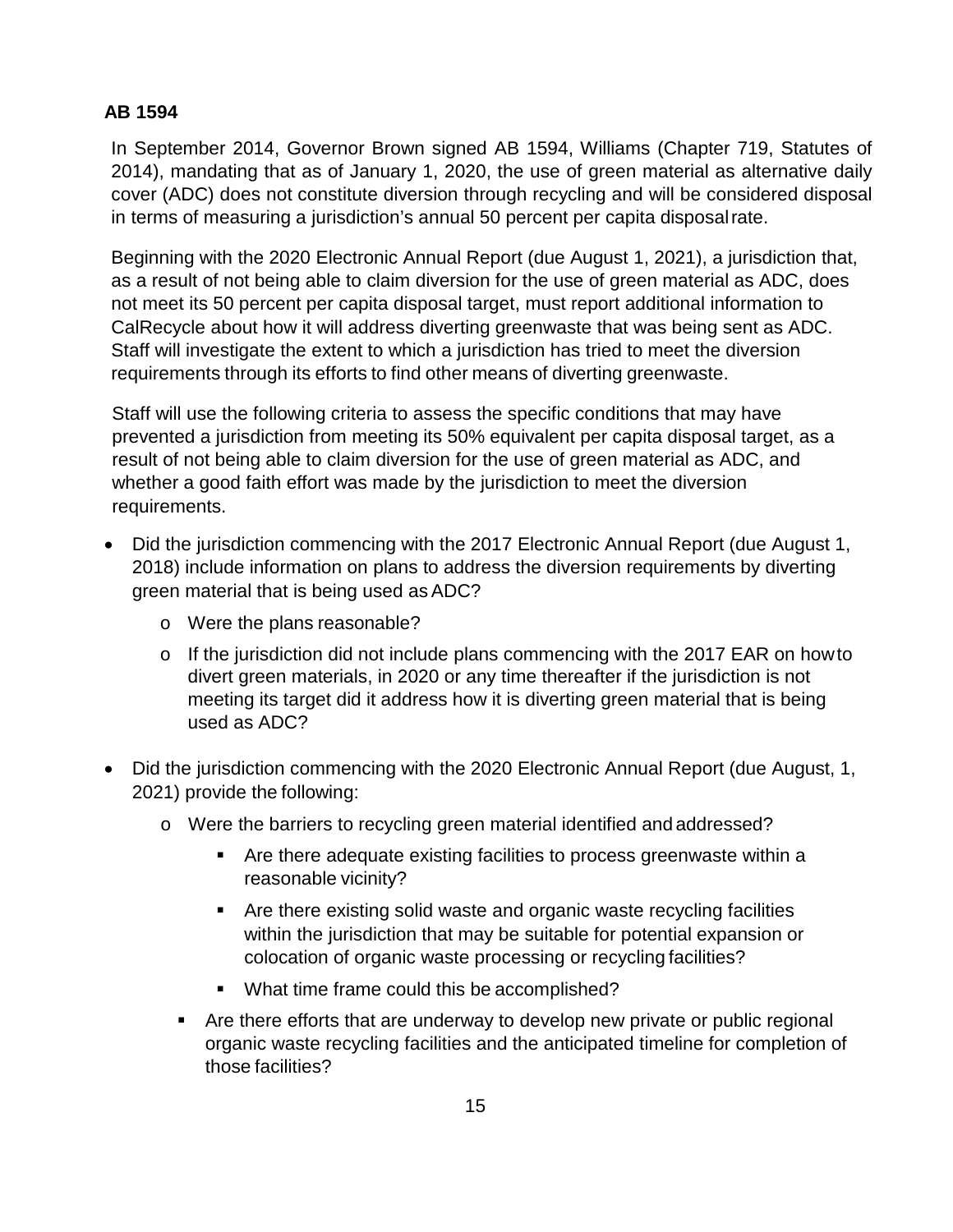**AB 1594**

In September 2014, Governor Brown signed AB 1594, Williams (Chapter 719, Statutes of 2014), mandating that as of January 1, 2020, the use of green material as alternative daily cover (ADC) does not constitute diversion through recycling and will be considered disposal in terms of measuring a jurisdiction's annual 50 percent per capita disposal rate.

Beginning with the 2020 Electronic Annual Report (due August 1, 2021), a jurisdiction that, as a result of not being able to claim diversion for the use of green material as ADC, does not meet its 50 percent per capita disposal target, must report additional information to CalRecycle about how it will address diverting greenwaste that was being sent as ADC. Staff will investigate the extent to which a jurisdiction has tried to meet the diversion requirements through its efforts to find other means of diverting greenwaste.

Staff will use the following criteria to assess the specific conditions that may have prevented a jurisdiction from meeting its 50% equivalent per capita disposal target, as a result of not being able to claim diversion for the use of green material as ADC, and whether a good faith effort was made by the jurisdiction to meet the diversion requirements.

- Did the jurisdiction commencing with the 2017 Electronic Annual Report (due August 1, 2018) include information on plans to address the diversion requirements by diverting green material that is being used as ADC?
  - Were the plans reasonable?
  - If the jurisdiction did not include plans commencing with the 2017 EAR on how to divert green materials, in 2020 or any time thereafter if the jurisdiction is not meeting its target did it address how it is diverting green material that is being used as ADC?
- Did the jurisdiction commencing with the 2020 Electronic Annual Report (due August, 1, 2021) provide the following:
  - Were the barriers to recycling green material identified and addressed?
    - Are there adequate existing facilities to process greenwaste within a reasonable vicinity?
    - Are there existing solid waste and organic waste recycling facilities within the jurisdiction that may be suitable for potential expansion or colocation of organic waste processing or recycling facilities?
    - What time frame could this be accomplished?
    - Are there efforts that are underway to develop new private or public regional organic waste recycling facilities and the anticipated timeline for completion of those facilities?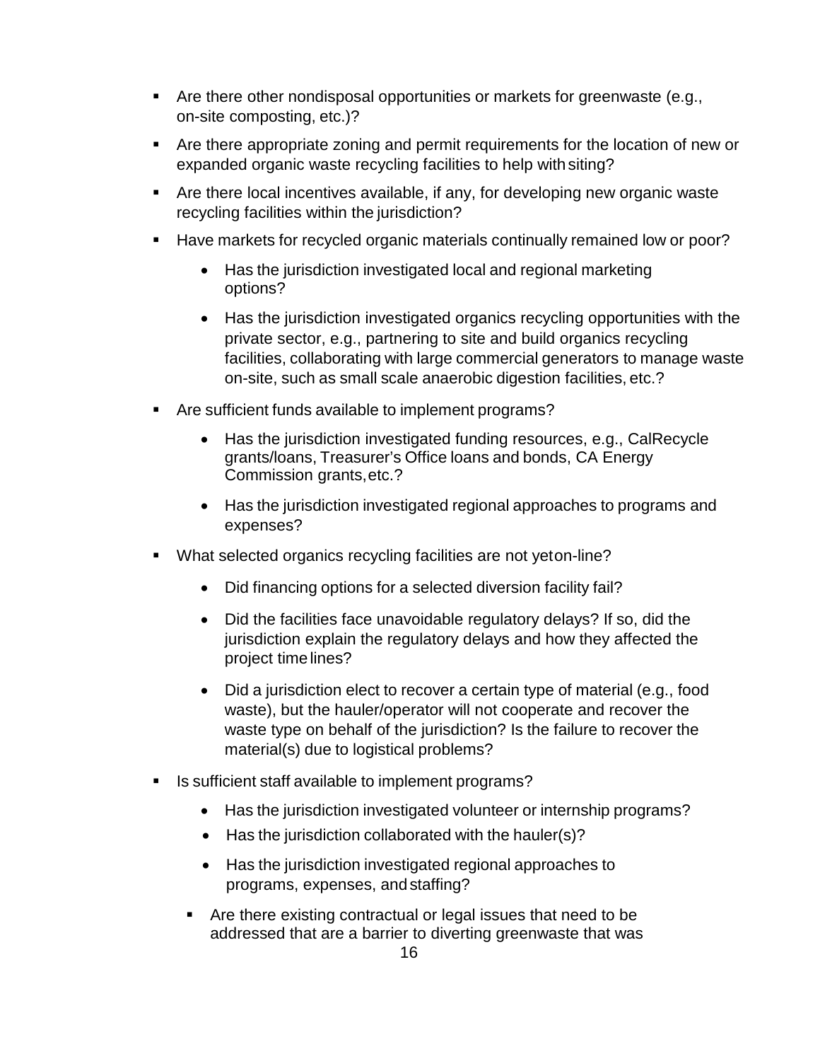- Are there other nondisposal opportunities or markets for greenwaste (e.g., on-site composting, etc.)?
- Are there appropriate zoning and permit requirements for the location of new or expanded organic waste recycling facilities to help with siting?
- Are there local incentives available, if any, for developing new organic waste recycling facilities within the jurisdiction?
- Have markets for recycled organic materials continually remained low or poor?
  - Has the jurisdiction investigated local and regional marketing options?
  - Has the jurisdiction investigated organics recycling opportunities with the private sector, e.g., partnering to site and build organics recycling facilities, collaborating with large commercial generators to manage waste on-site, such as small scale anaerobic digestion facilities, etc.?
- Are sufficient funds available to implement programs?
  - Has the jurisdiction investigated funding resources, e.g., CalRecycle grants/loans, Treasurer's Office loans and bonds, CA Energy Commission grants, etc.?
  - Has the jurisdiction investigated regional approaches to programs and expenses?
- What selected organics recycling facilities are not yet on-line?
  - Did financing options for a selected diversion facility fail?
  - Did the facilities face unavoidable regulatory delays? If so, did the jurisdiction explain the regulatory delays and how they affected the project time lines?
  - Did a jurisdiction elect to recover a certain type of material (e.g., food waste), but the hauler/operator will not cooperate and recover the waste type on behalf of the jurisdiction? Is the failure to recover the material(s) due to logistical problems?
- Is sufficient staff available to implement programs?
  - Has the jurisdiction investigated volunteer or internship programs?
  - Has the jurisdiction collaborated with the hauler(s)?
  - Has the jurisdiction investigated regional approaches to programs, expenses, and staffing?
- Are there existing contractual or legal issues that need to be addressed that are a barrier to diverting greenwaste that was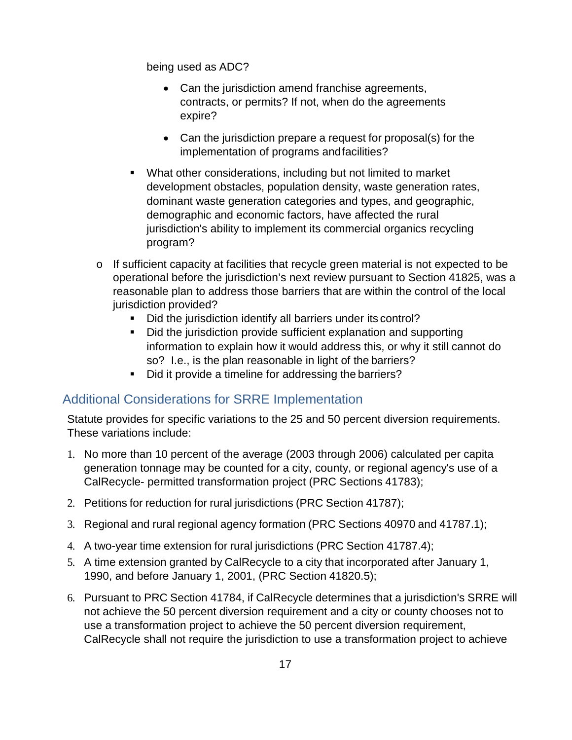being used as ADC?

- Can the jurisdiction amend franchise agreements, contracts, or permits? If not, when do the agreements expire?
- Can the jurisdiction prepare a request for proposal(s) for the implementation of programs and facilities?

  - What other considerations, including but not limited to market development obstacles, population density, waste generation rates, dominant waste generation categories and types, and geographic, demographic and economic factors, have affected the rural jurisdiction's ability to implement its commercial organics recycling program?

- If sufficient capacity at facilities that recycle green material is not expected to be operational before the jurisdiction's next review pursuant to Section 41825, was a reasonable plan to address those barriers that are within the control of the local jurisdiction provided?
  - Did the jurisdiction identify all barriers under its control?
  - Did the jurisdiction provide sufficient explanation and supporting information to explain how it would address this, or why it still cannot do so? I.e., is the plan reasonable in light of the barriers?
  - Did it provide a timeline for addressing the barriers?

## Additional Considerations for SRRE Implementation

Statute provides for specific variations to the 25 and 50 percent diversion requirements. These variations include:

1. No more than 10 percent of the average (2003 through 2006) calculated per capita generation tonnage may be counted for a city, county, or regional agency's use of a CalRecycle- permitted transformation project (PRC Sections 41783);
2. Petitions for reduction for rural jurisdictions (PRC Section 41787);
3. Regional and rural regional agency formation (PRC Sections 40970 and 41787.1);
4. A two-year time extension for rural jurisdictions (PRC Section 41787.4);
5. A time extension granted by CalRecycle to a city that incorporated after January 1, 1990, and before January 1, 2001, (PRC Section 41820.5);
6. Pursuant to PRC Section 41784, if CalRecycle determines that a jurisdiction's SRRE will not achieve the 50 percent diversion requirement and a city or county chooses not to use a transformation project to achieve the 50 percent diversion requirement, CalRecycle shall not require the jurisdiction to use a transformation project to achieve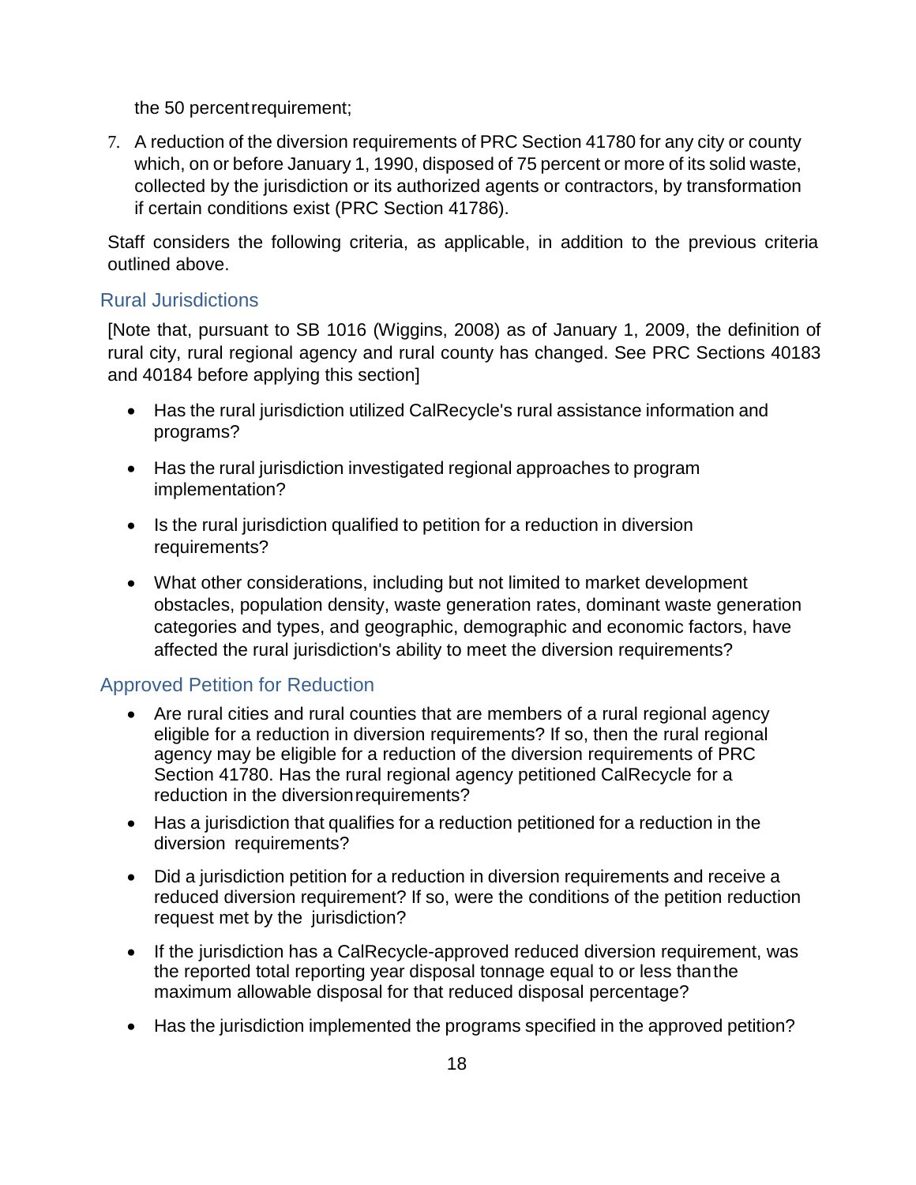the 50 percent requirement;

7. A reduction of the diversion requirements of PRC Section 41780 for any city or county which, on or before January 1, 1990, disposed of 75 percent or more of its solid waste, collected by the jurisdiction or its authorized agents or contractors, by transformation if certain conditions exist (PRC Section 41786).

Staff considers the following criteria, as applicable, in addition to the previous criteria outlined above.

## Rural Jurisdictions

[Note that, pursuant to SB 1016 (Wiggins, 2008) as of January 1, 2009, the definition of rural city, rural regional agency and rural county has changed. See PRC Sections 40183 and 40184 before applying this section]

- Has the rural jurisdiction utilized CalRecycle's rural assistance information and programs?
- Has the rural jurisdiction investigated regional approaches to program implementation?
- Is the rural jurisdiction qualified to petition for a reduction in diversion requirements?
- What other considerations, including but not limited to market development obstacles, population density, waste generation rates, dominant waste generation categories and types, and geographic, demographic and economic factors, have affected the rural jurisdiction's ability to meet the diversion requirements?

## Approved Petition for Reduction

- Are rural cities and rural counties that are members of a rural regional agency eligible for a reduction in diversion requirements? If so, then the rural regional agency may be eligible for a reduction of the diversion requirements of PRC Section 41780. Has the rural regional agency petitioned CalRecycle for a reduction in the diversion requirements?
- Has a jurisdiction that qualifies for a reduction petitioned for a reduction in the diversion requirements?
- Did a jurisdiction petition for a reduction in diversion requirements and receive a reduced diversion requirement? If so, were the conditions of the petition reduction request met by the jurisdiction?
- If the jurisdiction has a CalRecycle-approved reduced diversion requirement, was the reported total reporting year disposal tonnage equal to or less than the maximum allowable disposal for that reduced disposal percentage?
- Has the jurisdiction implemented the programs specified in the approved petition?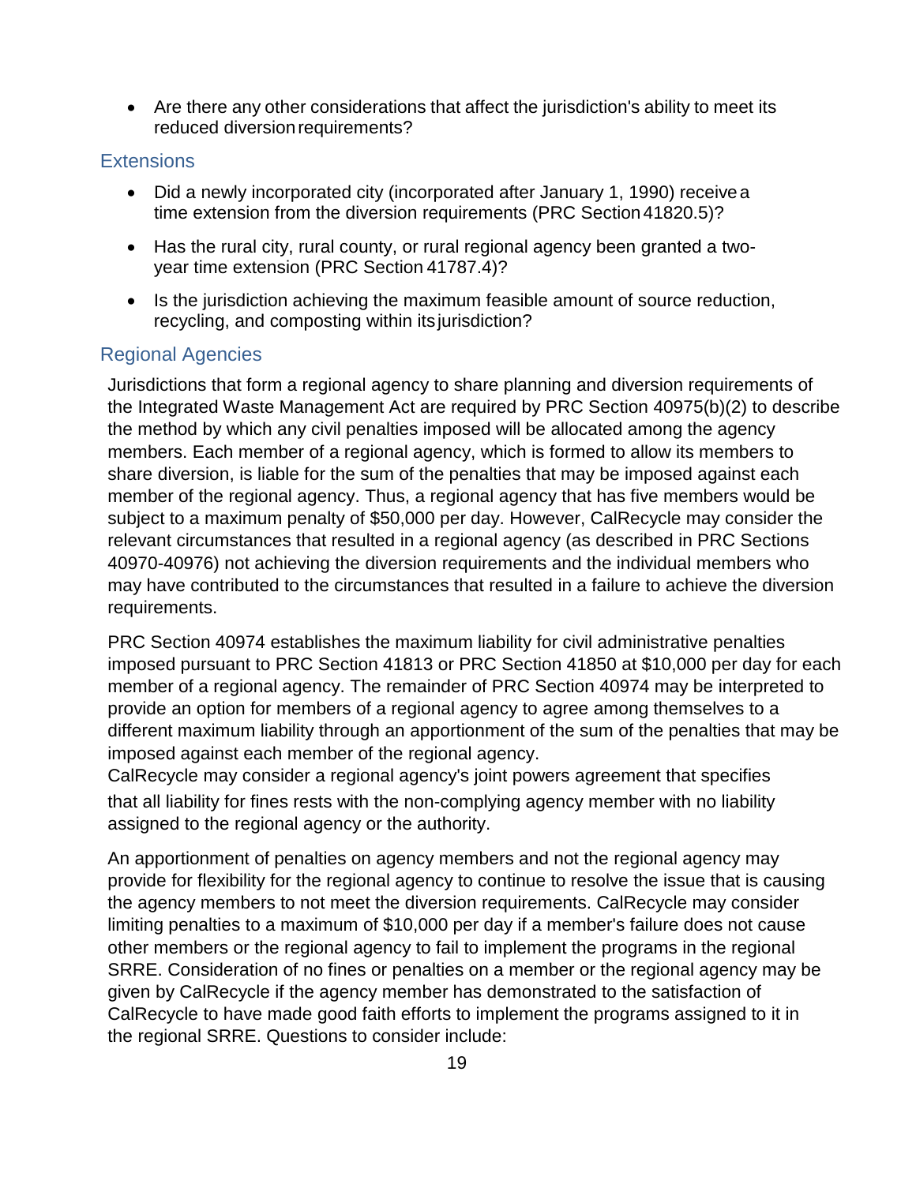- Are there any other considerations that affect the jurisdiction's ability to meet its reduced diversion requirements?

## Extensions

- Did a newly incorporated city (incorporated after January 1, 1990) receive a time extension from the diversion requirements (PRC Section 41820.5)?
- Has the rural city, rural county, or rural regional agency been granted a two-year time extension (PRC Section 41787.4)?
- Is the jurisdiction achieving the maximum feasible amount of source reduction, recycling, and composting within its jurisdiction?

## Regional Agencies

Jurisdictions that form a regional agency to share planning and diversion requirements of the Integrated Waste Management Act are required by PRC Section 40975(b)(2) to describe the method by which any civil penalties imposed will be allocated among the agency members. Each member of a regional agency, which is formed to allow its members to share diversion, is liable for the sum of the penalties that may be imposed against each member of the regional agency. Thus, a regional agency that has five members would be subject to a maximum penalty of $50,000 per day. However, CalRecycle may consider the relevant circumstances that resulted in a regional agency (as described in PRC Sections 40970-40976) not achieving the diversion requirements and the individual members who may have contributed to the circumstances that resulted in a failure to achieve the diversion requirements.

PRC Section 40974 establishes the maximum liability for civil administrative penalties imposed pursuant to PRC Section 41813 or PRC Section 41850 at $10,000 per day for each member of a regional agency. The remainder of PRC Section 40974 may be interpreted to provide an option for members of a regional agency to agree among themselves to a different maximum liability through an apportionment of the sum of the penalties that may be imposed against each member of the regional agency.
CalRecycle may consider a regional agency's joint powers agreement that specifies that all liability for fines rests with the non-complying agency member with no liability assigned to the regional agency or the authority.

An apportionment of penalties on agency members and not the regional agency may provide for flexibility for the regional agency to continue to resolve the issue that is causing the agency members to not meet the diversion requirements. CalRecycle may consider limiting penalties to a maximum of $10,000 per day if a member's failure does not cause other members or the regional agency to fail to implement the programs in the regional SRRE. Consideration of no fines or penalties on a member or the regional agency may be given by CalRecycle if the agency member has demonstrated to the satisfaction of CalRecycle to have made good faith efforts to implement the programs assigned to it in the regional SRRE. Questions to consider include: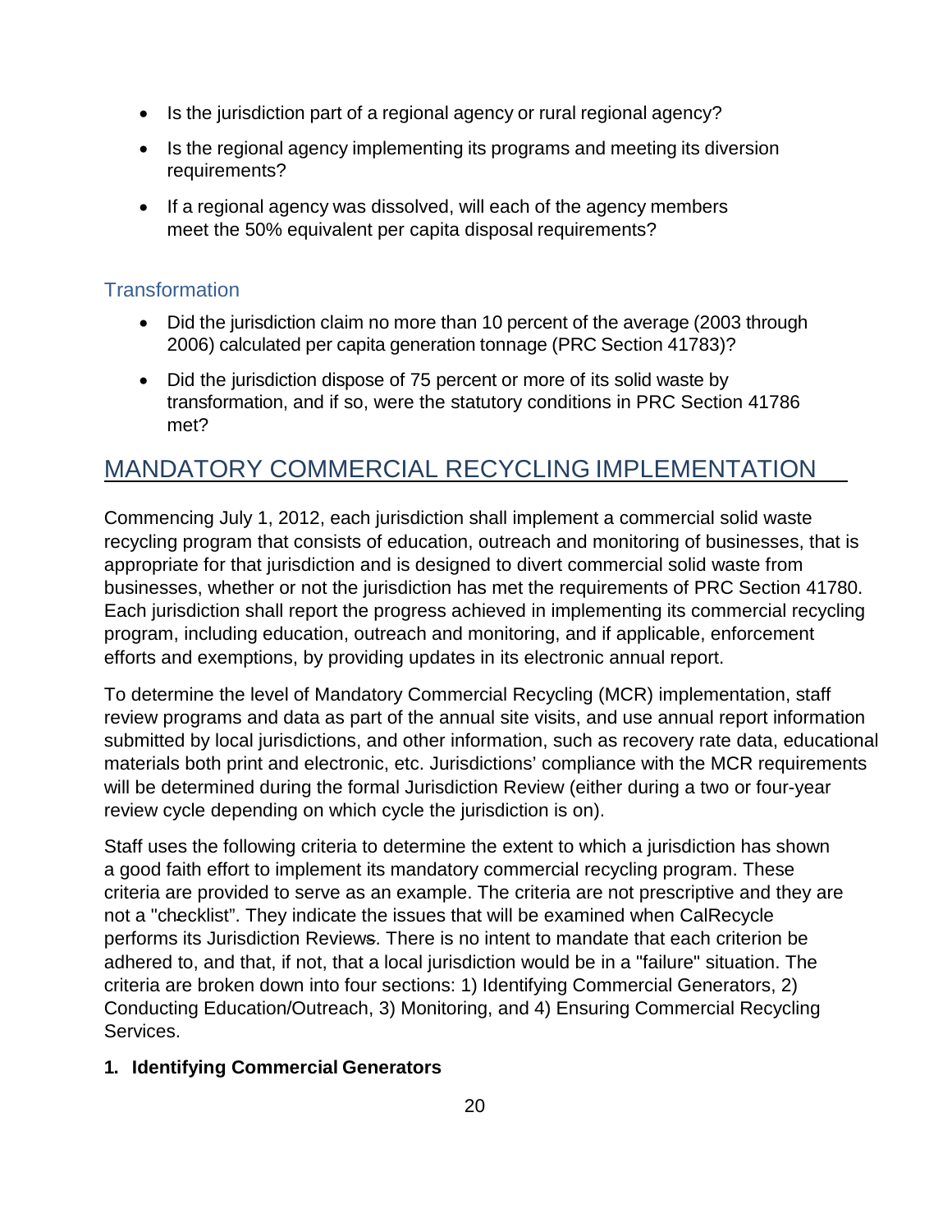- Is the jurisdiction part of a regional agency or rural regional agency?
- Is the regional agency implementing its programs and meeting its diversion requirements?
- If a regional agency was dissolved, will each of the agency members meet the 50% equivalent per capita disposal requirements?

### Transformation

- Did the jurisdiction claim no more than 10 percent of the average (2003 through 2006) calculated per capita generation tonnage (PRC Section 41783)?
- Did the jurisdiction dispose of 75 percent or more of its solid waste by transformation, and if so, were the statutory conditions in PRC Section 41786 met?

## MANDATORY COMMERCIAL RECYCLING IMPLEMENTATION

Commencing July 1, 2012, each jurisdiction shall implement a commercial solid waste recycling program that consists of education, outreach and monitoring of businesses, that is appropriate for that jurisdiction and is designed to divert commercial solid waste from businesses, whether or not the jurisdiction has met the requirements of PRC Section 41780. Each jurisdiction shall report the progress achieved in implementing its commercial recycling program, including education, outreach and monitoring, and if applicable, enforcement efforts and exemptions, by providing updates in its electronic annual report.

To determine the level of Mandatory Commercial Recycling (MCR) implementation, staff review programs and data as part of the annual site visits, and use annual report information submitted by local jurisdictions, and other information, such as recovery rate data, educational materials both print and electronic, etc. Jurisdictions' compliance with the MCR requirements will be determined during the formal Jurisdiction Review (either during a two or four-year review cycle depending on which cycle the jurisdiction is on).

Staff uses the following criteria to determine the extent to which a jurisdiction has shown a good faith effort to implement its mandatory commercial recycling program. These criteria are provided to serve as an example. The criteria are not prescriptive and they are not a "checklist". They indicate the issues that will be examined when CalRecycle performs its Jurisdiction Reviews. There is no intent to mandate that each criterion be adhered to, and that, if not, that a local jurisdiction would be in a "failure" situation. The criteria are broken down into four sections: 1) Identifying Commercial Generators, 2) Conducting Education/Outreach, 3) Monitoring, and 4) Ensuring Commercial Recycling Services.

**1. Identifying Commercial Generators**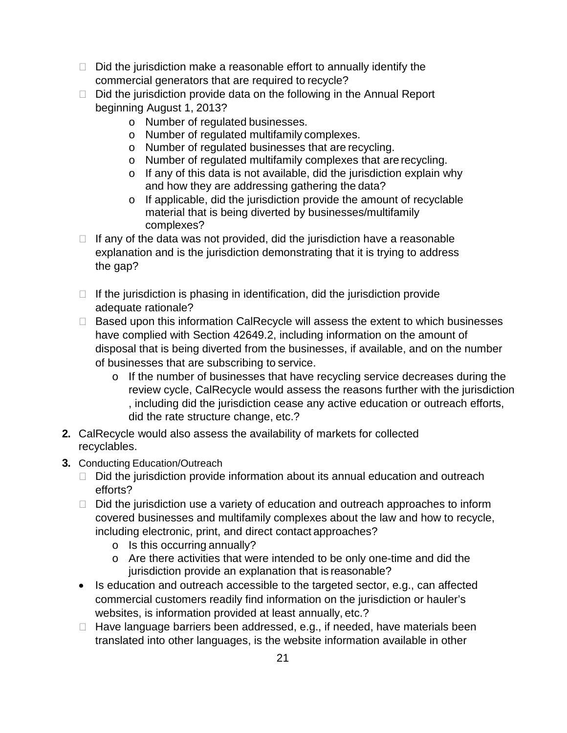- Did the jurisdiction make a reasonable effort to annually identify the commercial generators that are required to recycle?
- Did the jurisdiction provide data on the following in the Annual Report beginning August 1, 2013?
  - Number of regulated businesses.
  - Number of regulated multifamily complexes.
  - Number of regulated businesses that are recycling.
  - Number of regulated multifamily complexes that are recycling.
  - If any of this data is not available, did the jurisdiction explain why and how they are addressing gathering the data?
  - If applicable, did the jurisdiction provide the amount of recyclable material that is being diverted by businesses/multifamily complexes?
- If any of the data was not provided, did the jurisdiction have a reasonable explanation and is the jurisdiction demonstrating that it is trying to address the gap?
- If the jurisdiction is phasing in identification, did the jurisdiction provide adequate rationale?
- Based upon this information CalRecycle will assess the extent to which businesses have complied with Section 42649.2, including information on the amount of disposal that is being diverted from the businesses, if available, and on the number of businesses that are subscribing to service.
  - If the number of businesses that have recycling service decreases during the review cycle, CalRecycle would assess the reasons further with the jurisdiction , including did the jurisdiction cease any active education or outreach efforts, did the rate structure change, etc.?

**2.** CalRecycle would also assess the availability of markets for collected recyclables.

**3.** Conducting Education/Outreach

- Did the jurisdiction provide information about its annual education and outreach efforts?
- Did the jurisdiction use a variety of education and outreach approaches to inform covered businesses and multifamily complexes about the law and how to recycle, including electronic, print, and direct contact approaches?
  - Is this occurring annually?
  - Are there activities that were intended to be only one-time and did the jurisdiction provide an explanation that is reasonable?
- Is education and outreach accessible to the targeted sector, e.g., can affected commercial customers readily find information on the jurisdiction or hauler's websites, is information provided at least annually, etc.?
- Have language barriers been addressed, e.g., if needed, have materials been translated into other languages, is the website information available in other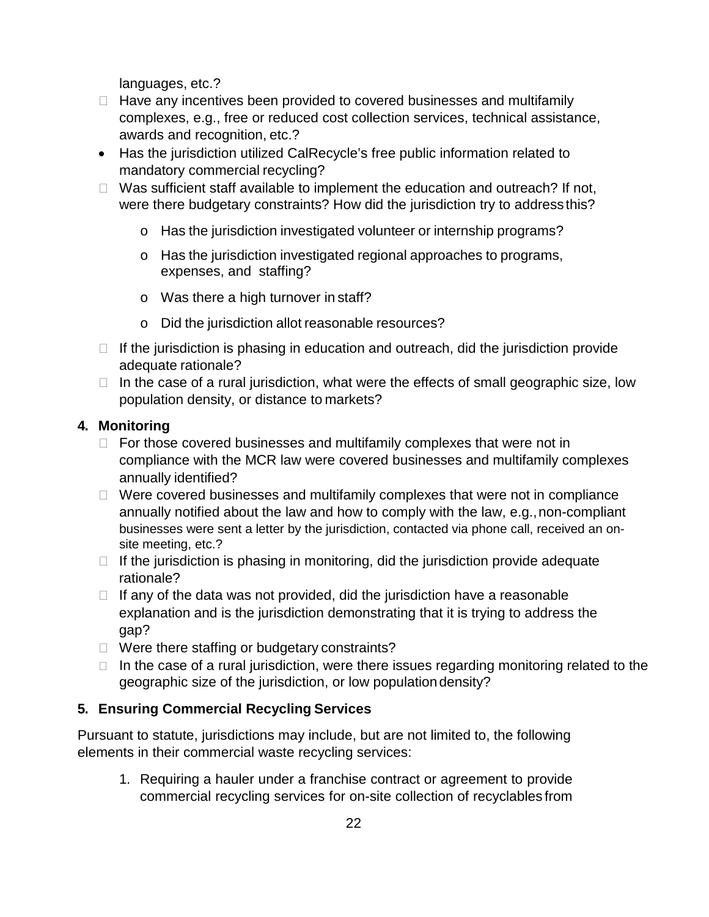languages, etc.?

- Have any incentives been provided to covered businesses and multifamily complexes, e.g., free or reduced cost collection services, technical assistance, awards and recognition, etc.?
- Has the jurisdiction utilized CalRecycle's free public information related to mandatory commercial recycling?
- Was sufficient staff available to implement the education and outreach? If not, were there budgetary constraints? How did the jurisdiction try to address this?
  - Has the jurisdiction investigated volunteer or internship programs?
  - Has the jurisdiction investigated regional approaches to programs, expenses, and staffing?
  - Was there a high turnover in staff?
  - Did the jurisdiction allot reasonable resources?
- If the jurisdiction is phasing in education and outreach, did the jurisdiction provide adequate rationale?
- In the case of a rural jurisdiction, what were the effects of small geographic size, low population density, or distance to markets?

### 4. Monitoring

- For those covered businesses and multifamily complexes that were not in compliance with the MCR law were covered businesses and multifamily complexes annually identified?
- Were covered businesses and multifamily complexes that were not in compliance annually notified about the law and how to comply with the law, e.g., non-compliant businesses were sent a letter by the jurisdiction, contacted via phone call, received an on-site meeting, etc.?
- If the jurisdiction is phasing in monitoring, did the jurisdiction provide adequate rationale?
- If any of the data was not provided, did the jurisdiction have a reasonable explanation and is the jurisdiction demonstrating that it is trying to address the gap?
- Were there staffing or budgetary constraints?
- In the case of a rural jurisdiction, were there issues regarding monitoring related to the geographic size of the jurisdiction, or low population density?

### 5. Ensuring Commercial Recycling Services

Pursuant to statute, jurisdictions may include, but are not limited to, the following elements in their commercial waste recycling services:

1. Requiring a hauler under a franchise contract or agreement to provide commercial recycling services for on-site collection of recyclables from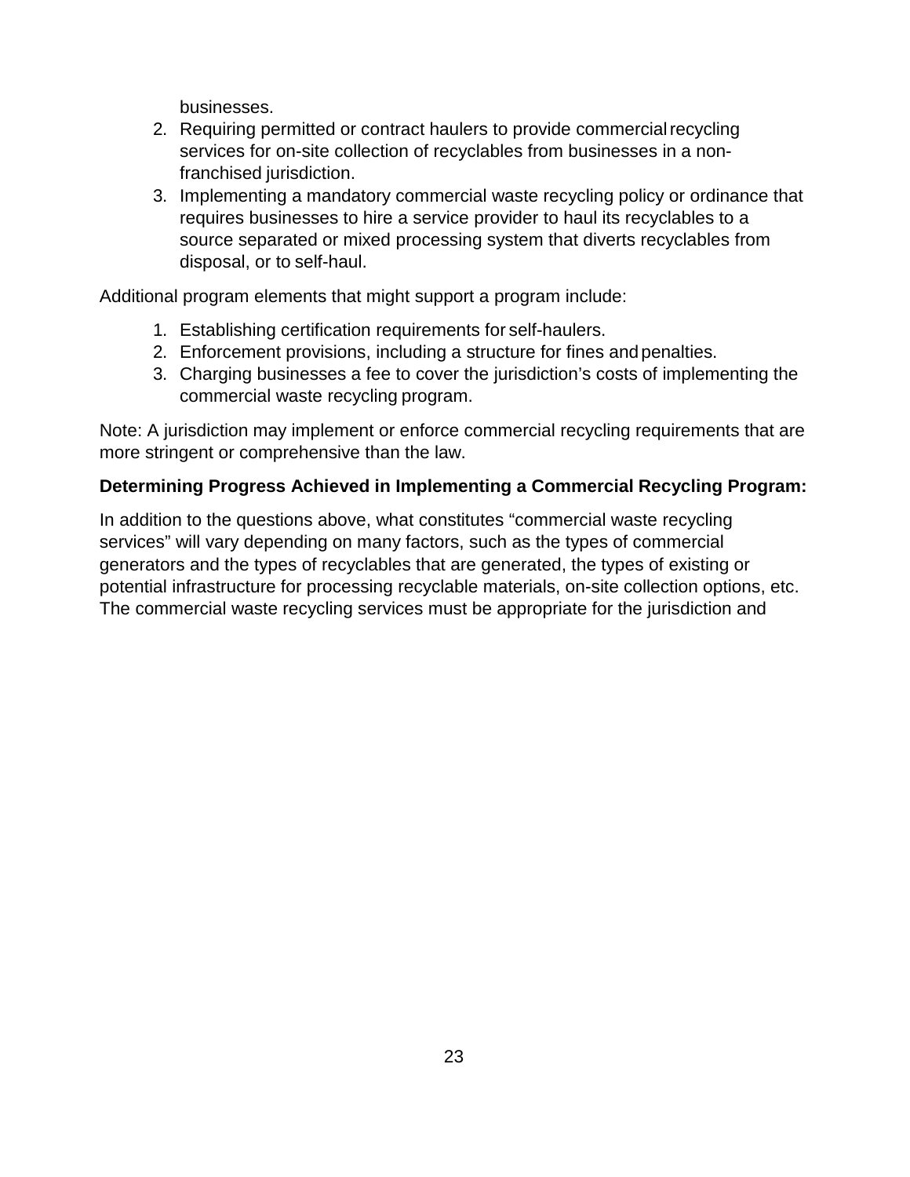businesses.

2. Requiring permitted or contract haulers to provide commercial recycling services for on-site collection of recyclables from businesses in a non-franchised jurisdiction.
3. Implementing a mandatory commercial waste recycling policy or ordinance that requires businesses to hire a service provider to haul its recyclables to a source separated or mixed processing system that diverts recyclables from disposal, or to self-haul.

Additional program elements that might support a program include:

1. Establishing certification requirements for self-haulers.
2. Enforcement provisions, including a structure for fines and penalties.
3. Charging businesses a fee to cover the jurisdiction's costs of implementing the commercial waste recycling program.

Note: A jurisdiction may implement or enforce commercial recycling requirements that are more stringent or comprehensive than the law.

**Determining Progress Achieved in Implementing a Commercial Recycling Program:**

In addition to the questions above, what constitutes "commercial waste recycling services" will vary depending on many factors, such as the types of commercial generators and the types of recyclables that are generated, the types of existing or potential infrastructure for processing recyclable materials, on-site collection options, etc. The commercial waste recycling services must be appropriate for the jurisdiction and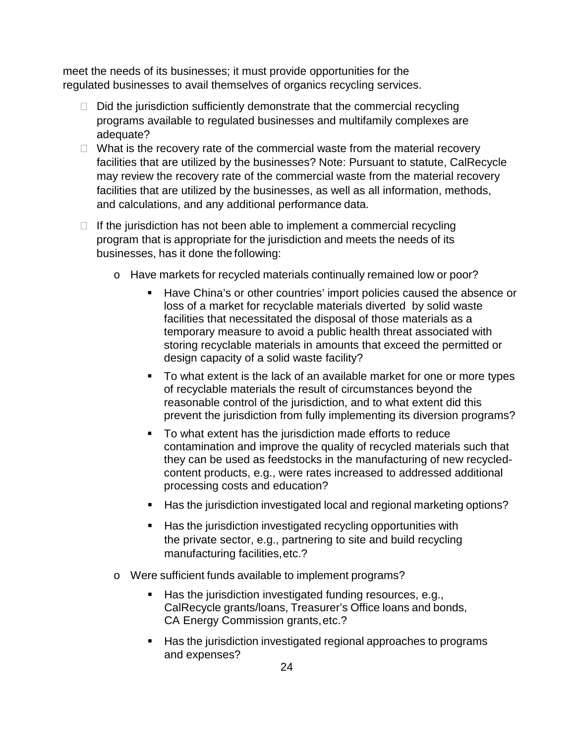meet the needs of its businesses; it must provide opportunities for the regulated businesses to avail themselves of organics recycling services.

- Did the jurisdiction sufficiently demonstrate that the commercial recycling programs available to regulated businesses and multifamily complexes are adequate?
- What is the recovery rate of the commercial waste from the material recovery facilities that are utilized by the businesses? Note: Pursuant to statute, CalRecycle may review the recovery rate of the commercial waste from the material recovery facilities that are utilized by the businesses, as well as all information, methods, and calculations, and any additional performance data.
- If the jurisdiction has not been able to implement a commercial recycling program that is appropriate for the jurisdiction and meets the needs of its businesses, has it done the following:
  - Have markets for recycled materials continually remained low or poor?
    - Have China's or other countries' import policies caused the absence or loss of a market for recyclable materials diverted by solid waste facilities that necessitated the disposal of those materials as a temporary measure to avoid a public health threat associated with storing recyclable materials in amounts that exceed the permitted or design capacity of a solid waste facility?
    - To what extent is the lack of an available market for one or more types of recyclable materials the result of circumstances beyond the reasonable control of the jurisdiction, and to what extent did this prevent the jurisdiction from fully implementing its diversion programs?
    - To what extent has the jurisdiction made efforts to reduce contamination and improve the quality of recycled materials such that they can be used as feedstocks in the manufacturing of new recycled-content products, e.g., were rates increased to addressed additional processing costs and education?
    - Has the jurisdiction investigated local and regional marketing options?
    - Has the jurisdiction investigated recycling opportunities with the private sector, e.g., partnering to site and build recycling manufacturing facilities, etc.?
  - Were sufficient funds available to implement programs?
    - Has the jurisdiction investigated funding resources, e.g., CalRecycle grants/loans, Treasurer's Office loans and bonds, CA Energy Commission grants, etc.?
    - Has the jurisdiction investigated regional approaches to programs and expenses?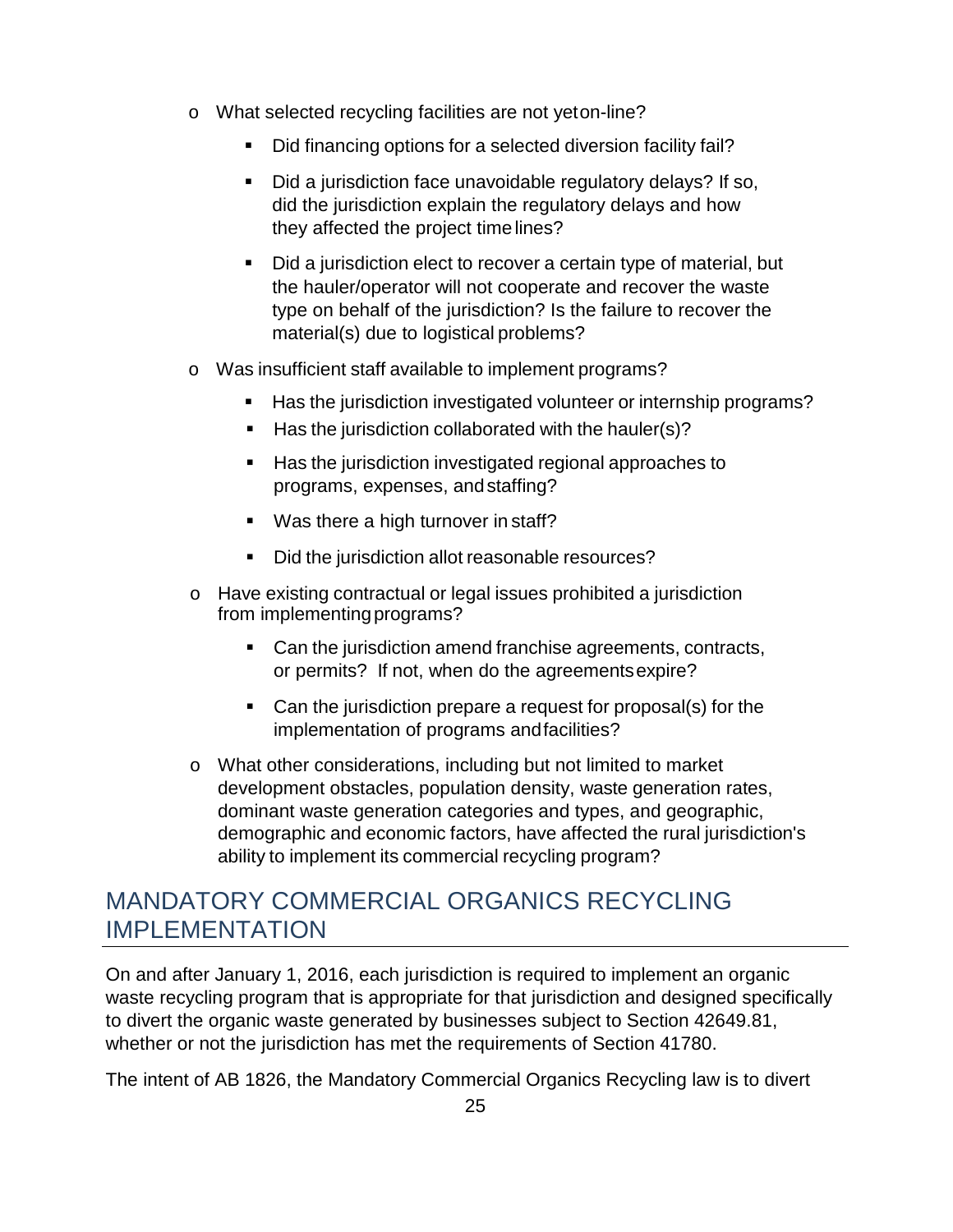- What selected recycling facilities are not yet on-line?
  - Did financing options for a selected diversion facility fail?
  - Did a jurisdiction face unavoidable regulatory delays? If so, did the jurisdiction explain the regulatory delays and how they affected the project time lines?
  - Did a jurisdiction elect to recover a certain type of material, but the hauler/operator will not cooperate and recover the waste type on behalf of the jurisdiction? Is the failure to recover the material(s) due to logistical problems?
- Was insufficient staff available to implement programs?
  - Has the jurisdiction investigated volunteer or internship programs?
  - Has the jurisdiction collaborated with the hauler(s)?
  - Has the jurisdiction investigated regional approaches to programs, expenses, and staffing?
  - Was there a high turnover in staff?
  - Did the jurisdiction allot reasonable resources?
- Have existing contractual or legal issues prohibited a jurisdiction from implementing programs?
  - Can the jurisdiction amend franchise agreements, contracts, or permits? If not, when do the agreements expire?
  - Can the jurisdiction prepare a request for proposal(s) for the implementation of programs and facilities?
- What other considerations, including but not limited to market development obstacles, population density, waste generation rates, dominant waste generation categories and types, and geographic, demographic and economic factors, have affected the rural jurisdiction's ability to implement its commercial recycling program?

## MANDATORY COMMERCIAL ORGANICS RECYCLING IMPLEMENTATION

On and after January 1, 2016, each jurisdiction is required to implement an organic waste recycling program that is appropriate for that jurisdiction and designed specifically to divert the organic waste generated by businesses subject to Section 42649.81, whether or not the jurisdiction has met the requirements of Section 41780.

The intent of AB 1826, the Mandatory Commercial Organics Recycling law is to divert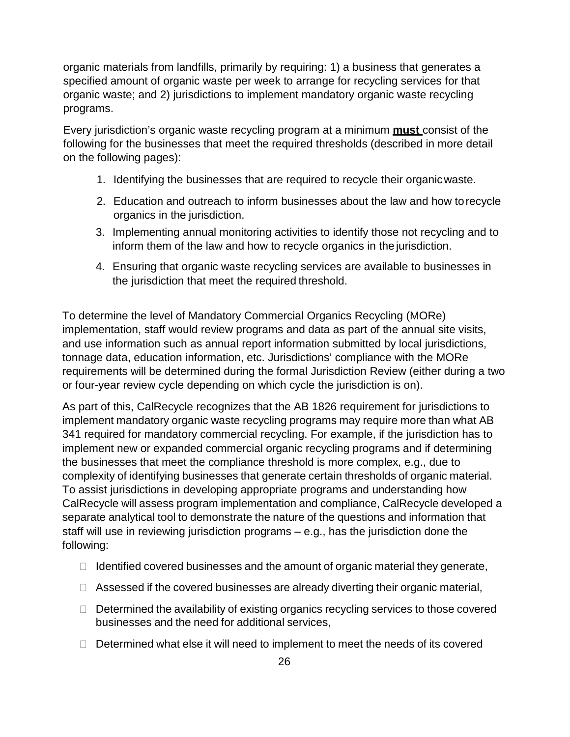organic materials from landfills, primarily by requiring: 1) a business that generates a specified amount of organic waste per week to arrange for recycling services for that organic waste; and 2) jurisdictions to implement mandatory organic waste recycling programs.

Every jurisdiction's organic waste recycling program at a minimum **must** consist of the following for the businesses that meet the required thresholds (described in more detail on the following pages):

1. Identifying the businesses that are required to recycle their organic waste.
2. Education and outreach to inform businesses about the law and how to recycle organics in the jurisdiction.
3. Implementing annual monitoring activities to identify those not recycling and to inform them of the law and how to recycle organics in the jurisdiction.
4. Ensuring that organic waste recycling services are available to businesses in the jurisdiction that meet the required threshold.

To determine the level of Mandatory Commercial Organics Recycling (MORe) implementation, staff would review programs and data as part of the annual site visits, and use information such as annual report information submitted by local jurisdictions, tonnage data, education information, etc. Jurisdictions' compliance with the MORe requirements will be determined during the formal Jurisdiction Review (either during a two or four-year review cycle depending on which cycle the jurisdiction is on).

As part of this, CalRecycle recognizes that the AB 1826 requirement for jurisdictions to implement mandatory organic waste recycling programs may require more than what AB 341 required for mandatory commercial recycling. For example, if the jurisdiction has to implement new or expanded commercial organic recycling programs and if determining the businesses that meet the compliance threshold is more complex, e.g., due to complexity of identifying businesses that generate certain thresholds of organic material. To assist jurisdictions in developing appropriate programs and understanding how CalRecycle will assess program implementation and compliance, CalRecycle developed a separate analytical tool to demonstrate the nature of the questions and information that staff will use in reviewing jurisdiction programs – e.g., has the jurisdiction done the following:

- Identified covered businesses and the amount of organic material they generate,
- Assessed if the covered businesses are already diverting their organic material,
- Determined the availability of existing organics recycling services to those covered businesses and the need for additional services,
- Determined what else it will need to implement to meet the needs of its covered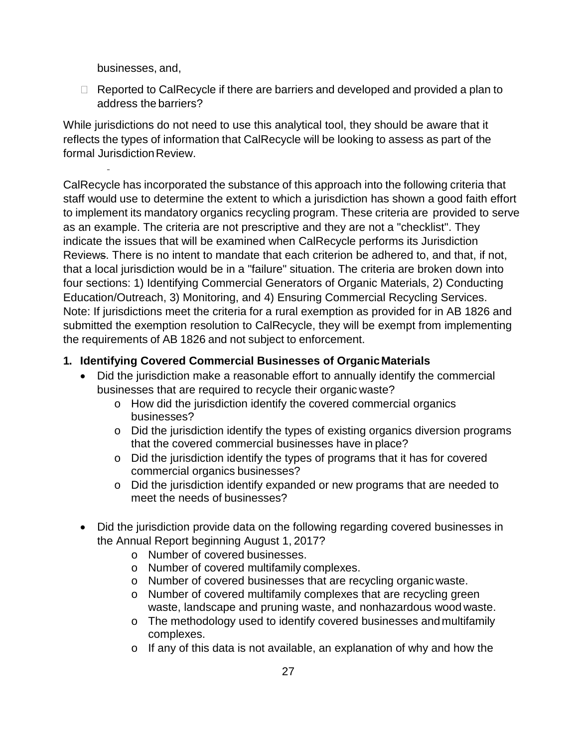businesses, and,

- Reported to CalRecycle if there are barriers and developed and provided a plan to address the barriers?

While jurisdictions do not need to use this analytical tool, they should be aware that it reflects the types of information that CalRecycle will be looking to assess as part of the formal Jurisdiction Review.

CalRecycle has incorporated the substance of this approach into the following criteria that staff would use to determine the extent to which a jurisdiction has shown a good faith effort to implement its mandatory organics recycling program. These criteria are provided to serve as an example. The criteria are not prescriptive and they are not a "checklist". They indicate the issues that will be examined when CalRecycle performs its Jurisdiction Reviews. There is no intent to mandate that each criterion be adhered to, and that, if not, that a local jurisdiction would be in a "failure" situation. The criteria are broken down into four sections: 1) Identifying Commercial Generators of Organic Materials, 2) Conducting Education/Outreach, 3) Monitoring, and 4) Ensuring Commercial Recycling Services. Note: If jurisdictions meet the criteria for a rural exemption as provided for in AB 1826 and submitted the exemption resolution to CalRecycle, they will be exempt from implementing the requirements of AB 1826 and not subject to enforcement.

**1. Identifying Covered Commercial Businesses of Organic Materials**

- Did the jurisdiction make a reasonable effort to annually identify the commercial businesses that are required to recycle their organic waste?
  - How did the jurisdiction identify the covered commercial organics businesses?
  - Did the jurisdiction identify the types of existing organics diversion programs that the covered commercial businesses have in place?
  - Did the jurisdiction identify the types of programs that it has for covered commercial organics businesses?
  - Did the jurisdiction identify expanded or new programs that are needed to meet the needs of businesses?

- Did the jurisdiction provide data on the following regarding covered businesses in the Annual Report beginning August 1, 2017?
  - Number of covered businesses.
  - Number of covered multifamily complexes.
  - Number of covered businesses that are recycling organic waste.
  - Number of covered multifamily complexes that are recycling green waste, landscape and pruning waste, and nonhazardous wood waste.
  - The methodology used to identify covered businesses and multifamily complexes.
  - If any of this data is not available, an explanation of why and how the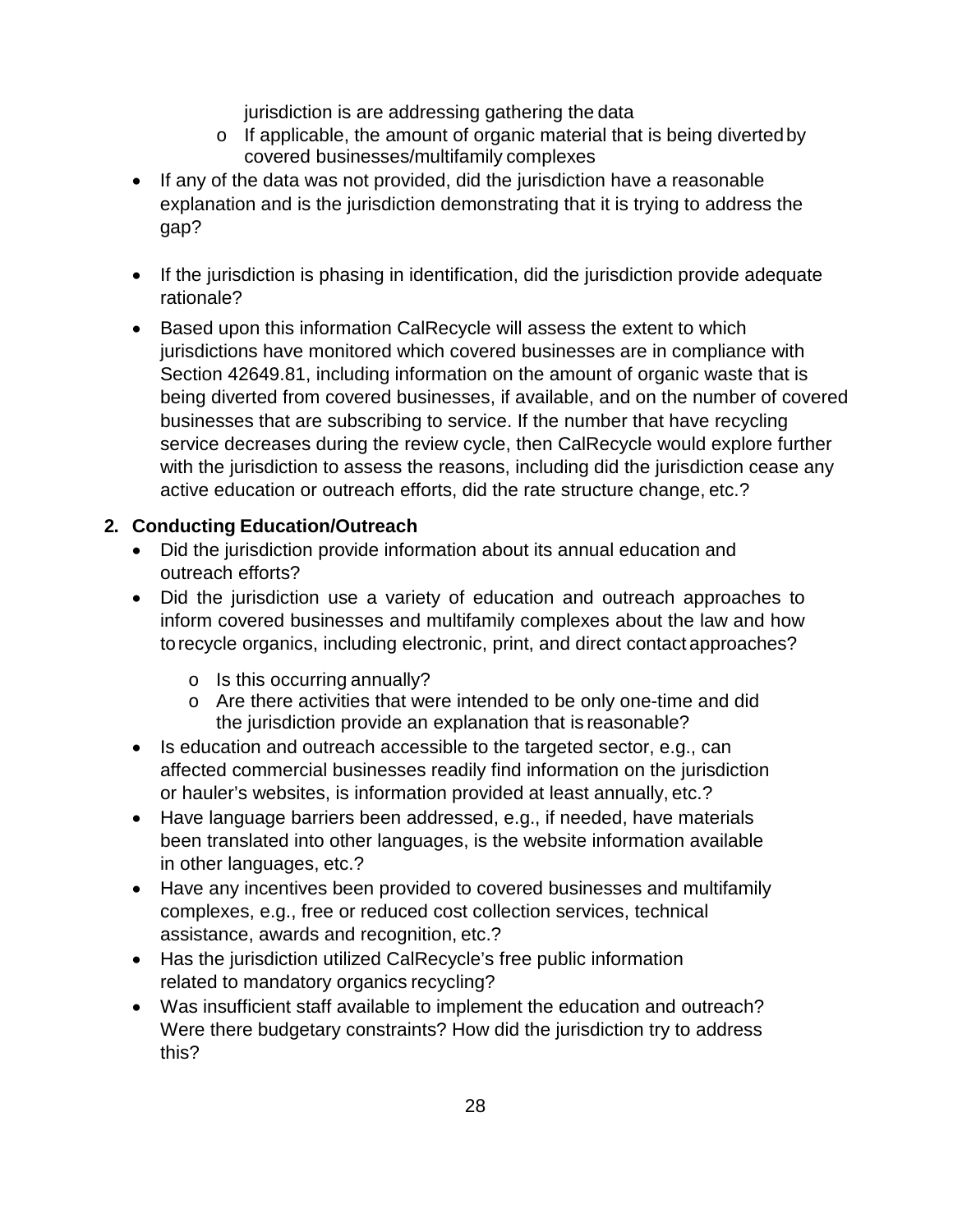jurisdiction is are addressing gathering the data

  - o If applicable, the amount of organic material that is being diverted by covered businesses/multifamily complexes

- If any of the data was not provided, did the jurisdiction have a reasonable explanation and is the jurisdiction demonstrating that it is trying to address the gap?
- If the jurisdiction is phasing in identification, did the jurisdiction provide adequate rationale?
- Based upon this information CalRecycle will assess the extent to which jurisdictions have monitored which covered businesses are in compliance with Section 42649.81, including information on the amount of organic waste that is being diverted from covered businesses, if available, and on the number of covered businesses that are subscribing to service. If the number that have recycling service decreases during the review cycle, then CalRecycle would explore further with the jurisdiction to assess the reasons, including did the jurisdiction cease any active education or outreach efforts, did the rate structure change, etc.?

**2. Conducting Education/Outreach**

- Did the jurisdiction provide information about its annual education and outreach efforts?
- Did the jurisdiction use a variety of education and outreach approaches to inform covered businesses and multifamily complexes about the law and how to recycle organics, including electronic, print, and direct contact approaches?
  - o Is this occurring annually?
  - o Are there activities that were intended to be only one-time and did the jurisdiction provide an explanation that is reasonable?
- Is education and outreach accessible to the targeted sector, e.g., can affected commercial businesses readily find information on the jurisdiction or hauler's websites, is information provided at least annually, etc.?
- Have language barriers been addressed, e.g., if needed, have materials been translated into other languages, is the website information available in other languages, etc.?
- Have any incentives been provided to covered businesses and multifamily complexes, e.g., free or reduced cost collection services, technical assistance, awards and recognition, etc.?
- Has the jurisdiction utilized CalRecycle's free public information related to mandatory organics recycling?
- Was insufficient staff available to implement the education and outreach? Were there budgetary constraints? How did the jurisdiction try to address this?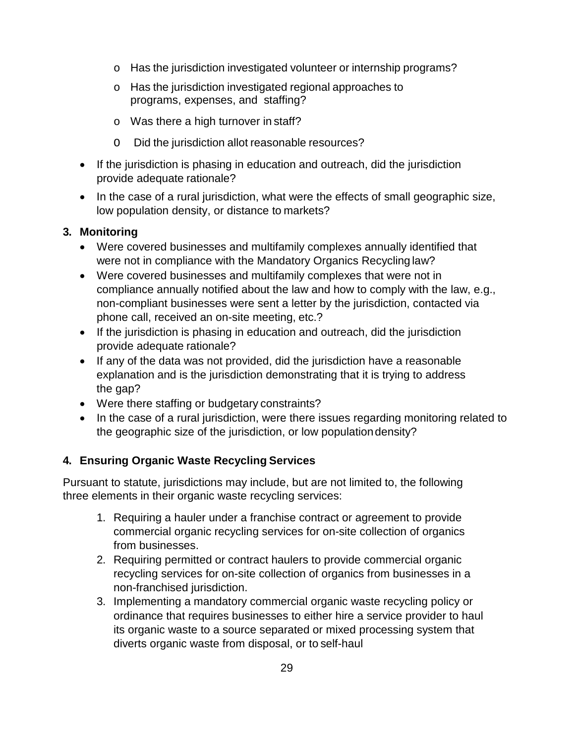- Has the jurisdiction investigated volunteer or internship programs?
  - Has the jurisdiction investigated regional approaches to programs, expenses, and staffing?
  - Was there a high turnover in staff?
  - Did the jurisdiction allot reasonable resources?
- If the jurisdiction is phasing in education and outreach, did the jurisdiction provide adequate rationale?
- In the case of a rural jurisdiction, what were the effects of small geographic size, low population density, or distance to markets?

**3. Monitoring**

- Were covered businesses and multifamily complexes annually identified that were not in compliance with the Mandatory Organics Recycling law?
- Were covered businesses and multifamily complexes that were not in compliance annually notified about the law and how to comply with the law, e.g., non-compliant businesses were sent a letter by the jurisdiction, contacted via phone call, received an on-site meeting, etc.?
- If the jurisdiction is phasing in education and outreach, did the jurisdiction provide adequate rationale?
- If any of the data was not provided, did the jurisdiction have a reasonable explanation and is the jurisdiction demonstrating that it is trying to address the gap?
- Were there staffing or budgetary constraints?
- In the case of a rural jurisdiction, were there issues regarding monitoring related to the geographic size of the jurisdiction, or low population density?

**4. Ensuring Organic Waste Recycling Services**

Pursuant to statute, jurisdictions may include, but are not limited to, the following three elements in their organic waste recycling services:

1. Requiring a hauler under a franchise contract or agreement to provide commercial organic recycling services for on-site collection of organics from businesses.
2. Requiring permitted or contract haulers to provide commercial organic recycling services for on-site collection of organics from businesses in a non-franchised jurisdiction.
3. Implementing a mandatory commercial organic waste recycling policy or ordinance that requires businesses to either hire a service provider to haul its organic waste to a source separated or mixed processing system that diverts organic waste from disposal, or to self-haul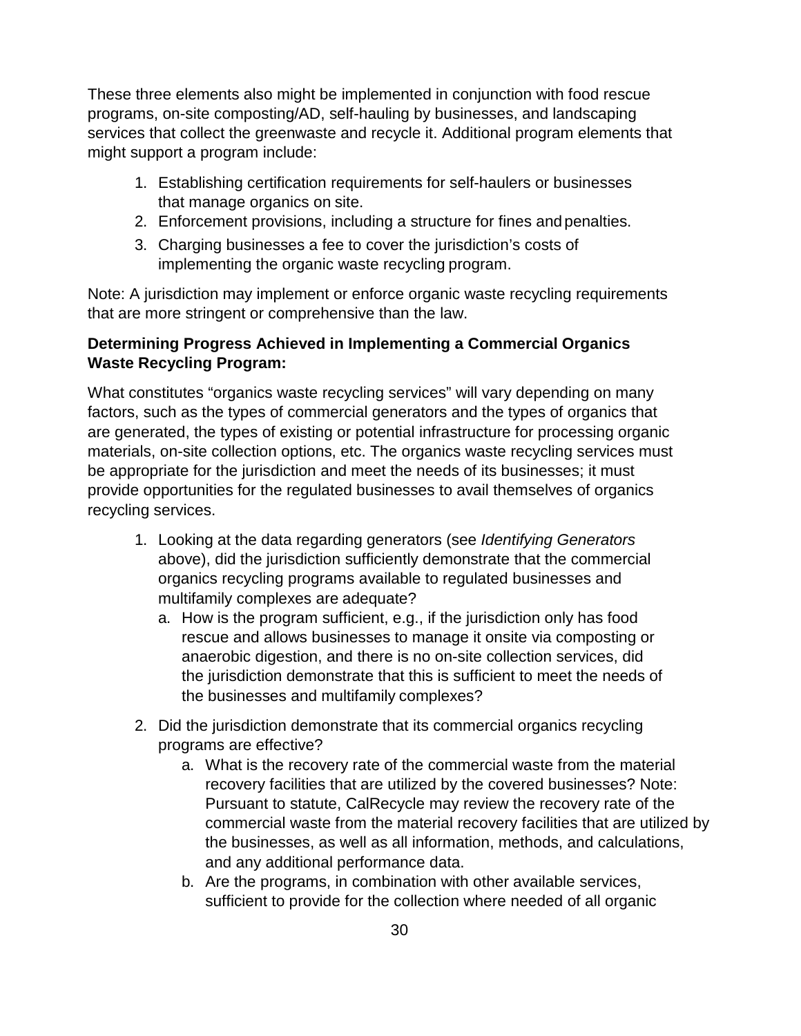These three elements also might be implemented in conjunction with food rescue programs, on-site composting/AD, self-hauling by businesses, and landscaping services that collect the greenwaste and recycle it. Additional program elements that might support a program include:

1. Establishing certification requirements for self-haulers or businesses that manage organics on site.
2. Enforcement provisions, including a structure for fines and penalties.
3. Charging businesses a fee to cover the jurisdiction's costs of implementing the organic waste recycling program.

Note: A jurisdiction may implement or enforce organic waste recycling requirements that are more stringent or comprehensive than the law.

**Determining Progress Achieved in Implementing a Commercial Organics Waste Recycling Program:**

What constitutes "organics waste recycling services" will vary depending on many factors, such as the types of commercial generators and the types of organics that are generated, the types of existing or potential infrastructure for processing organic materials, on-site collection options, etc. The organics waste recycling services must be appropriate for the jurisdiction and meet the needs of its businesses; it must provide opportunities for the regulated businesses to avail themselves of organics recycling services.

1. Looking at the data regarding generators (see *Identifying Generators* above), did the jurisdiction sufficiently demonstrate that the commercial organics recycling programs available to regulated businesses and multifamily complexes are adequate?
   a. How is the program sufficient, e.g., if the jurisdiction only has food rescue and allows businesses to manage it onsite via composting or anaerobic digestion, and there is no on-site collection services, did the jurisdiction demonstrate that this is sufficient to meet the needs of the businesses and multifamily complexes?
2. Did the jurisdiction demonstrate that its commercial organics recycling programs are effective?
   a. What is the recovery rate of the commercial waste from the material recovery facilities that are utilized by the covered businesses? Note: Pursuant to statute, CalRecycle may review the recovery rate of the commercial waste from the material recovery facilities that are utilized by the businesses, as well as all information, methods, and calculations, and any additional performance data.
   b. Are the programs, in combination with other available services, sufficient to provide for the collection where needed of all organic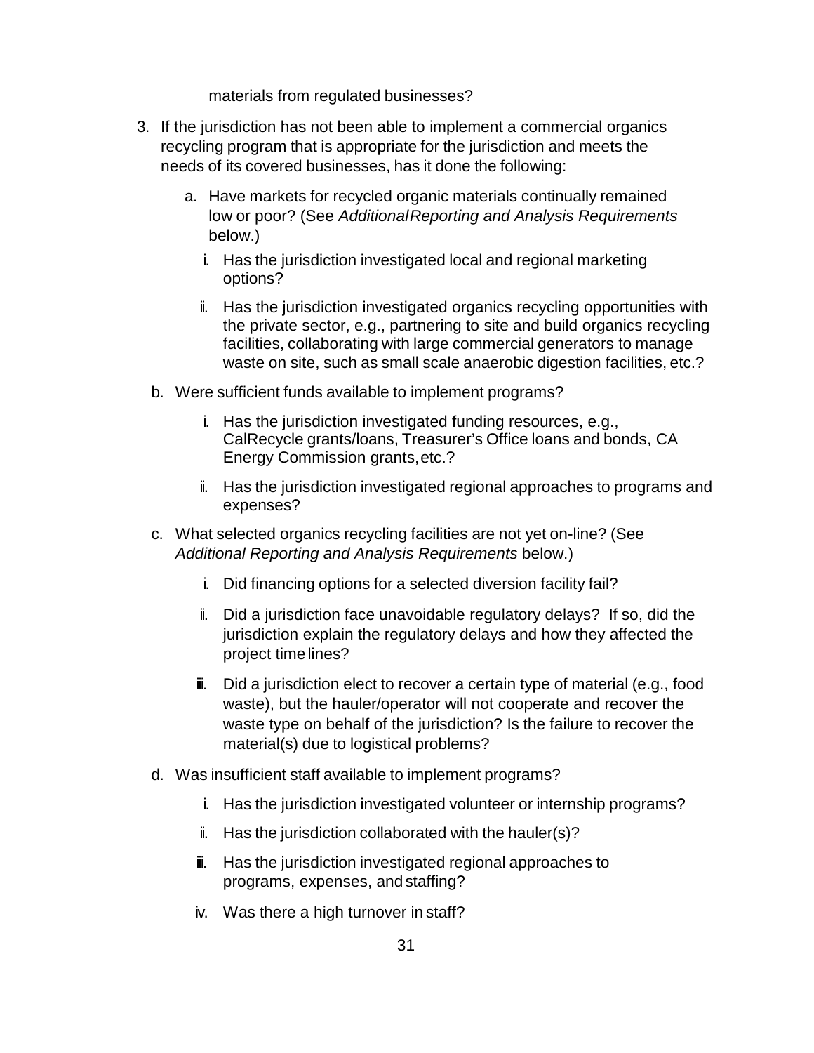materials from regulated businesses?

3. If the jurisdiction has not been able to implement a commercial organics recycling program that is appropriate for the jurisdiction and meets the needs of its covered businesses, has it done the following:

    a. Have markets for recycled organic materials continually remained low or poor? (See *Additional Reporting and Analysis Requirements* below.)

        i. Has the jurisdiction investigated local and regional marketing options?

        ii. Has the jurisdiction investigated organics recycling opportunities with the private sector, e.g., partnering to site and build organics recycling facilities, collaborating with large commercial generators to manage waste on site, such as small scale anaerobic digestion facilities, etc.?

    b. Were sufficient funds available to implement programs?

        i. Has the jurisdiction investigated funding resources, e.g., CalRecycle grants/loans, Treasurer's Office loans and bonds, CA Energy Commission grants, etc.?

        ii. Has the jurisdiction investigated regional approaches to programs and expenses?

    c. What selected organics recycling facilities are not yet on-line? (See *Additional Reporting and Analysis Requirements* below.)

        i. Did financing options for a selected diversion facility fail?

        ii. Did a jurisdiction face unavoidable regulatory delays? If so, did the jurisdiction explain the regulatory delays and how they affected the project time lines?

        iii. Did a jurisdiction elect to recover a certain type of material (e.g., food waste), but the hauler/operator will not cooperate and recover the waste type on behalf of the jurisdiction? Is the failure to recover the material(s) due to logistical problems?

    d. Was insufficient staff available to implement programs?

        i. Has the jurisdiction investigated volunteer or internship programs?

        ii. Has the jurisdiction collaborated with the hauler(s)?

        iii. Has the jurisdiction investigated regional approaches to programs, expenses, and staffing?

        iv. Was there a high turnover in staff?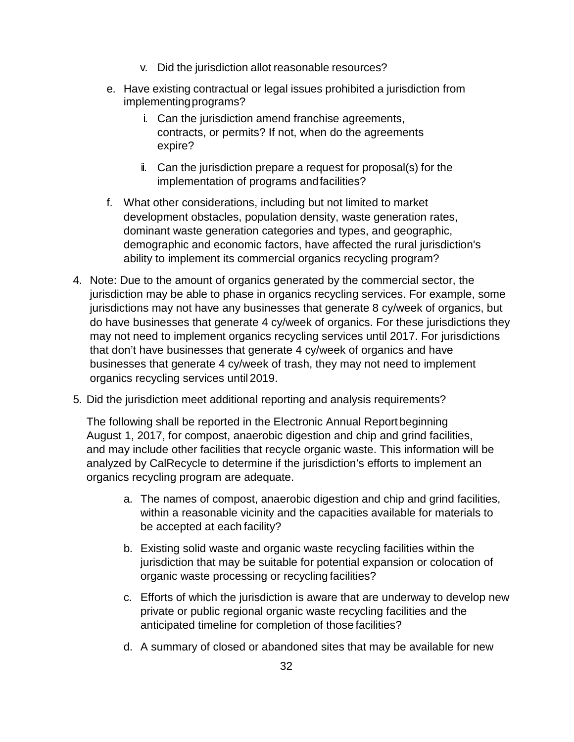v. Did the jurisdiction allot reasonable resources?

e. Have existing contractual or legal issues prohibited a jurisdiction from implementing programs?

   i. Can the jurisdiction amend franchise agreements, contracts, or permits? If not, when do the agreements expire?

   ii. Can the jurisdiction prepare a request for proposal(s) for the implementation of programs and facilities?

f. What other considerations, including but not limited to market development obstacles, population density, waste generation rates, dominant waste generation categories and types, and geographic, demographic and economic factors, have affected the rural jurisdiction's ability to implement its commercial organics recycling program?

4. Note: Due to the amount of organics generated by the commercial sector, the jurisdiction may be able to phase in organics recycling services. For example, some jurisdictions may not have any businesses that generate 8 cy/week of organics, but do have businesses that generate 4 cy/week of organics. For these jurisdictions they may not need to implement organics recycling services until 2017. For jurisdictions that don't have businesses that generate 4 cy/week of organics and have businesses that generate 4 cy/week of trash, they may not need to implement organics recycling services until 2019.

5. Did the jurisdiction meet additional reporting and analysis requirements?

   The following shall be reported in the Electronic Annual Report beginning August 1, 2017, for compost, anaerobic digestion and chip and grind facilities, and may include other facilities that recycle organic waste. This information will be analyzed by CalRecycle to determine if the jurisdiction's efforts to implement an organics recycling program are adequate.

   a. The names of compost, anaerobic digestion and chip and grind facilities, within a reasonable vicinity and the capacities available for materials to be accepted at each facility?

   b. Existing solid waste and organic waste recycling facilities within the jurisdiction that may be suitable for potential expansion or colocation of organic waste processing or recycling facilities?

   c. Efforts of which the jurisdiction is aware that are underway to develop new private or public regional organic waste recycling facilities and the anticipated timeline for completion of those facilities?

   d. A summary of closed or abandoned sites that may be available for new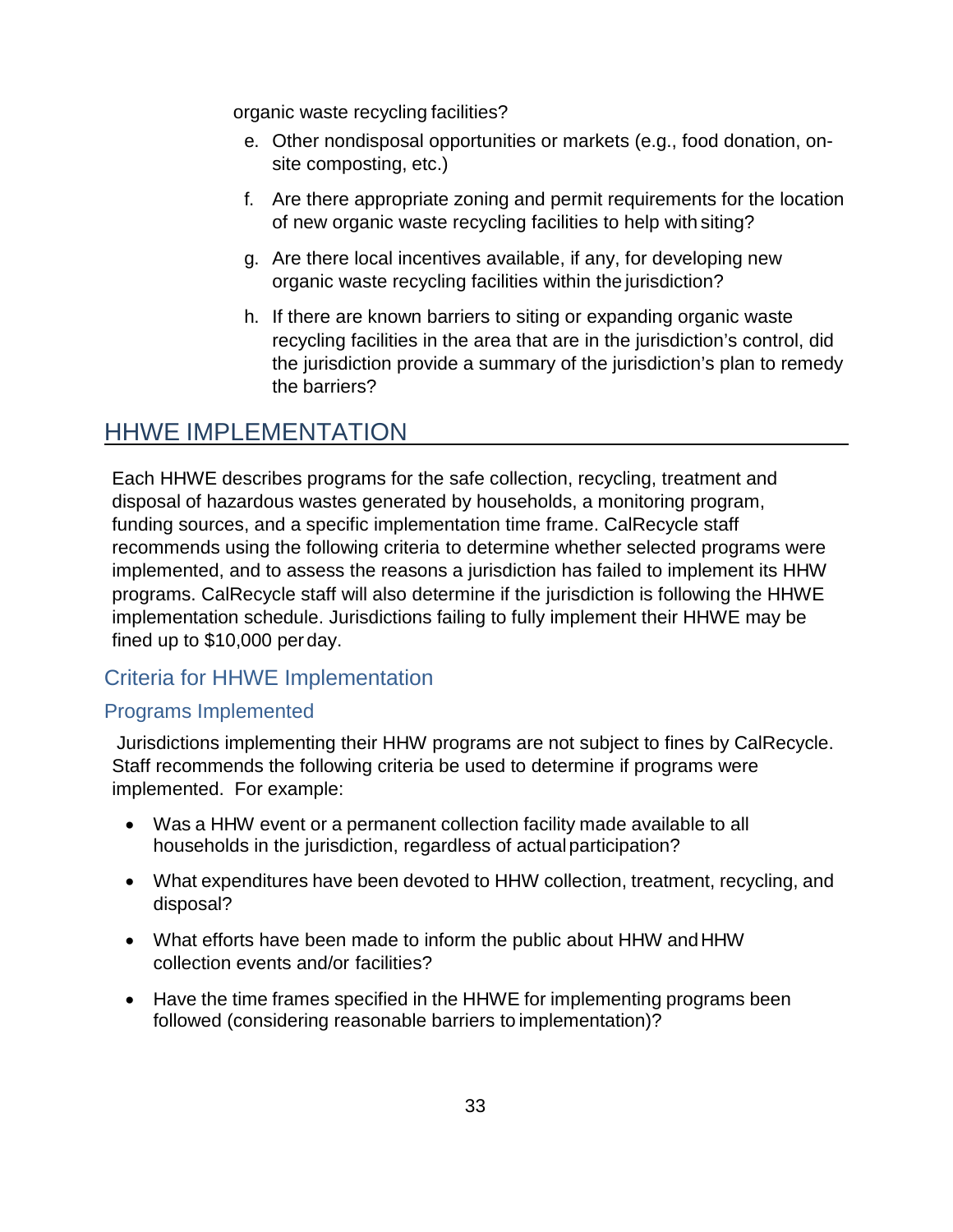organic waste recycling facilities?

e. Other nondisposal opportunities or markets (e.g., food donation, on-site composting, etc.)

f. Are there appropriate zoning and permit requirements for the location of new organic waste recycling facilities to help with siting?

g. Are there local incentives available, if any, for developing new organic waste recycling facilities within the jurisdiction?

h. If there are known barriers to siting or expanding organic waste recycling facilities in the area that are in the jurisdiction's control, did the jurisdiction provide a summary of the jurisdiction's plan to remedy the barriers?

# HHWE IMPLEMENTATION

Each HHWE describes programs for the safe collection, recycling, treatment and disposal of hazardous wastes generated by households, a monitoring program, funding sources, and a specific implementation time frame. CalRecycle staff recommends using the following criteria to determine whether selected programs were implemented, and to assess the reasons a jurisdiction has failed to implement its HHW programs. CalRecycle staff will also determine if the jurisdiction is following the HHWE implementation schedule. Jurisdictions failing to fully implement their HHWE may be fined up to $10,000 per day.

## Criteria for HHWE Implementation

### Programs Implemented

Jurisdictions implementing their HHW programs are not subject to fines by CalRecycle. Staff recommends the following criteria be used to determine if programs were implemented. For example:

- Was a HHW event or a permanent collection facility made available to all households in the jurisdiction, regardless of actual participation?
- What expenditures have been devoted to HHW collection, treatment, recycling, and disposal?
- What efforts have been made to inform the public about HHW and HHW collection events and/or facilities?
- Have the time frames specified in the HHWE for implementing programs been followed (considering reasonable barriers to implementation)?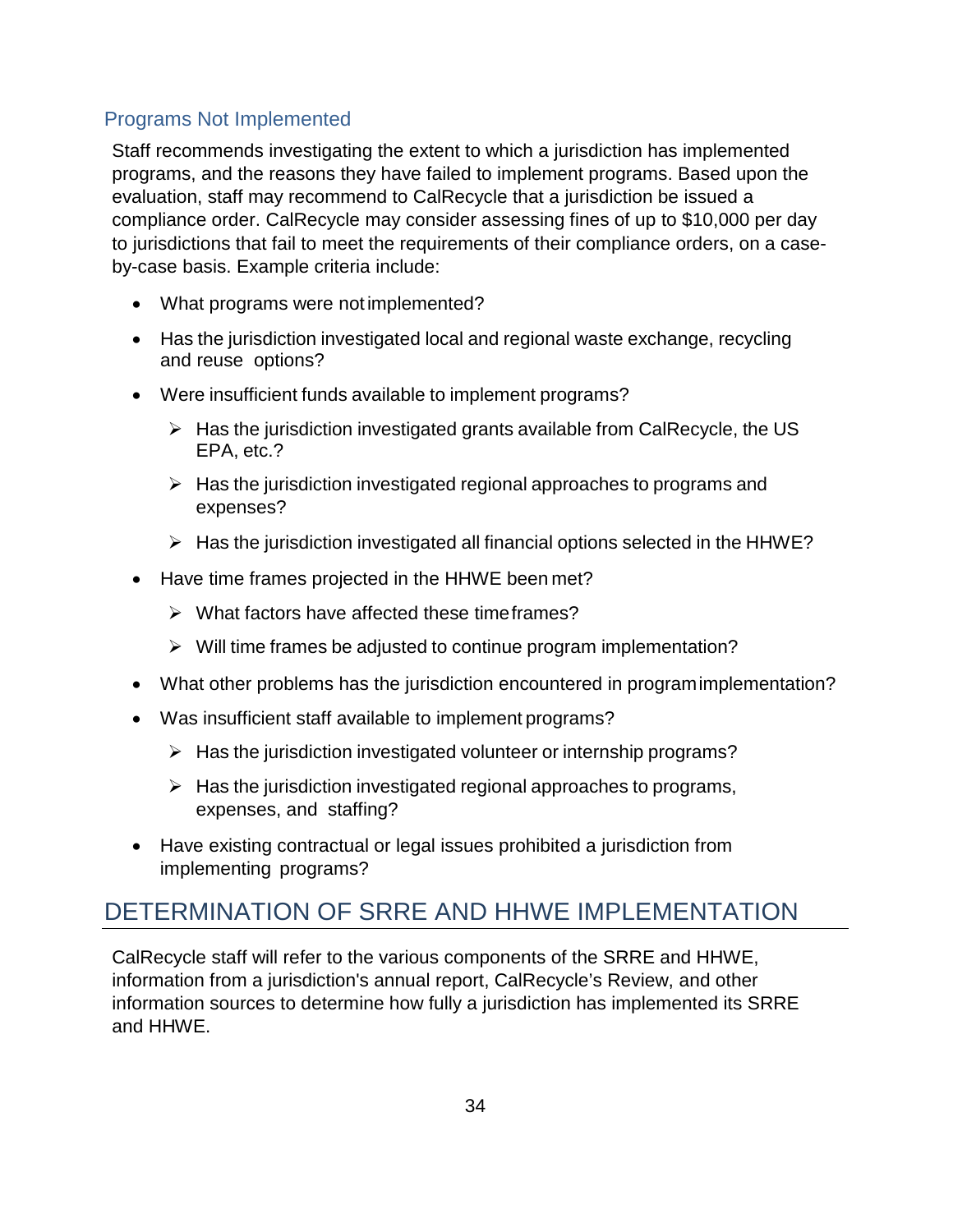### Programs Not Implemented

Staff recommends investigating the extent to which a jurisdiction has implemented programs, and the reasons they have failed to implement programs. Based upon the evaluation, staff may recommend to CalRecycle that a jurisdiction be issued a compliance order. CalRecycle may consider assessing fines of up to $10,000 per day to jurisdictions that fail to meet the requirements of their compliance orders, on a case-by-case basis. Example criteria include:

- What programs were not implemented?
- Has the jurisdiction investigated local and regional waste exchange, recycling and reuse options?
- Were insufficient funds available to implement programs?
  - Has the jurisdiction investigated grants available from CalRecycle, the US EPA, etc.?
  - Has the jurisdiction investigated regional approaches to programs and expenses?
  - Has the jurisdiction investigated all financial options selected in the HHWE?
- Have time frames projected in the HHWE been met?
  - What factors have affected these time frames?
  - Will time frames be adjusted to continue program implementation?
- What other problems has the jurisdiction encountered in program implementation?
- Was insufficient staff available to implement programs?
  - Has the jurisdiction investigated volunteer or internship programs?
  - Has the jurisdiction investigated regional approaches to programs, expenses, and staffing?
- Have existing contractual or legal issues prohibited a jurisdiction from implementing programs?

## DETERMINATION OF SRRE AND HHWE IMPLEMENTATION

CalRecycle staff will refer to the various components of the SRRE and HHWE, information from a jurisdiction's annual report, CalRecycle's Review, and other information sources to determine how fully a jurisdiction has implemented its SRRE and HHWE.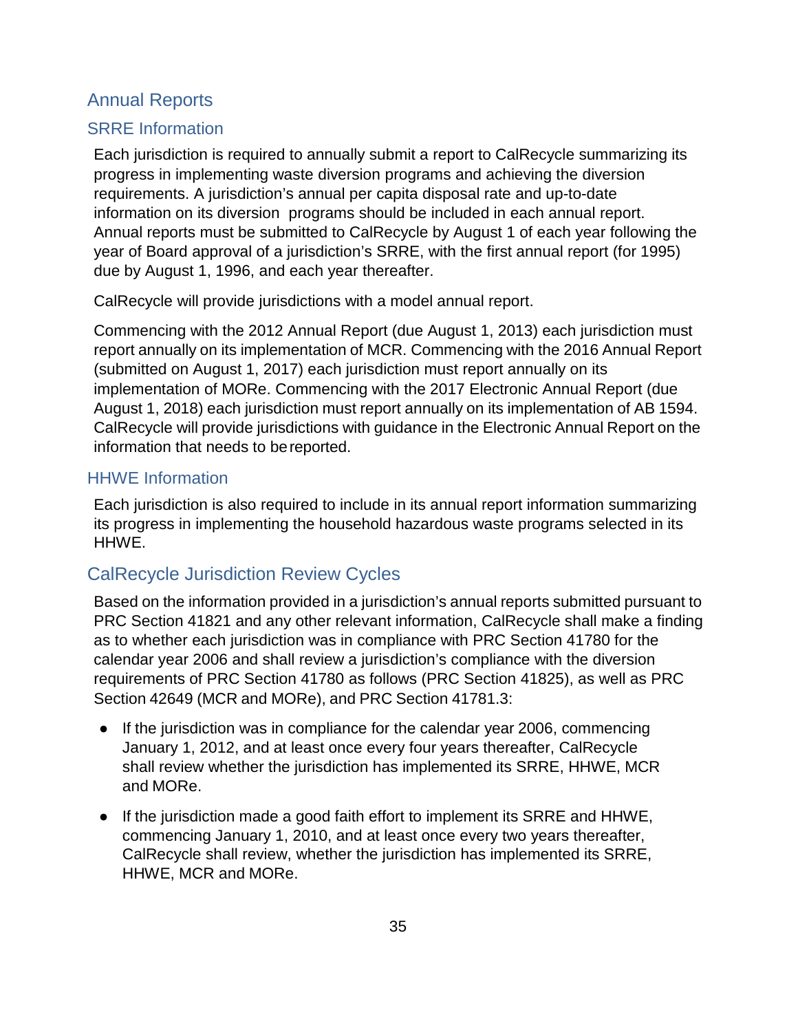## Annual Reports

### SRRE Information

Each jurisdiction is required to annually submit a report to CalRecycle summarizing its progress in implementing waste diversion programs and achieving the diversion requirements. A jurisdiction's annual per capita disposal rate and up-to-date information on its diversion programs should be included in each annual report. Annual reports must be submitted to CalRecycle by August 1 of each year following the year of Board approval of a jurisdiction's SRRE, with the first annual report (for 1995) due by August 1, 1996, and each year thereafter.

CalRecycle will provide jurisdictions with a model annual report.

Commencing with the 2012 Annual Report (due August 1, 2013) each jurisdiction must report annually on its implementation of MCR. Commencing with the 2016 Annual Report (submitted on August 1, 2017) each jurisdiction must report annually on its implementation of MORe. Commencing with the 2017 Electronic Annual Report (due August 1, 2018) each jurisdiction must report annually on its implementation of AB 1594. CalRecycle will provide jurisdictions with guidance in the Electronic Annual Report on the information that needs to be reported.

### HHWE Information

Each jurisdiction is also required to include in its annual report information summarizing its progress in implementing the household hazardous waste programs selected in its HHWE.

## CalRecycle Jurisdiction Review Cycles

Based on the information provided in a jurisdiction's annual reports submitted pursuant to PRC Section 41821 and any other relevant information, CalRecycle shall make a finding as to whether each jurisdiction was in compliance with PRC Section 41780 for the calendar year 2006 and shall review a jurisdiction's compliance with the diversion requirements of PRC Section 41780 as follows (PRC Section 41825), as well as PRC Section 42649 (MCR and MORe), and PRC Section 41781.3:

- If the jurisdiction was in compliance for the calendar year 2006, commencing January 1, 2012, and at least once every four years thereafter, CalRecycle shall review whether the jurisdiction has implemented its SRRE, HHWE, MCR and MORe.
- If the jurisdiction made a good faith effort to implement its SRRE and HHWE, commencing January 1, 2010, and at least once every two years thereafter, CalRecycle shall review, whether the jurisdiction has implemented its SRRE, HHWE, MCR and MORe.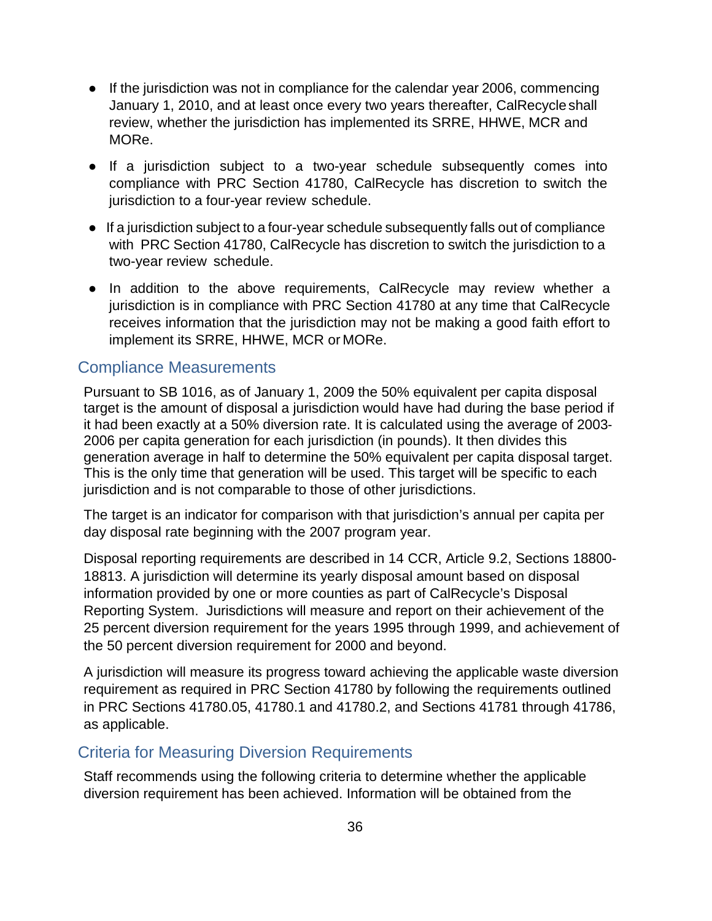- If the jurisdiction was not in compliance for the calendar year 2006, commencing January 1, 2010, and at least once every two years thereafter, CalRecycle shall review, whether the jurisdiction has implemented its SRRE, HHWE, MCR and MORe.
- If a jurisdiction subject to a two-year schedule subsequently comes into compliance with PRC Section 41780, CalRecycle has discretion to switch the jurisdiction to a four-year review schedule.
- If a jurisdiction subject to a four-year schedule subsequently falls out of compliance with PRC Section 41780, CalRecycle has discretion to switch the jurisdiction to a two-year review schedule.
- In addition to the above requirements, CalRecycle may review whether a jurisdiction is in compliance with PRC Section 41780 at any time that CalRecycle receives information that the jurisdiction may not be making a good faith effort to implement its SRRE, HHWE, MCR or MORe.

## Compliance Measurements

Pursuant to SB 1016, as of January 1, 2009 the 50% equivalent per capita disposal target is the amount of disposal a jurisdiction would have had during the base period if it had been exactly at a 50% diversion rate. It is calculated using the average of 2003-2006 per capita generation for each jurisdiction (in pounds). It then divides this generation average in half to determine the 50% equivalent per capita disposal target. This is the only time that generation will be used. This target will be specific to each jurisdiction and is not comparable to those of other jurisdictions.

The target is an indicator for comparison with that jurisdiction's annual per capita per day disposal rate beginning with the 2007 program year.

Disposal reporting requirements are described in 14 CCR, Article 9.2, Sections 18800-18813. A jurisdiction will determine its yearly disposal amount based on disposal information provided by one or more counties as part of CalRecycle's Disposal Reporting System. Jurisdictions will measure and report on their achievement of the 25 percent diversion requirement for the years 1995 through 1999, and achievement of the 50 percent diversion requirement for 2000 and beyond.

A jurisdiction will measure its progress toward achieving the applicable waste diversion requirement as required in PRC Section 41780 by following the requirements outlined in PRC Sections 41780.05, 41780.1 and 41780.2, and Sections 41781 through 41786, as applicable.

## Criteria for Measuring Diversion Requirements

Staff recommends using the following criteria to determine whether the applicable diversion requirement has been achieved. Information will be obtained from the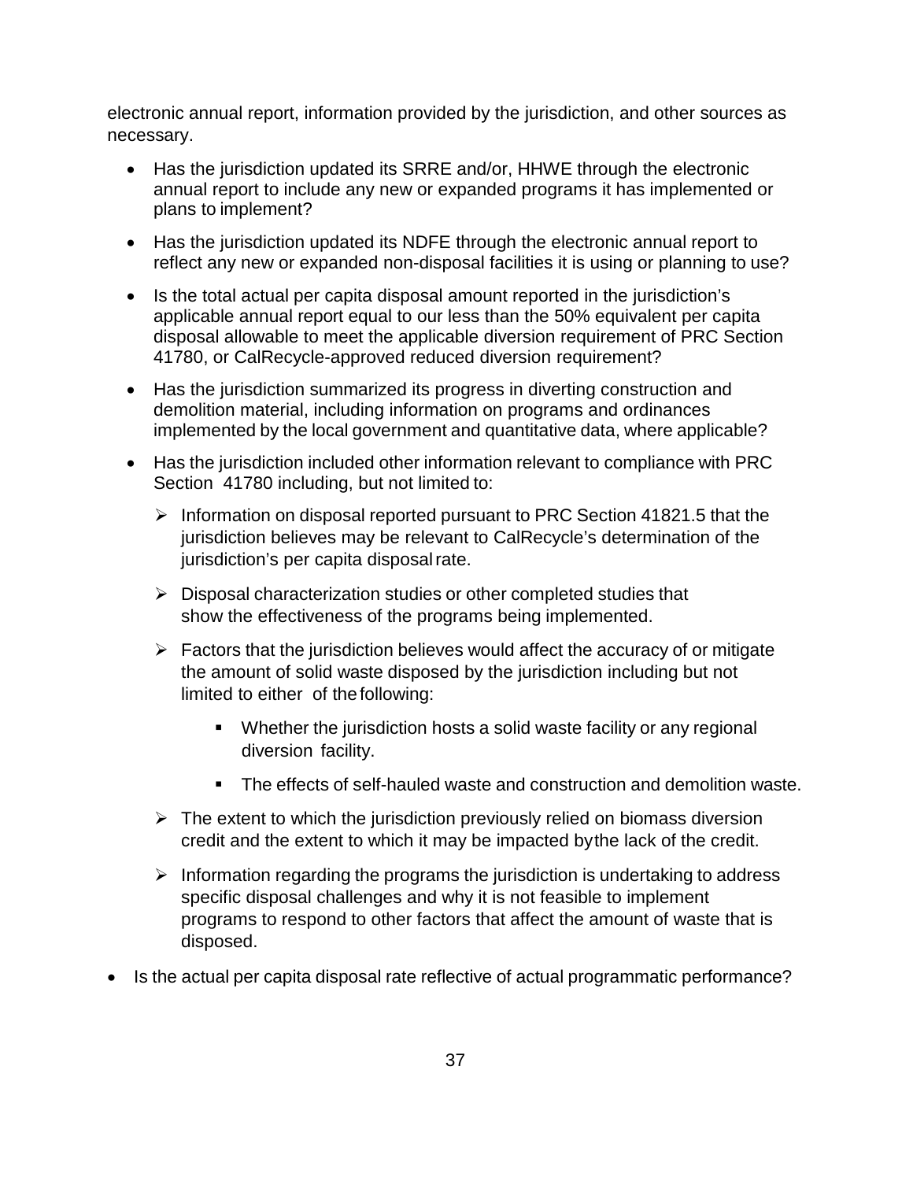electronic annual report, information provided by the jurisdiction, and other sources as necessary.

- Has the jurisdiction updated its SRRE and/or, HHWE through the electronic annual report to include any new or expanded programs it has implemented or plans to implement?
- Has the jurisdiction updated its NDFE through the electronic annual report to reflect any new or expanded non-disposal facilities it is using or planning to use?
- Is the total actual per capita disposal amount reported in the jurisdiction's applicable annual report equal to our less than the 50% equivalent per capita disposal allowable to meet the applicable diversion requirement of PRC Section 41780, or CalRecycle-approved reduced diversion requirement?
- Has the jurisdiction summarized its progress in diverting construction and demolition material, including information on programs and ordinances implemented by the local government and quantitative data, where applicable?
- Has the jurisdiction included other information relevant to compliance with PRC Section 41780 including, but not limited to:
  - Information on disposal reported pursuant to PRC Section 41821.5 that the jurisdiction believes may be relevant to CalRecycle's determination of the jurisdiction's per capita disposal rate.
  - Disposal characterization studies or other completed studies that show the effectiveness of the programs being implemented.
  - Factors that the jurisdiction believes would affect the accuracy of or mitigate the amount of solid waste disposed by the jurisdiction including but not limited to either of the following:
    - Whether the jurisdiction hosts a solid waste facility or any regional diversion facility.
    - The effects of self-hauled waste and construction and demolition waste.
  - The extent to which the jurisdiction previously relied on biomass diversion credit and the extent to which it may be impacted by the lack of the credit.
  - Information regarding the programs the jurisdiction is undertaking to address specific disposal challenges and why it is not feasible to implement programs to respond to other factors that affect the amount of waste that is disposed.
- Is the actual per capita disposal rate reflective of actual programmatic performance?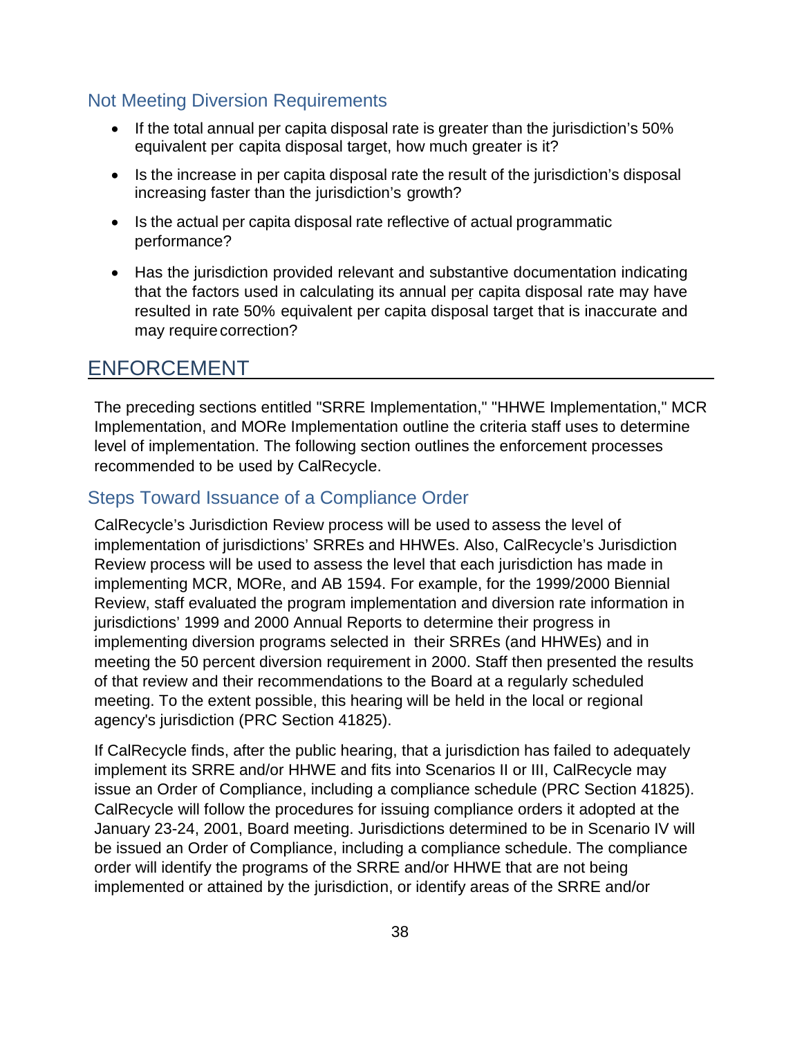### Not Meeting Diversion Requirements

- If the total annual per capita disposal rate is greater than the jurisdiction's 50% equivalent per capita disposal target, how much greater is it?
- Is the increase in per capita disposal rate the result of the jurisdiction's disposal increasing faster than the jurisdiction's growth?
- Is the actual per capita disposal rate reflective of actual programmatic performance?
- Has the jurisdiction provided relevant and substantive documentation indicating that the factors used in calculating its annual per capita disposal rate may have resulted in rate 50% equivalent per capita disposal target that is inaccurate and may require correction?

## ENFORCEMENT

The preceding sections entitled "SRRE Implementation," "HHWE Implementation," MCR Implementation, and MORe Implementation outline the criteria staff uses to determine level of implementation. The following section outlines the enforcement processes recommended to be used by CalRecycle.

### Steps Toward Issuance of a Compliance Order

CalRecycle's Jurisdiction Review process will be used to assess the level of implementation of jurisdictions' SRREs and HHWEs. Also, CalRecycle's Jurisdiction Review process will be used to assess the level that each jurisdiction has made in implementing MCR, MORe, and AB 1594. For example, for the 1999/2000 Biennial Review, staff evaluated the program implementation and diversion rate information in jurisdictions' 1999 and 2000 Annual Reports to determine their progress in implementing diversion programs selected in their SRREs (and HHWEs) and in meeting the 50 percent diversion requirement in 2000. Staff then presented the results of that review and their recommendations to the Board at a regularly scheduled meeting. To the extent possible, this hearing will be held in the local or regional agency's jurisdiction (PRC Section 41825).

If CalRecycle finds, after the public hearing, that a jurisdiction has failed to adequately implement its SRRE and/or HHWE and fits into Scenarios II or III, CalRecycle may issue an Order of Compliance, including a compliance schedule (PRC Section 41825). CalRecycle will follow the procedures for issuing compliance orders it adopted at the January 23-24, 2001, Board meeting. Jurisdictions determined to be in Scenario IV will be issued an Order of Compliance, including a compliance schedule. The compliance order will identify the programs of the SRRE and/or HHWE that are not being implemented or attained by the jurisdiction, or identify areas of the SRRE and/or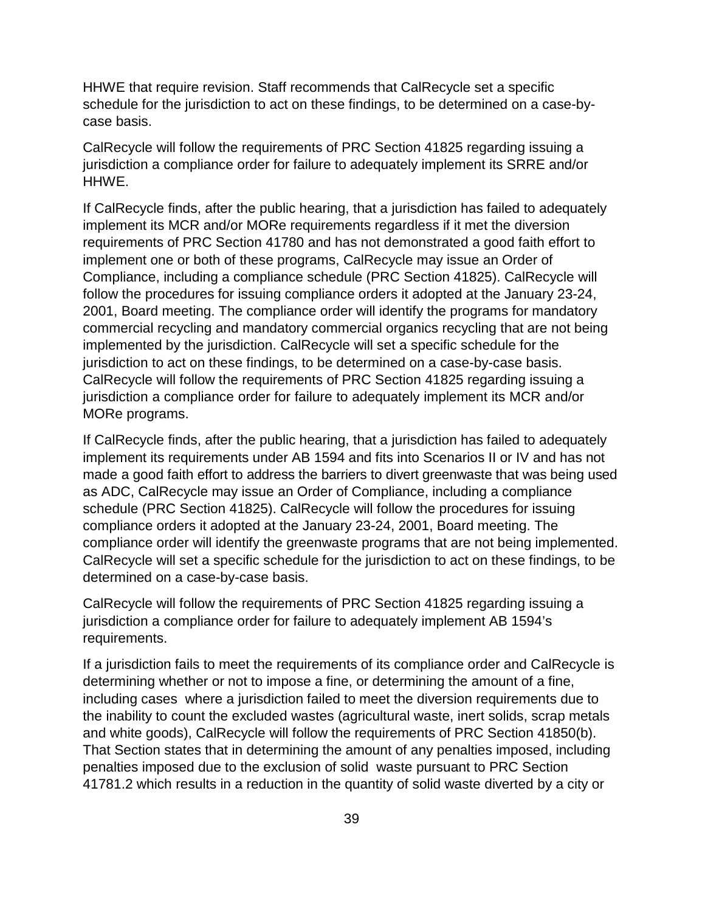HHWE that require revision. Staff recommends that CalRecycle set a specific schedule for the jurisdiction to act on these findings, to be determined on a case-by-case basis.

CalRecycle will follow the requirements of PRC Section 41825 regarding issuing a jurisdiction a compliance order for failure to adequately implement its SRRE and/or HHWE.

If CalRecycle finds, after the public hearing, that a jurisdiction has failed to adequately implement its MCR and/or MORe requirements regardless if it met the diversion requirements of PRC Section 41780 and has not demonstrated a good faith effort to implement one or both of these programs, CalRecycle may issue an Order of Compliance, including a compliance schedule (PRC Section 41825). CalRecycle will follow the procedures for issuing compliance orders it adopted at the January 23-24, 2001, Board meeting. The compliance order will identify the programs for mandatory commercial recycling and mandatory commercial organics recycling that are not being implemented by the jurisdiction. CalRecycle will set a specific schedule for the jurisdiction to act on these findings, to be determined on a case-by-case basis. CalRecycle will follow the requirements of PRC Section 41825 regarding issuing a jurisdiction a compliance order for failure to adequately implement its MCR and/or MORe programs.

If CalRecycle finds, after the public hearing, that a jurisdiction has failed to adequately implement its requirements under AB 1594 and fits into Scenarios II or IV and has not made a good faith effort to address the barriers to divert greenwaste that was being used as ADC, CalRecycle may issue an Order of Compliance, including a compliance schedule (PRC Section 41825). CalRecycle will follow the procedures for issuing compliance orders it adopted at the January 23-24, 2001, Board meeting. The compliance order will identify the greenwaste programs that are not being implemented. CalRecycle will set a specific schedule for the jurisdiction to act on these findings, to be determined on a case-by-case basis.

CalRecycle will follow the requirements of PRC Section 41825 regarding issuing a jurisdiction a compliance order for failure to adequately implement AB 1594's requirements.

If a jurisdiction fails to meet the requirements of its compliance order and CalRecycle is determining whether or not to impose a fine, or determining the amount of a fine, including cases where a jurisdiction failed to meet the diversion requirements due to the inability to count the excluded wastes (agricultural waste, inert solids, scrap metals and white goods), CalRecycle will follow the requirements of PRC Section 41850(b). That Section states that in determining the amount of any penalties imposed, including penalties imposed due to the exclusion of solid waste pursuant to PRC Section 41781.2 which results in a reduction in the quantity of solid waste diverted by a city or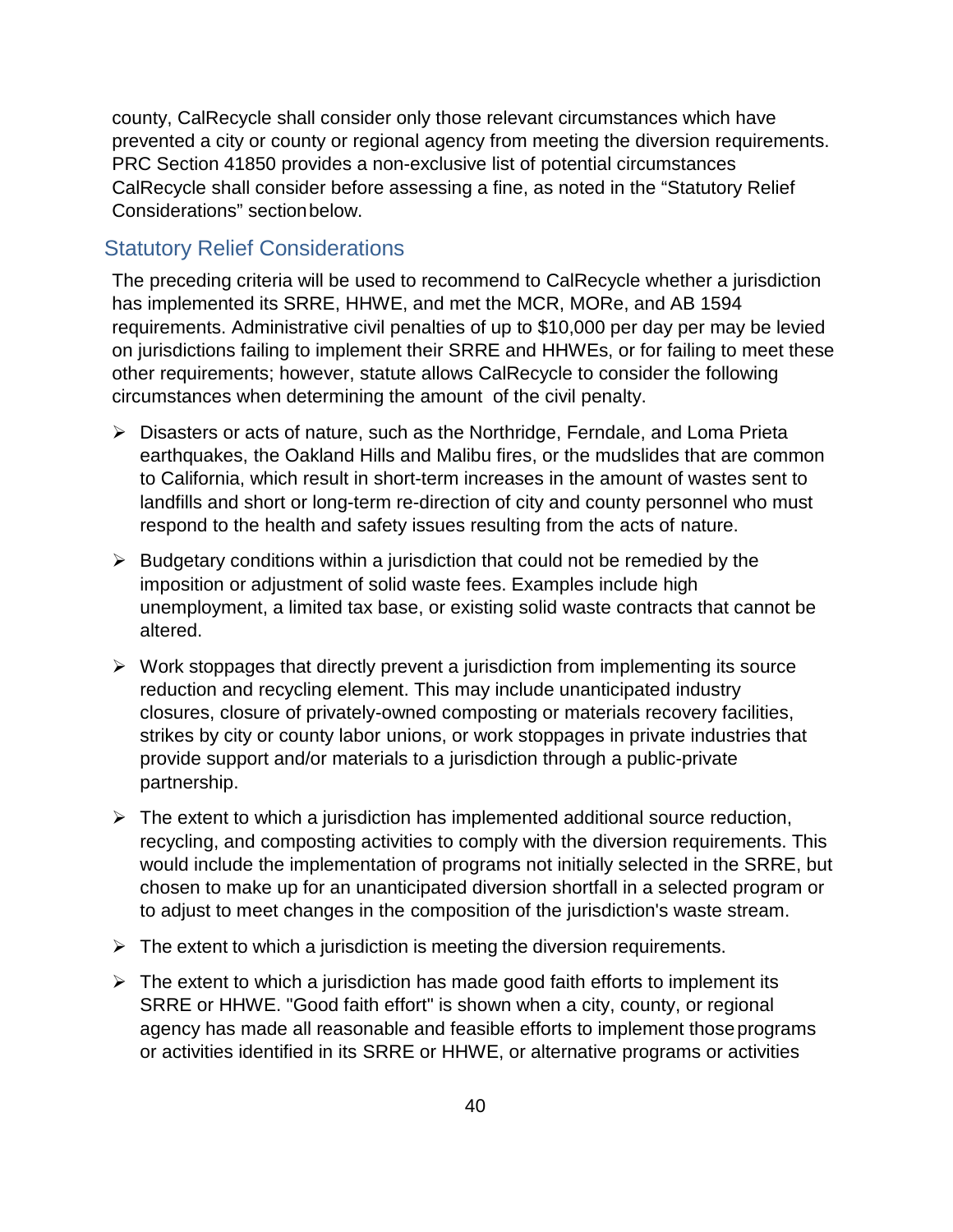county, CalRecycle shall consider only those relevant circumstances which have prevented a city or county or regional agency from meeting the diversion requirements. PRC Section 41850 provides a non-exclusive list of potential circumstances CalRecycle shall consider before assessing a fine, as noted in the "Statutory Relief Considerations" section below.

## Statutory Relief Considerations

The preceding criteria will be used to recommend to CalRecycle whether a jurisdiction has implemented its SRRE, HHWE, and met the MCR, MORe, and AB 1594 requirements. Administrative civil penalties of up to $10,000 per day per may be levied on jurisdictions failing to implement their SRRE and HHWEs, or for failing to meet these other requirements; however, statute allows CalRecycle to consider the following circumstances when determining the amount of the civil penalty.

- Disasters or acts of nature, such as the Northridge, Ferndale, and Loma Prieta earthquakes, the Oakland Hills and Malibu fires, or the mudslides that are common to California, which result in short-term increases in the amount of wastes sent to landfills and short or long-term re-direction of city and county personnel who must respond to the health and safety issues resulting from the acts of nature.
- Budgetary conditions within a jurisdiction that could not be remedied by the imposition or adjustment of solid waste fees. Examples include high unemployment, a limited tax base, or existing solid waste contracts that cannot be altered.
- Work stoppages that directly prevent a jurisdiction from implementing its source reduction and recycling element. This may include unanticipated industry closures, closure of privately-owned composting or materials recovery facilities, strikes by city or county labor unions, or work stoppages in private industries that provide support and/or materials to a jurisdiction through a public-private partnership.
- The extent to which a jurisdiction has implemented additional source reduction, recycling, and composting activities to comply with the diversion requirements. This would include the implementation of programs not initially selected in the SRRE, but chosen to make up for an unanticipated diversion shortfall in a selected program or to adjust to meet changes in the composition of the jurisdiction's waste stream.
- The extent to which a jurisdiction is meeting the diversion requirements.
- The extent to which a jurisdiction has made good faith efforts to implement its SRRE or HHWE. "Good faith effort" is shown when a city, county, or regional agency has made all reasonable and feasible efforts to implement those programs or activities identified in its SRRE or HHWE, or alternative programs or activities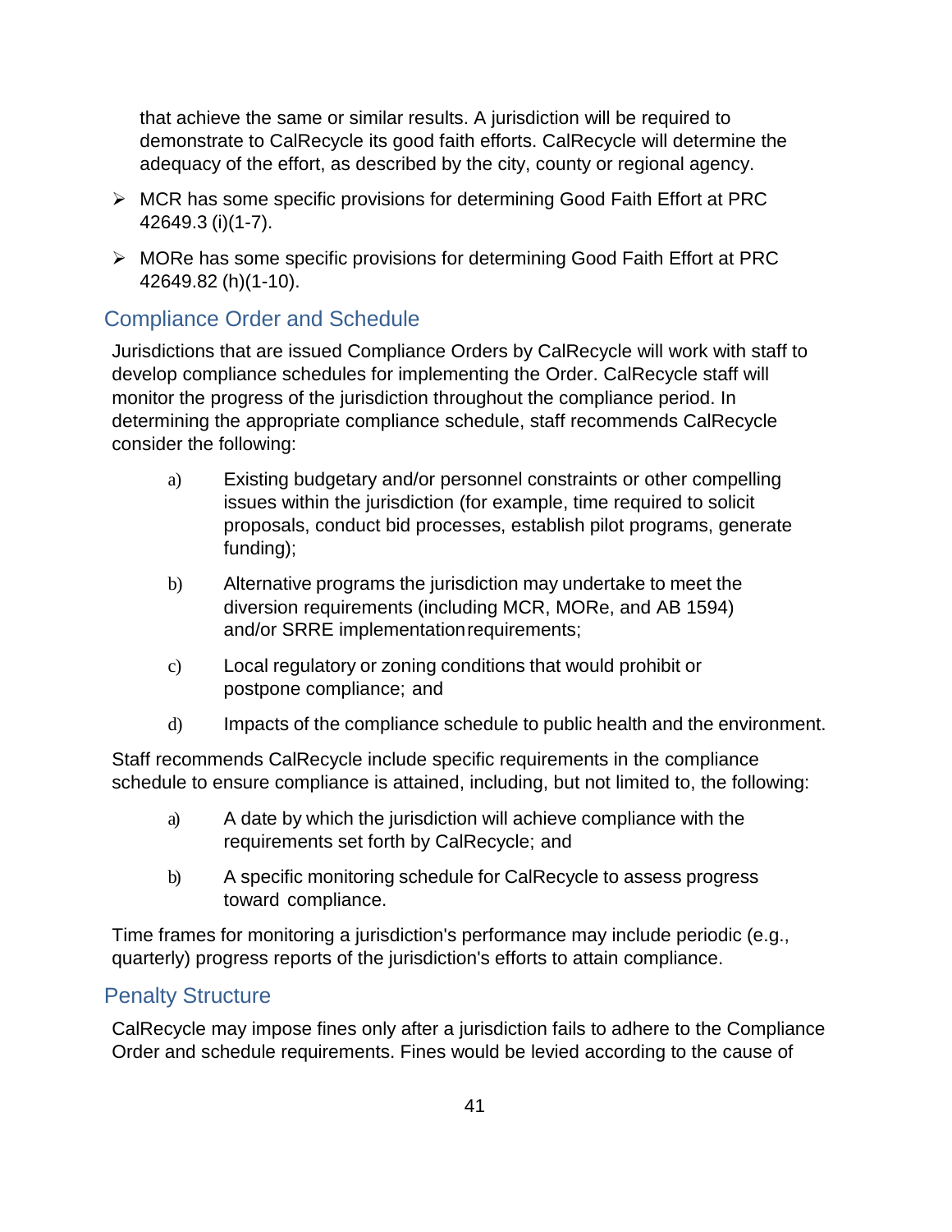that achieve the same or similar results. A jurisdiction will be required to demonstrate to CalRecycle its good faith efforts. CalRecycle will determine the adequacy of the effort, as described by the city, county or regional agency.

- MCR has some specific provisions for determining Good Faith Effort at PRC 42649.3 (i)(1-7).
- MORe has some specific provisions for determining Good Faith Effort at PRC 42649.82 (h)(1-10).

## Compliance Order and Schedule

Jurisdictions that are issued Compliance Orders by CalRecycle will work with staff to develop compliance schedules for implementing the Order. CalRecycle staff will monitor the progress of the jurisdiction throughout the compliance period. In determining the appropriate compliance schedule, staff recommends CalRecycle consider the following:

a) Existing budgetary and/or personnel constraints or other compelling issues within the jurisdiction (for example, time required to solicit proposals, conduct bid processes, establish pilot programs, generate funding);

b) Alternative programs the jurisdiction may undertake to meet the diversion requirements (including MCR, MORe, and AB 1594) and/or SRRE implementation requirements;

c) Local regulatory or zoning conditions that would prohibit or postpone compliance; and

d) Impacts of the compliance schedule to public health and the environment.

Staff recommends CalRecycle include specific requirements in the compliance schedule to ensure compliance is attained, including, but not limited to, the following:

a) A date by which the jurisdiction will achieve compliance with the requirements set forth by CalRecycle; and

b) A specific monitoring schedule for CalRecycle to assess progress toward compliance.

Time frames for monitoring a jurisdiction's performance may include periodic (e.g., quarterly) progress reports of the jurisdiction's efforts to attain compliance.

## Penalty Structure

CalRecycle may impose fines only after a jurisdiction fails to adhere to the Compliance Order and schedule requirements. Fines would be levied according to the cause of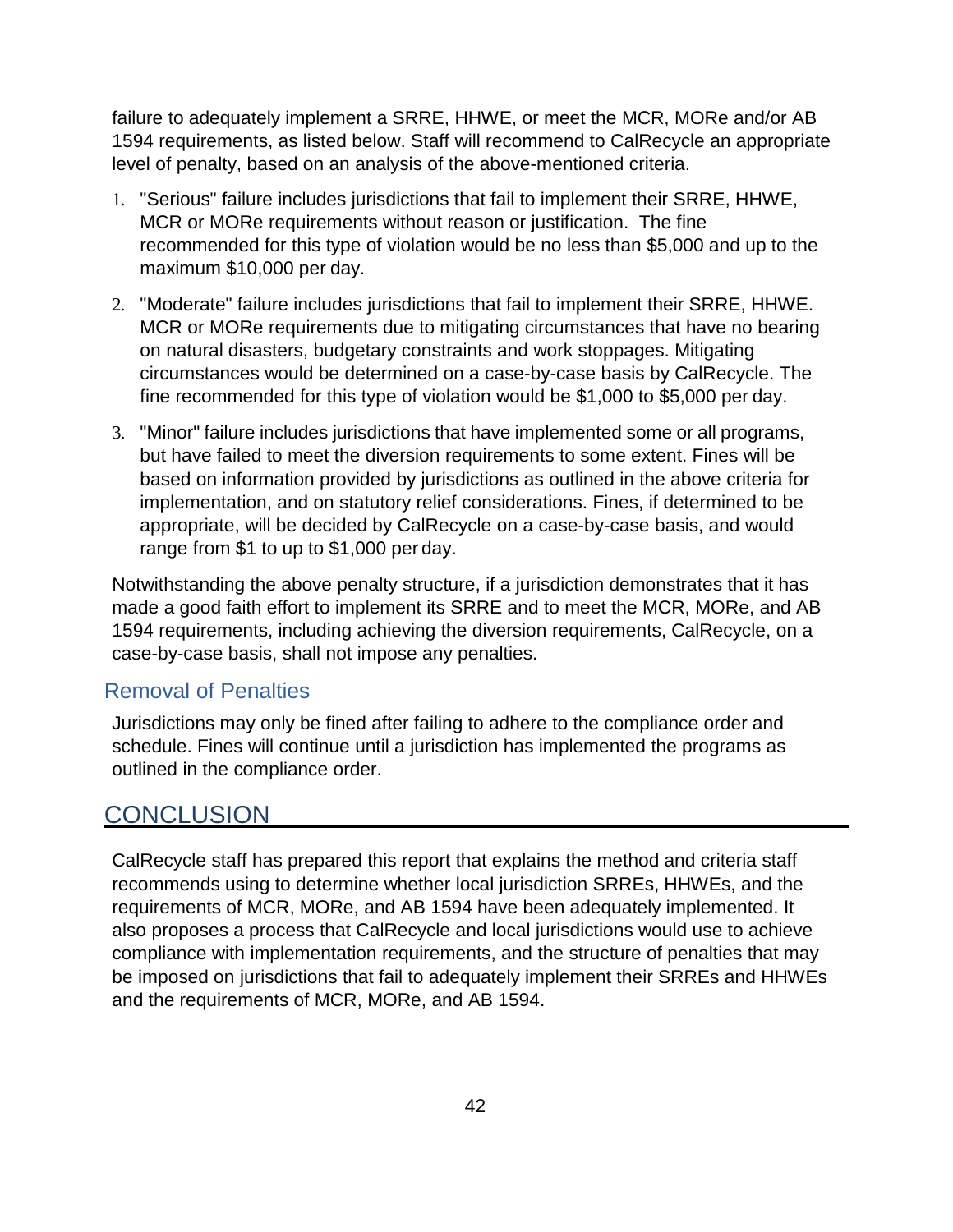failure to adequately implement a SRRE, HHWE, or meet the MCR, MORe and/or AB 1594 requirements, as listed below. Staff will recommend to CalRecycle an appropriate level of penalty, based on an analysis of the above-mentioned criteria.

1. "Serious" failure includes jurisdictions that fail to implement their SRRE, HHWE, MCR or MORe requirements without reason or justification. The fine recommended for this type of violation would be no less than $5,000 and up to the maximum $10,000 per day.
2. "Moderate" failure includes jurisdictions that fail to implement their SRRE, HHWE. MCR or MORe requirements due to mitigating circumstances that have no bearing on natural disasters, budgetary constraints and work stoppages. Mitigating circumstances would be determined on a case-by-case basis by CalRecycle. The fine recommended for this type of violation would be $1,000 to $5,000 per day.
3. "Minor" failure includes jurisdictions that have implemented some or all programs, but have failed to meet the diversion requirements to some extent. Fines will be based on information provided by jurisdictions as outlined in the above criteria for implementation, and on statutory relief considerations. Fines, if determined to be appropriate, will be decided by CalRecycle on a case-by-case basis, and would range from $1 to up to $1,000 per day.

Notwithstanding the above penalty structure, if a jurisdiction demonstrates that it has made a good faith effort to implement its SRRE and to meet the MCR, MORe, and AB 1594 requirements, including achieving the diversion requirements, CalRecycle, on a case-by-case basis, shall not impose any penalties.

### Removal of Penalties

Jurisdictions may only be fined after failing to adhere to the compliance order and schedule. Fines will continue until a jurisdiction has implemented the programs as outlined in the compliance order.

## CONCLUSION

CalRecycle staff has prepared this report that explains the method and criteria staff recommends using to determine whether local jurisdiction SRREs, HHWEs, and the requirements of MCR, MORe, and AB 1594 have been adequately implemented. It also proposes a process that CalRecycle and local jurisdictions would use to achieve compliance with implementation requirements, and the structure of penalties that may be imposed on jurisdictions that fail to adequately implement their SRREs and HHWEs and the requirements of MCR, MORe, and AB 1594.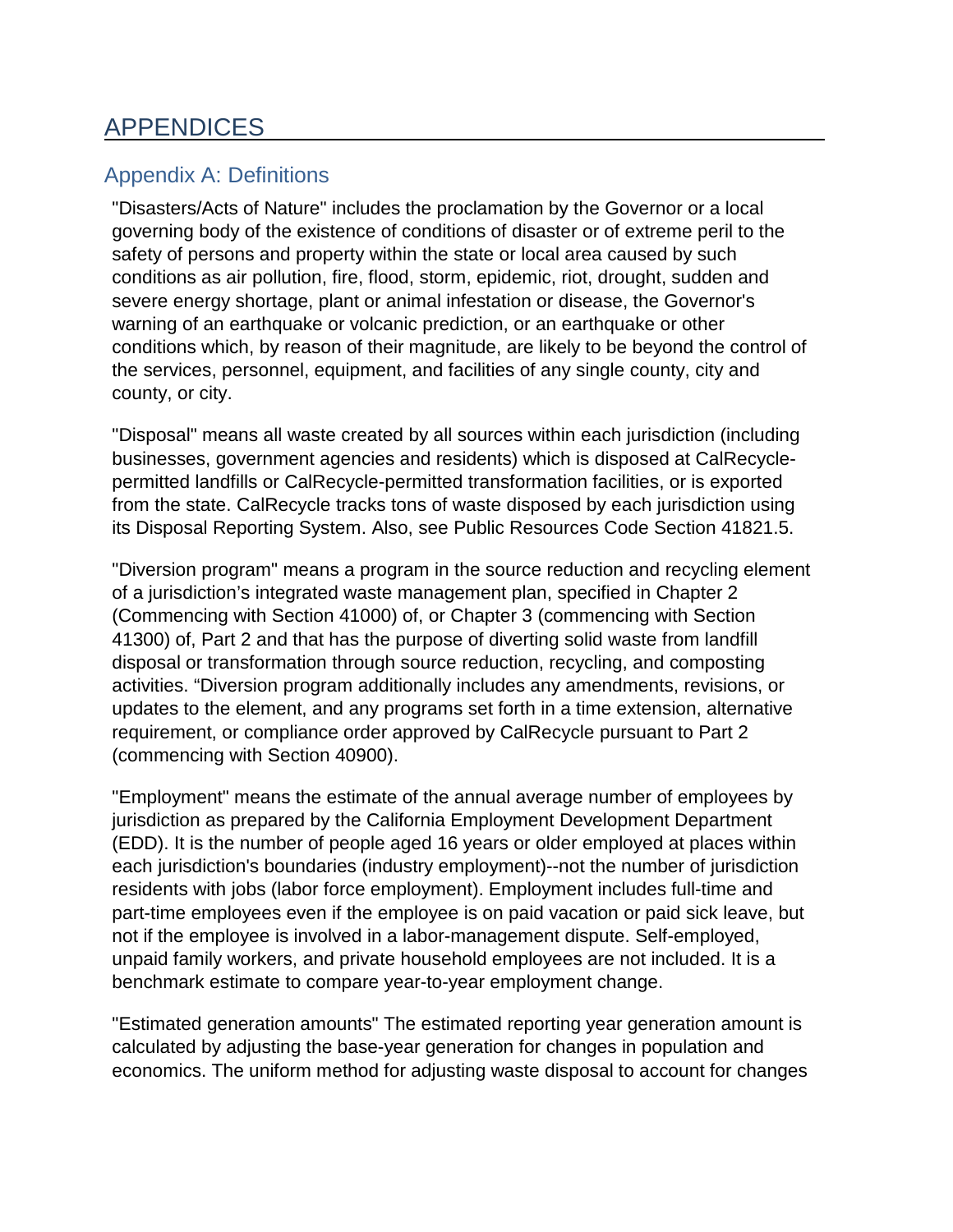# APPENDICES

## Appendix A: Definitions

"Disasters/Acts of Nature" includes the proclamation by the Governor or a local governing body of the existence of conditions of disaster or of extreme peril to the safety of persons and property within the state or local area caused by such conditions as air pollution, fire, flood, storm, epidemic, riot, drought, sudden and severe energy shortage, plant or animal infestation or disease, the Governor's warning of an earthquake or volcanic prediction, or an earthquake or other conditions which, by reason of their magnitude, are likely to be beyond the control of the services, personnel, equipment, and facilities of any single county, city and county, or city.

"Disposal" means all waste created by all sources within each jurisdiction (including businesses, government agencies and residents) which is disposed at CalRecycle-permitted landfills or CalRecycle-permitted transformation facilities, or is exported from the state. CalRecycle tracks tons of waste disposed by each jurisdiction using its Disposal Reporting System. Also, see Public Resources Code Section 41821.5.

"Diversion program" means a program in the source reduction and recycling element of a jurisdiction's integrated waste management plan, specified in Chapter 2 (Commencing with Section 41000) of, or Chapter 3 (commencing with Section 41300) of, Part 2 and that has the purpose of diverting solid waste from landfill disposal or transformation through source reduction, recycling, and composting activities. "Diversion program additionally includes any amendments, revisions, or updates to the element, and any programs set forth in a time extension, alternative requirement, or compliance order approved by CalRecycle pursuant to Part 2 (commencing with Section 40900).

"Employment" means the estimate of the annual average number of employees by jurisdiction as prepared by the California Employment Development Department (EDD). It is the number of people aged 16 years or older employed at places within each jurisdiction's boundaries (industry employment)--not the number of jurisdiction residents with jobs (labor force employment). Employment includes full-time and part-time employees even if the employee is on paid vacation or paid sick leave, but not if the employee is involved in a labor-management dispute. Self-employed, unpaid family workers, and private household employees are not included. It is a benchmark estimate to compare year-to-year employment change.

"Estimated generation amounts" The estimated reporting year generation amount is calculated by adjusting the base-year generation for changes in population and economics. The uniform method for adjusting waste disposal to account for changes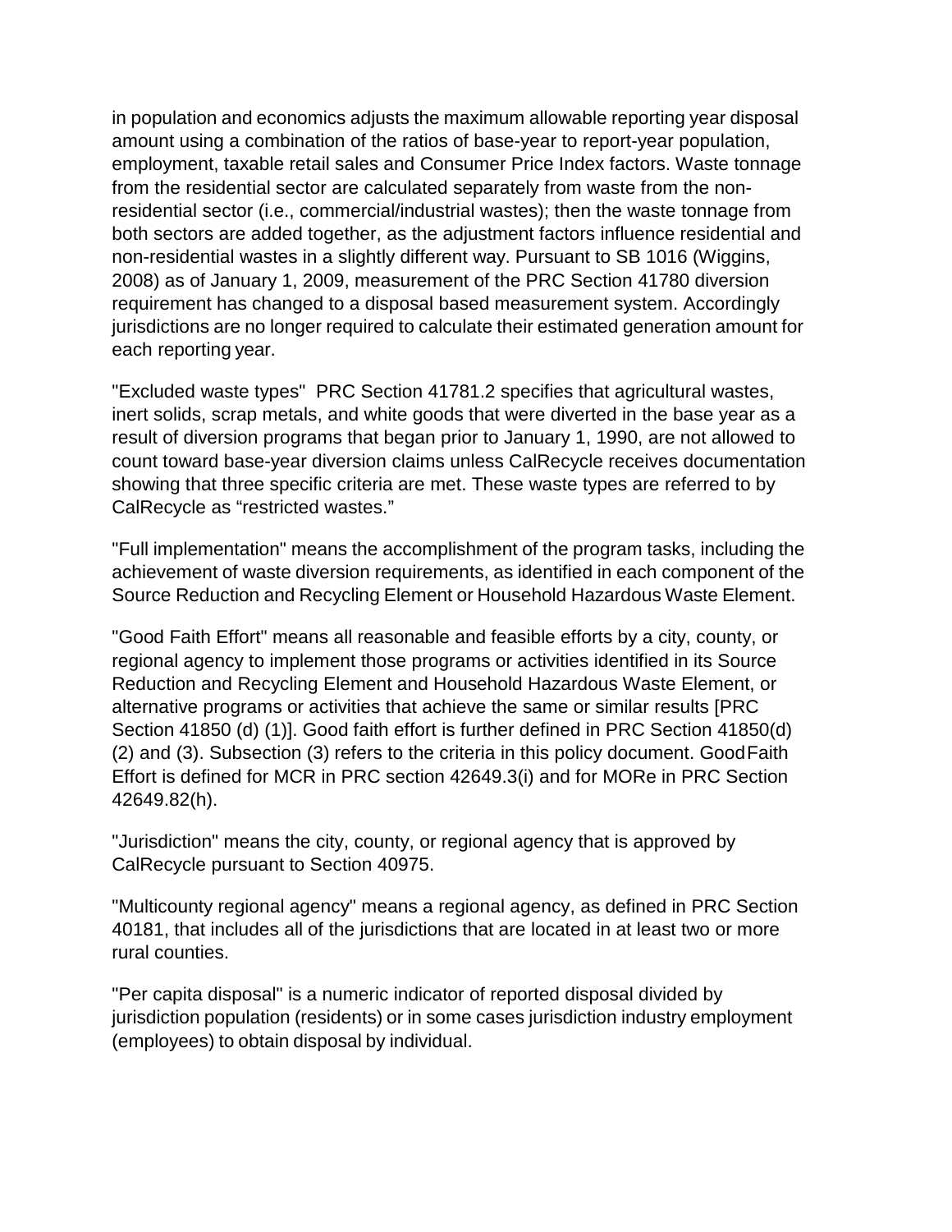in population and economics adjusts the maximum allowable reporting year disposal amount using a combination of the ratios of base-year to report-year population, employment, taxable retail sales and Consumer Price Index factors. Waste tonnage from the residential sector are calculated separately from waste from the non-residential sector (i.e., commercial/industrial wastes); then the waste tonnage from both sectors are added together, as the adjustment factors influence residential and non-residential wastes in a slightly different way. Pursuant to SB 1016 (Wiggins, 2008) as of January 1, 2009, measurement of the PRC Section 41780 diversion requirement has changed to a disposal based measurement system. Accordingly jurisdictions are no longer required to calculate their estimated generation amount for each reporting year.

"Excluded waste types" PRC Section 41781.2 specifies that agricultural wastes, inert solids, scrap metals, and white goods that were diverted in the base year as a result of diversion programs that began prior to January 1, 1990, are not allowed to count toward base-year diversion claims unless CalRecycle receives documentation showing that three specific criteria are met. These waste types are referred to by CalRecycle as "restricted wastes."

"Full implementation" means the accomplishment of the program tasks, including the achievement of waste diversion requirements, as identified in each component of the Source Reduction and Recycling Element or Household Hazardous Waste Element.

"Good Faith Effort" means all reasonable and feasible efforts by a city, county, or regional agency to implement those programs or activities identified in its Source Reduction and Recycling Element and Household Hazardous Waste Element, or alternative programs or activities that achieve the same or similar results [PRC Section 41850 (d) (1)]. Good faith effort is further defined in PRC Section 41850(d) (2) and (3). Subsection (3) refers to the criteria in this policy document. Good Faith Effort is defined for MCR in PRC section 42649.3(i) and for MORe in PRC Section 42649.82(h).

"Jurisdiction" means the city, county, or regional agency that is approved by CalRecycle pursuant to Section 40975.

"Multicounty regional agency" means a regional agency, as defined in PRC Section 40181, that includes all of the jurisdictions that are located in at least two or more rural counties.

"Per capita disposal" is a numeric indicator of reported disposal divided by jurisdiction population (residents) or in some cases jurisdiction industry employment (employees) to obtain disposal by individual.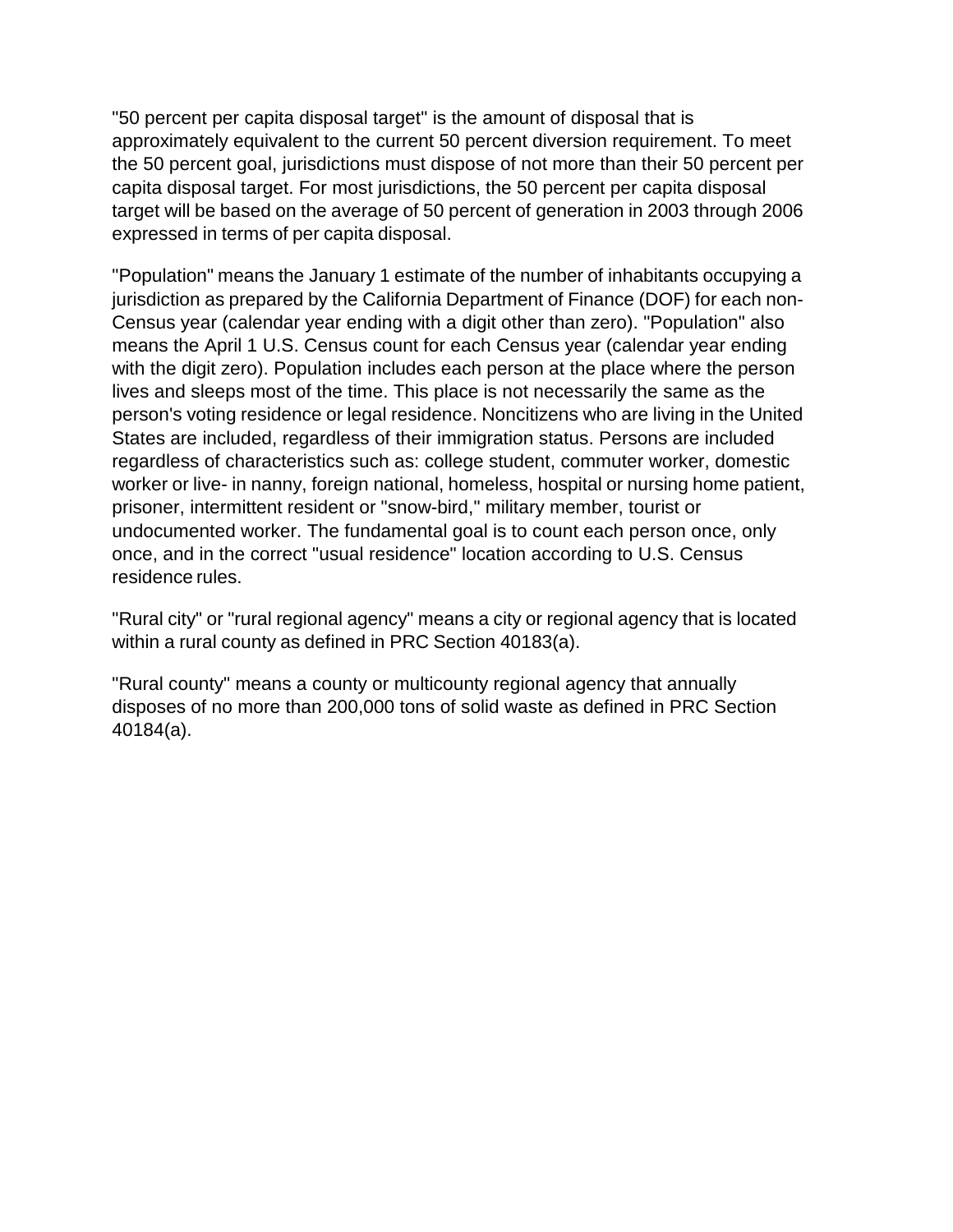"50 percent per capita disposal target" is the amount of disposal that is approximately equivalent to the current 50 percent diversion requirement. To meet the 50 percent goal, jurisdictions must dispose of not more than their 50 percent per capita disposal target. For most jurisdictions, the 50 percent per capita disposal target will be based on the average of 50 percent of generation in 2003 through 2006 expressed in terms of per capita disposal.

"Population" means the January 1 estimate of the number of inhabitants occupying a jurisdiction as prepared by the California Department of Finance (DOF) for each non-Census year (calendar year ending with a digit other than zero). "Population" also means the April 1 U.S. Census count for each Census year (calendar year ending with the digit zero). Population includes each person at the place where the person lives and sleeps most of the time. This place is not necessarily the same as the person's voting residence or legal residence. Noncitizens who are living in the United States are included, regardless of their immigration status. Persons are included regardless of characteristics such as: college student, commuter worker, domestic worker or live- in nanny, foreign national, homeless, hospital or nursing home patient, prisoner, intermittent resident or "snow-bird," military member, tourist or undocumented worker. The fundamental goal is to count each person once, only once, and in the correct "usual residence" location according to U.S. Census residence rules.

"Rural city" or "rural regional agency" means a city or regional agency that is located within a rural county as defined in PRC Section 40183(a).

"Rural county" means a county or multicounty regional agency that annually disposes of no more than 200,000 tons of solid waste as defined in PRC Section 40184(a).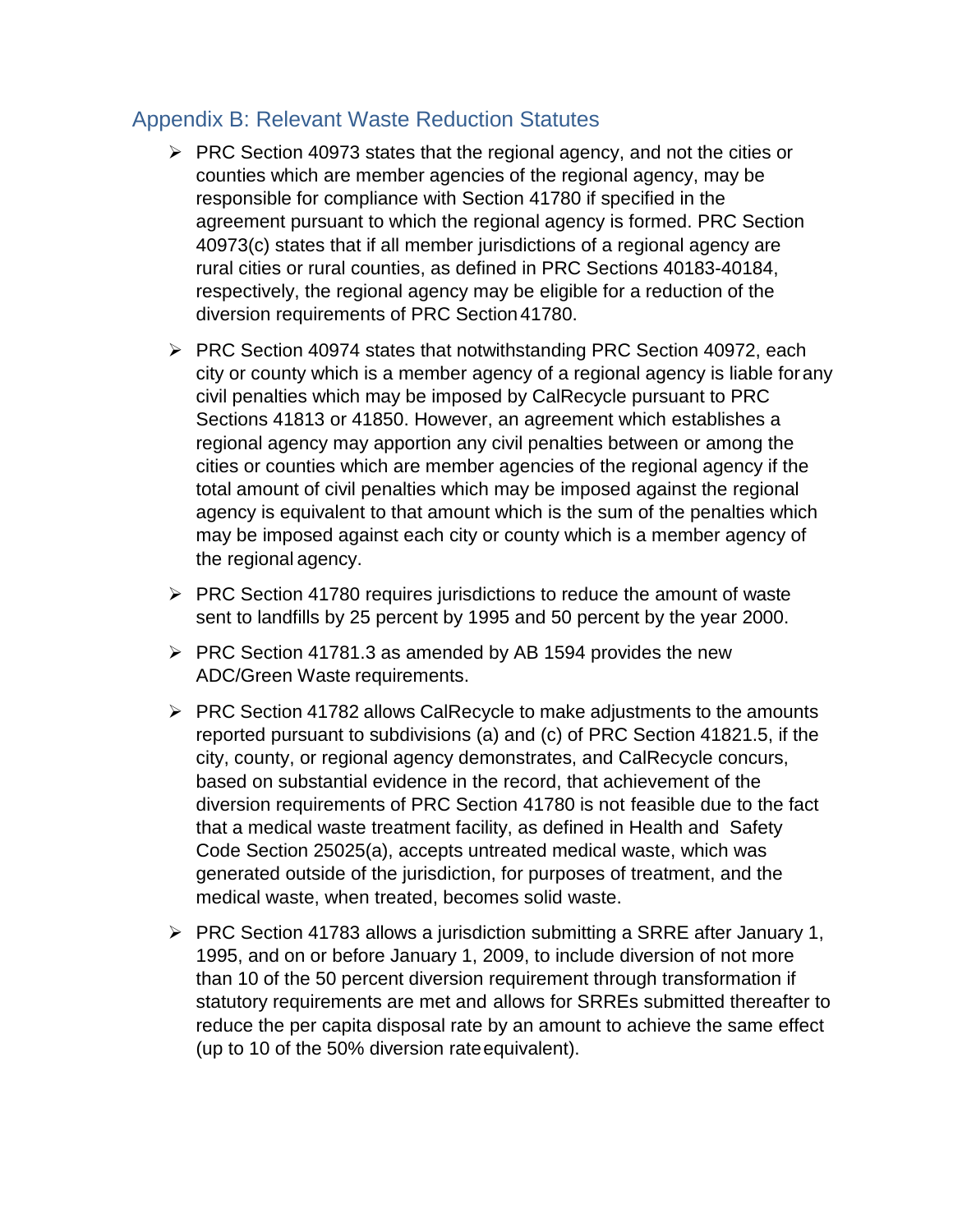## Appendix B: Relevant Waste Reduction Statutes

- PRC Section 40973 states that the regional agency, and not the cities or counties which are member agencies of the regional agency, may be responsible for compliance with Section 41780 if specified in the agreement pursuant to which the regional agency is formed. PRC Section 40973(c) states that if all member jurisdictions of a regional agency are rural cities or rural counties, as defined in PRC Sections 40183-40184, respectively, the regional agency may be eligible for a reduction of the diversion requirements of PRC Section 41780.
- PRC Section 40974 states that notwithstanding PRC Section 40972, each city or county which is a member agency of a regional agency is liable for any civil penalties which may be imposed by CalRecycle pursuant to PRC Sections 41813 or 41850. However, an agreement which establishes a regional agency may apportion any civil penalties between or among the cities or counties which are member agencies of the regional agency if the total amount of civil penalties which may be imposed against the regional agency is equivalent to that amount which is the sum of the penalties which may be imposed against each city or county which is a member agency of the regional agency.
- PRC Section 41780 requires jurisdictions to reduce the amount of waste sent to landfills by 25 percent by 1995 and 50 percent by the year 2000.
- PRC Section 41781.3 as amended by AB 1594 provides the new ADC/Green Waste requirements.
- PRC Section 41782 allows CalRecycle to make adjustments to the amounts reported pursuant to subdivisions (a) and (c) of PRC Section 41821.5, if the city, county, or regional agency demonstrates, and CalRecycle concurs, based on substantial evidence in the record, that achievement of the diversion requirements of PRC Section 41780 is not feasible due to the fact that a medical waste treatment facility, as defined in Health and Safety Code Section 25025(a), accepts untreated medical waste, which was generated outside of the jurisdiction, for purposes of treatment, and the medical waste, when treated, becomes solid waste.
- PRC Section 41783 allows a jurisdiction submitting a SRRE after January 1, 1995, and on or before January 1, 2009, to include diversion of not more than 10 of the 50 percent diversion requirement through transformation if statutory requirements are met and allows for SRREs submitted thereafter to reduce the per capita disposal rate by an amount to achieve the same effect (up to 10 of the 50% diversion rate equivalent).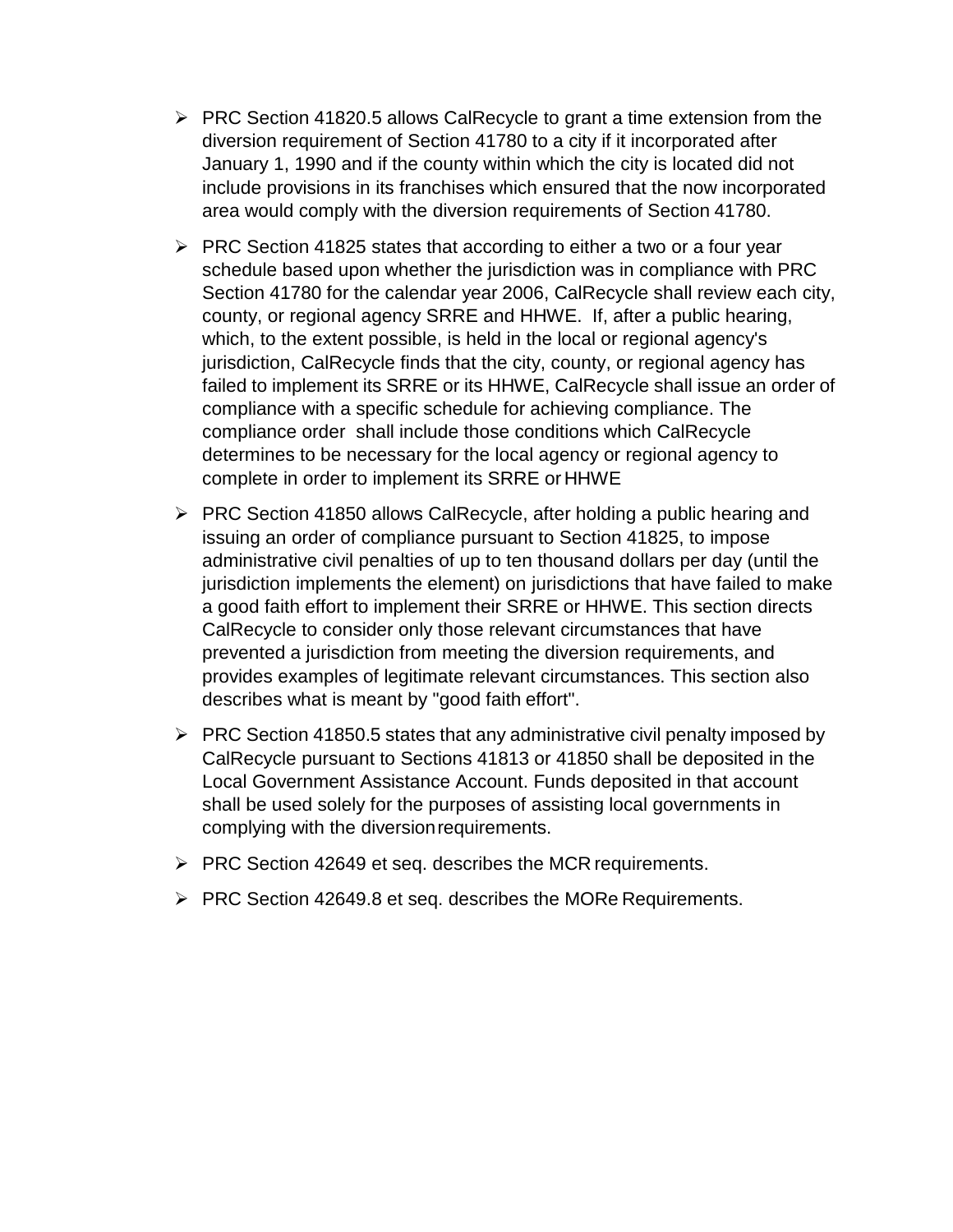- PRC Section 41820.5 allows CalRecycle to grant a time extension from the diversion requirement of Section 41780 to a city if it incorporated after January 1, 1990 and if the county within which the city is located did not include provisions in its franchises which ensured that the now incorporated area would comply with the diversion requirements of Section 41780.

- PRC Section 41825 states that according to either a two or a four year schedule based upon whether the jurisdiction was in compliance with PRC Section 41780 for the calendar year 2006, CalRecycle shall review each city, county, or regional agency SRRE and HHWE. If, after a public hearing, which, to the extent possible, is held in the local or regional agency's jurisdiction, CalRecycle finds that the city, county, or regional agency has failed to implement its SRRE or its HHWE, CalRecycle shall issue an order of compliance with a specific schedule for achieving compliance. The compliance order shall include those conditions which CalRecycle determines to be necessary for the local agency or regional agency to complete in order to implement its SRRE or HHWE

- PRC Section 41850 allows CalRecycle, after holding a public hearing and issuing an order of compliance pursuant to Section 41825, to impose administrative civil penalties of up to ten thousand dollars per day (until the jurisdiction implements the element) on jurisdictions that have failed to make a good faith effort to implement their SRRE or HHWE. This section directs CalRecycle to consider only those relevant circumstances that have prevented a jurisdiction from meeting the diversion requirements, and provides examples of legitimate relevant circumstances. This section also describes what is meant by "good faith effort".

- PRC Section 41850.5 states that any administrative civil penalty imposed by CalRecycle pursuant to Sections 41813 or 41850 shall be deposited in the Local Government Assistance Account. Funds deposited in that account shall be used solely for the purposes of assisting local governments in complying with the diversion requirements.

- PRC Section 42649 et seq. describes the MCR requirements.

- PRC Section 42649.8 et seq. describes the MORe Requirements.